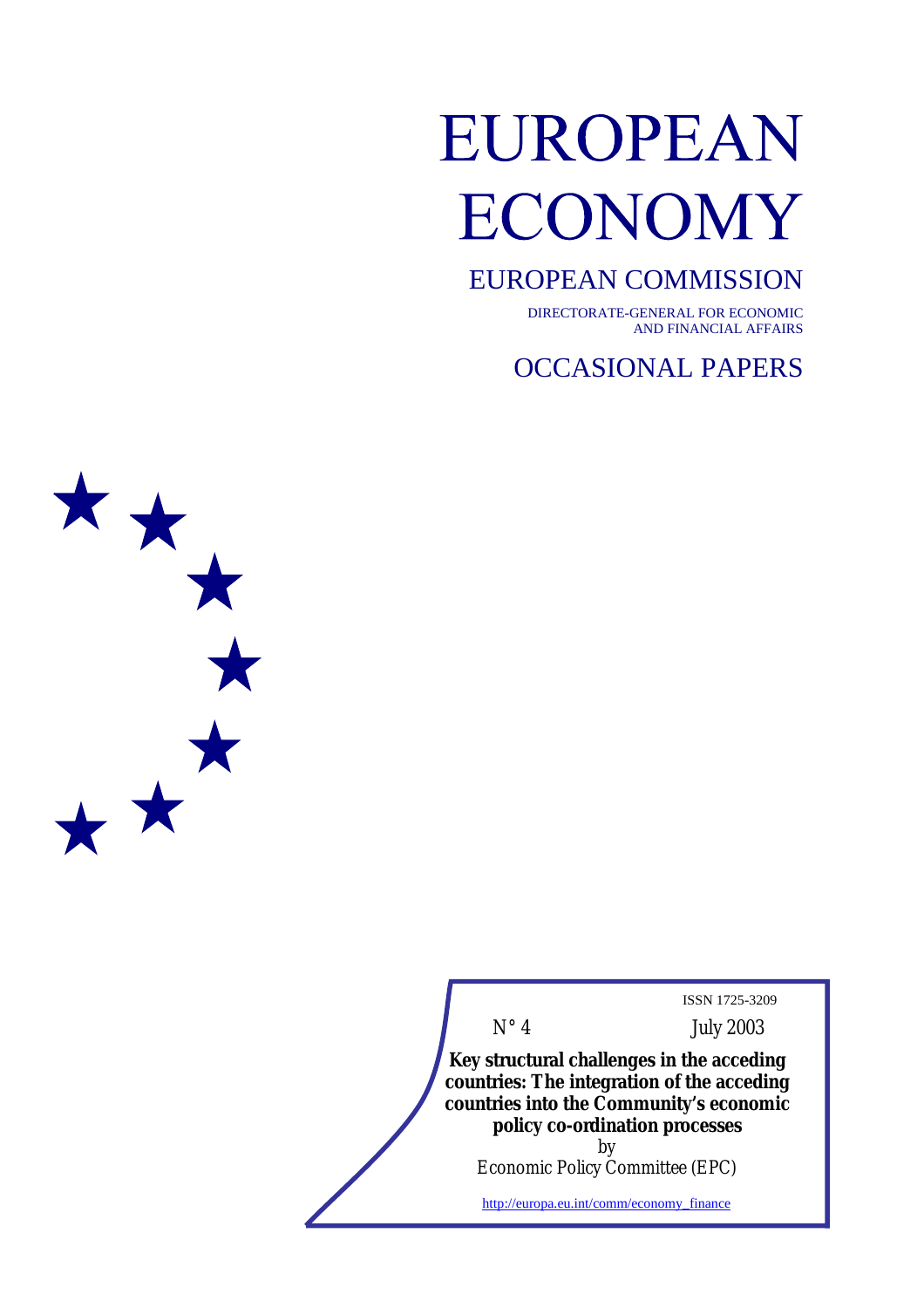# EUROPEAN ECONOMY

## EUROPEAN COMMISSION

DIRECTORATE-GENERAL FOR ECONOMIC AND FINANCIAL AFFAIRS

## OCCASIONAL PAPERS

ISSN 1725-3209

N° 4 July 2003

**Key structural challenges in the acceding countries: The integration of the acceding countries into the Community's economic policy co-ordination processes**

by

Economic Policy Committee (EPC)

http://europa.eu.int/comm/economy_finance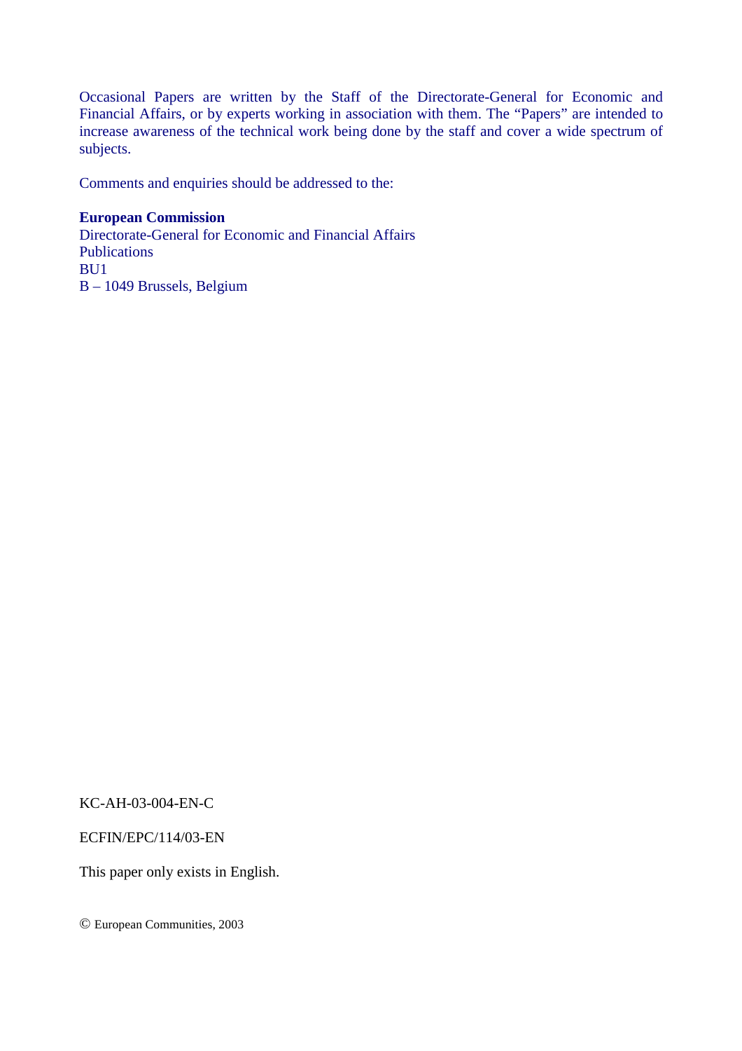Occasional Papers are written by the Staff of the Directorate-General for Economic and Financial Affairs, or by experts working in association with them. The “Papers” are intended to increase awareness of the technical work being done by the staff and cover a wide spectrum of subjects.

Comments and enquiries should be addressed to the:

**European Commission**
Directorate-General for Economic and Financial Affairs
Publications
BU1
B – 1049 Brussels, Belgium

KC-AH-03-004-EN-C

ECFIN/EPC/114/03-EN

This paper only exists in English.

© European Communities, 2003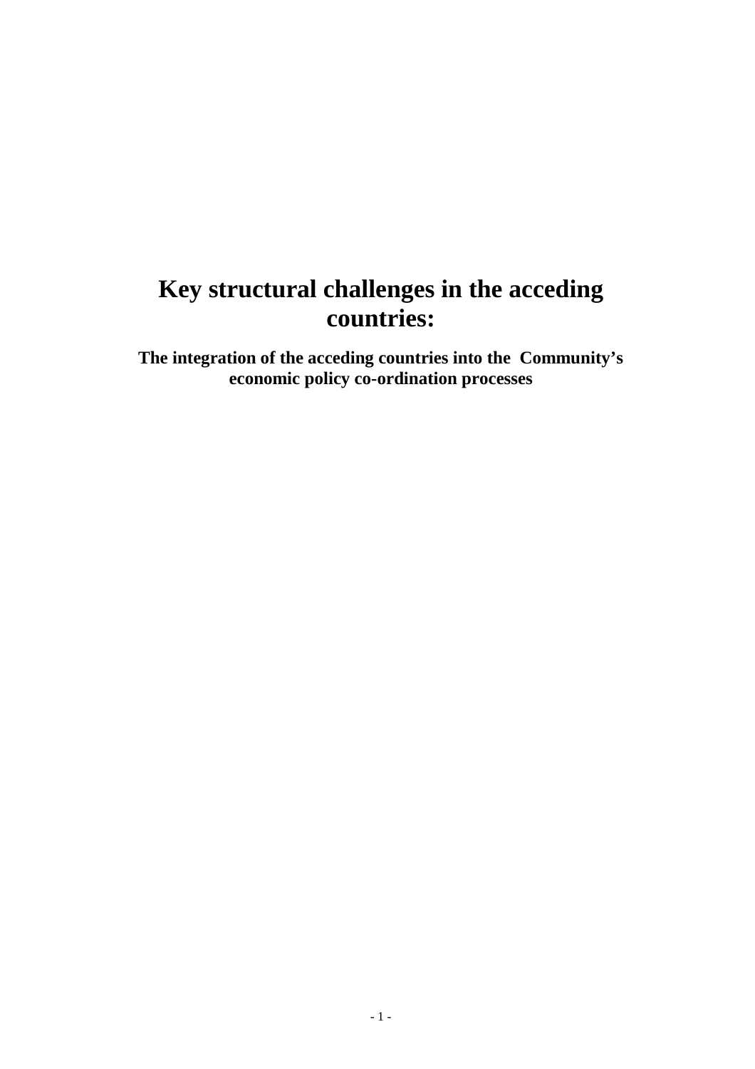# Key structural challenges in the acceding countries:

## The integration of the acceding countries into the Community's economic policy co-ordination processes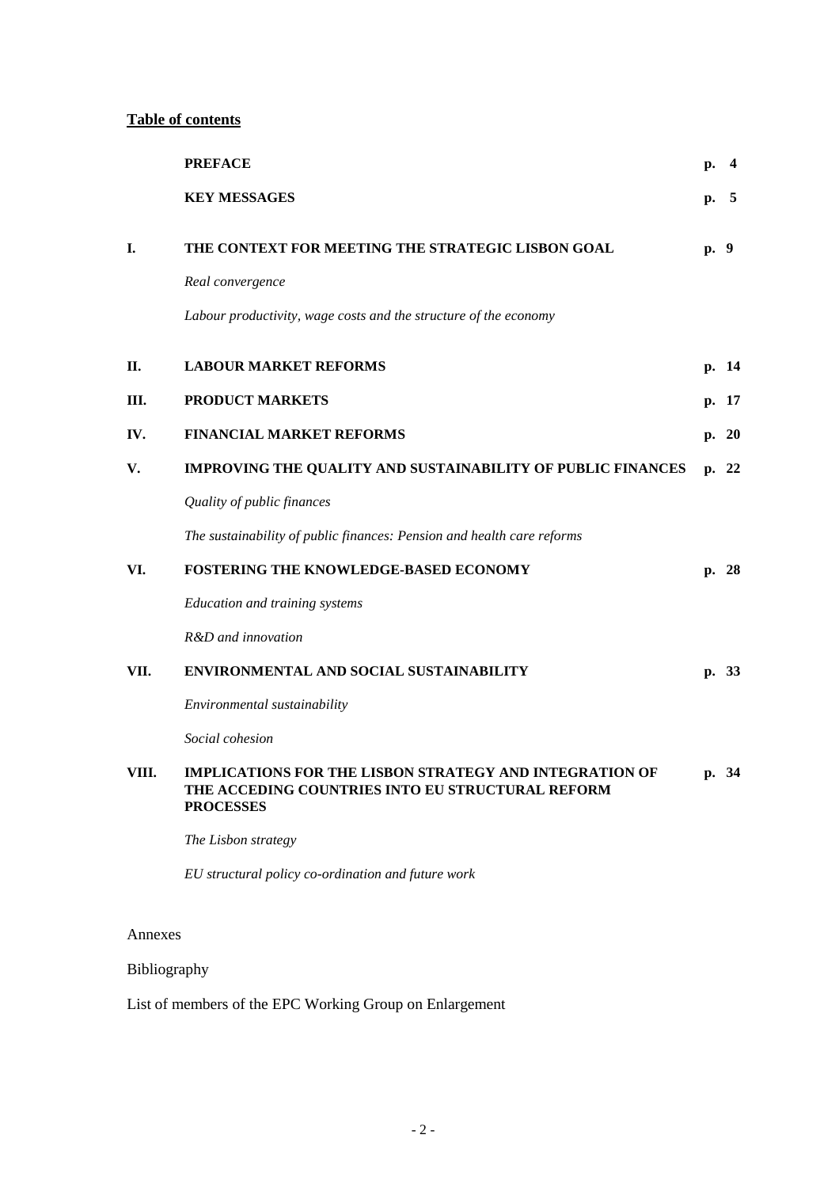**Table of contents**

| | | |
|---|---|---|
| | **PREFACE** | **p. 4** |
| | **KEY MESSAGES** | **p. 5** |
| **I.** | **THE CONTEXT FOR MEETING THE STRATEGIC LISBON GOAL** | **p. 9** |
| | *Real convergence* | |
| | *Labour productivity, wage costs and the structure of the economy* | |
| **II.** | **LABOUR MARKET REFORMS** | **p. 14** |
| **III.** | **PRODUCT MARKETS** | **p. 17** |
| **IV.** | **FINANCIAL MARKET REFORMS** | **p. 20** |
| **V.** | **IMPROVING THE QUALITY AND SUSTAINABILITY OF PUBLIC FINANCES** | **p. 22** |
| | *Quality of public finances* | |
| | *The sustainability of public finances: Pension and health care reforms* | |
| **VI.** | **FOSTERING THE KNOWLEDGE-BASED ECONOMY** | **p. 28** |
| | *Education and training systems* | |
| | *R&D and innovation* | |
| **VII.** | **ENVIRONMENTAL AND SOCIAL SUSTAINABILITY** | **p. 33** |
| | *Environmental sustainability* | |
| | *Social cohesion* | |
| **VIII.** | **IMPLICATIONS FOR THE LISBON STRATEGY AND INTEGRATION OF THE ACCEDING COUNTRIES INTO EU STRUCTURAL REFORM PROCESSES** | **p. 34** |
| | *The Lisbon strategy* | |
| | *EU structural policy co-ordination and future work* | |

Annexes

Bibliography

List of members of the EPC Working Group on Enlargement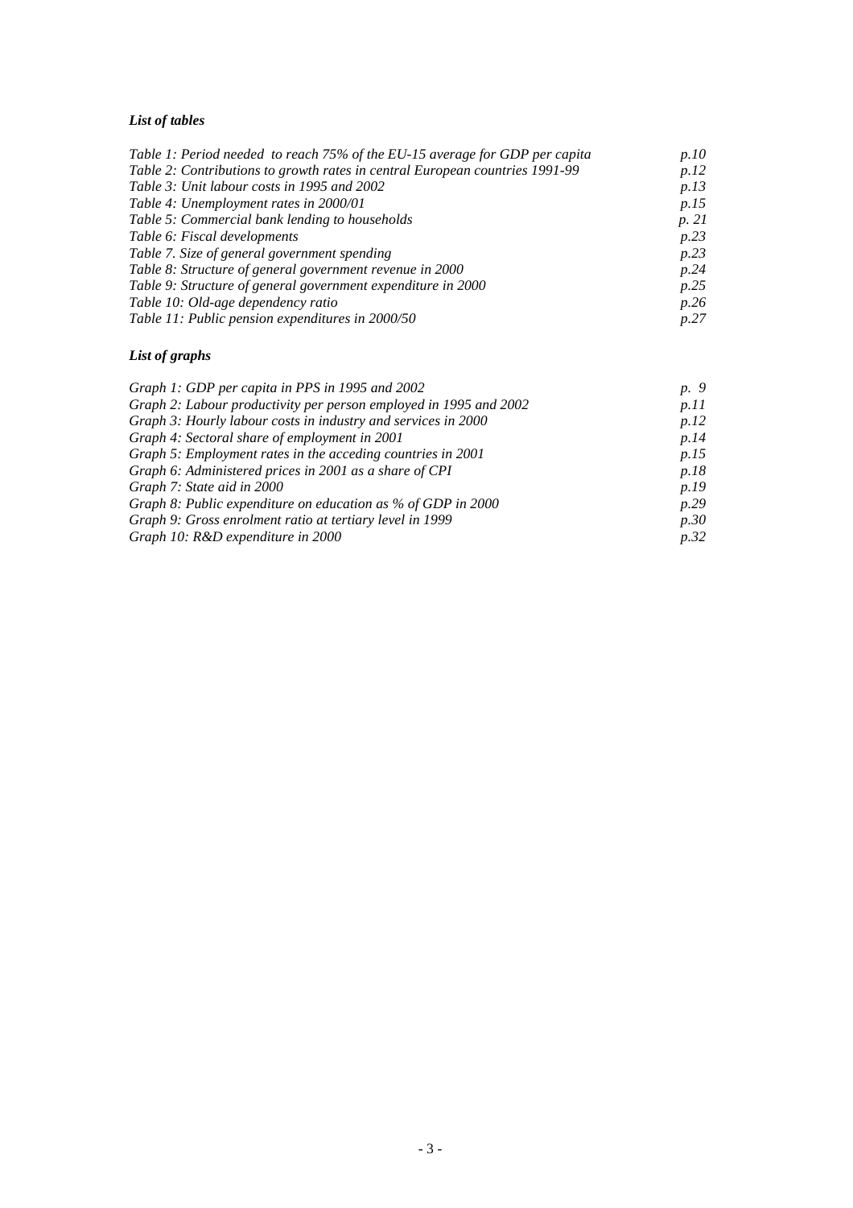### *List of tables*

| | |
|---|---|
| *Table 1: Period needed to reach 75% of the EU-15 average for GDP per capita* | *p.10* |
| *Table 2: Contributions to growth rates in central European countries 1991-99* | *p.12* |
| *Table 3: Unit labour costs in 1995 and 2002* | *p.13* |
| *Table 4: Unemployment rates in 2000/01* | *p.15* |
| *Table 5: Commercial bank lending to households* | *p. 21* |
| *Table 6: Fiscal developments* | *p.23* |
| *Table 7. Size of general government spending* | *p.23* |
| *Table 8: Structure of general government revenue in 2000* | *p.24* |
| *Table 9: Structure of general government expenditure in 2000* | *p.25* |
| *Table 10: Old-age dependency ratio* | *p.26* |
| *Table 11: Public pension expenditures in 2000/50* | *p.27* |

### *List of graphs*

| | |
|---|---|
| *Graph 1: GDP per capita in PPS in 1995 and 2002* | *p. 9* |
| *Graph 2: Labour productivity per person employed in 1995 and 2002* | *p.11* |
| *Graph 3: Hourly labour costs in industry and services in 2000* | *p.12* |
| *Graph 4: Sectoral share of employment in 2001* | *p.14* |
| *Graph 5: Employment rates in the acceding countries in 2001* | *p.15* |
| *Graph 6: Administered prices in 2001 as a share of CPI* | *p.18* |
| *Graph 7: State aid in 2000* | *p.19* |
| *Graph 8: Public expenditure on education as % of GDP in 2000* | *p.29* |
| *Graph 9: Gross enrolment ratio at tertiary level in 1999* | *p.30* |
| *Graph 10: R&D expenditure in 2000* | *p.32* |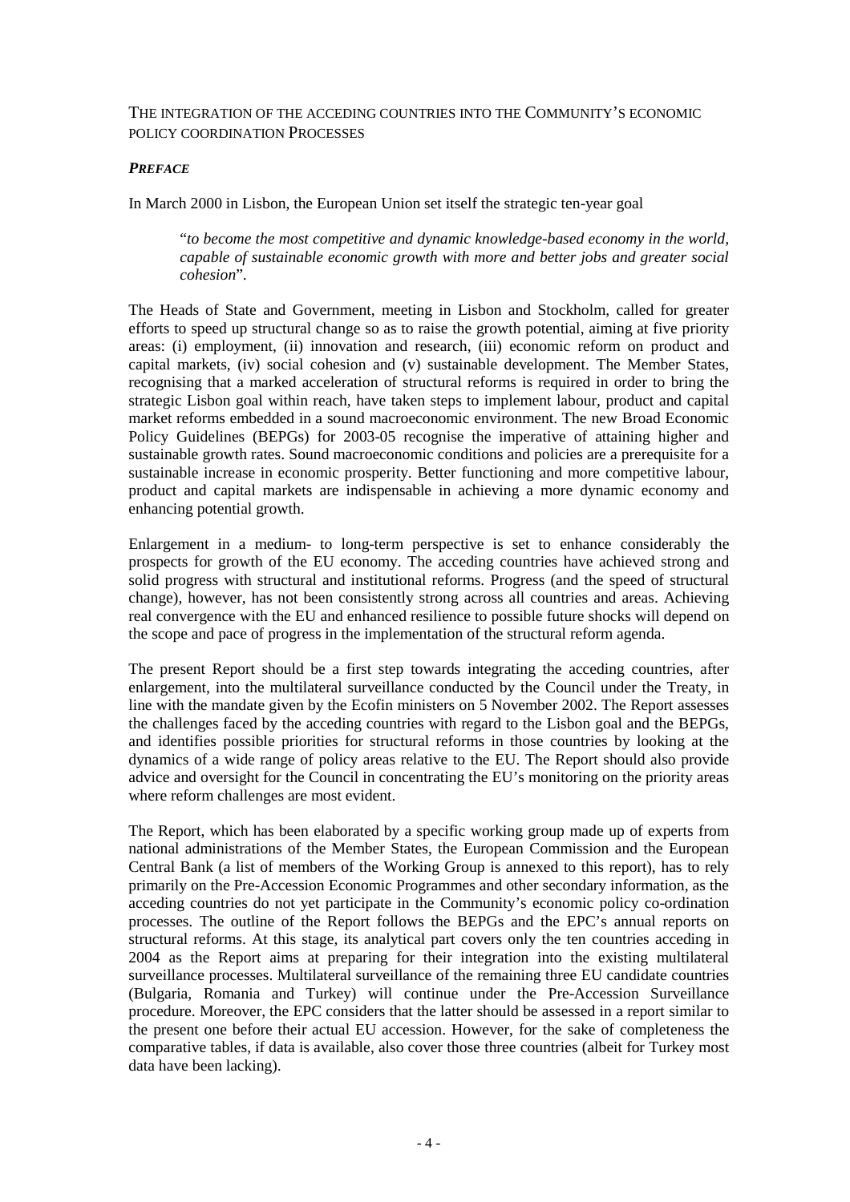THE INTEGRATION OF THE ACCEDING COUNTRIES INTO THE COMMUNITY'S ECONOMIC POLICY COORDINATION PROCESSES

## ***PREFACE***

In March 2000 in Lisbon, the European Union set itself the strategic ten-year goal

> "*to become the most competitive and dynamic knowledge-based economy in the world, capable of sustainable economic growth with more and better jobs and greater social cohesion*".

The Heads of State and Government, meeting in Lisbon and Stockholm, called for greater efforts to speed up structural change so as to raise the growth potential, aiming at five priority areas: (i) employment, (ii) innovation and research, (iii) economic reform on product and capital markets, (iv) social cohesion and (v) sustainable development. The Member States, recognising that a marked acceleration of structural reforms is required in order to bring the strategic Lisbon goal within reach, have taken steps to implement labour, product and capital market reforms embedded in a sound macroeconomic environment. The new Broad Economic Policy Guidelines (BEPGs) for 2003-05 recognise the imperative of attaining higher and sustainable growth rates. Sound macroeconomic conditions and policies are a prerequisite for a sustainable increase in economic prosperity. Better functioning and more competitive labour, product and capital markets are indispensable in achieving a more dynamic economy and enhancing potential growth.

Enlargement in a medium- to long-term perspective is set to enhance considerably the prospects for growth of the EU economy. The acceding countries have achieved strong and solid progress with structural and institutional reforms. Progress (and the speed of structural change), however, has not been consistently strong across all countries and areas. Achieving real convergence with the EU and enhanced resilience to possible future shocks will depend on the scope and pace of progress in the implementation of the structural reform agenda.

The present Report should be a first step towards integrating the acceding countries, after enlargement, into the multilateral surveillance conducted by the Council under the Treaty, in line with the mandate given by the Ecofin ministers on 5 November 2002. The Report assesses the challenges faced by the acceding countries with regard to the Lisbon goal and the BEPGs, and identifies possible priorities for structural reforms in those countries by looking at the dynamics of a wide range of policy areas relative to the EU. The Report should also provide advice and oversight for the Council in concentrating the EU's monitoring on the priority areas where reform challenges are most evident.

The Report, which has been elaborated by a specific working group made up of experts from national administrations of the Member States, the European Commission and the European Central Bank (a list of members of the Working Group is annexed to this report), has to rely primarily on the Pre-Accession Economic Programmes and other secondary information, as the acceding countries do not yet participate in the Community's economic policy co-ordination processes. The outline of the Report follows the BEPGs and the EPC's annual reports on structural reforms. At this stage, its analytical part covers only the ten countries acceding in 2004 as the Report aims at preparing for their integration into the existing multilateral surveillance processes. Multilateral surveillance of the remaining three EU candidate countries (Bulgaria, Romania and Turkey) will continue under the Pre-Accession Surveillance procedure. Moreover, the EPC considers that the latter should be assessed in a report similar to the present one before their actual EU accession. However, for the sake of completeness the comparative tables, if data is available, also cover those three countries (albeit for Turkey most data have been lacking).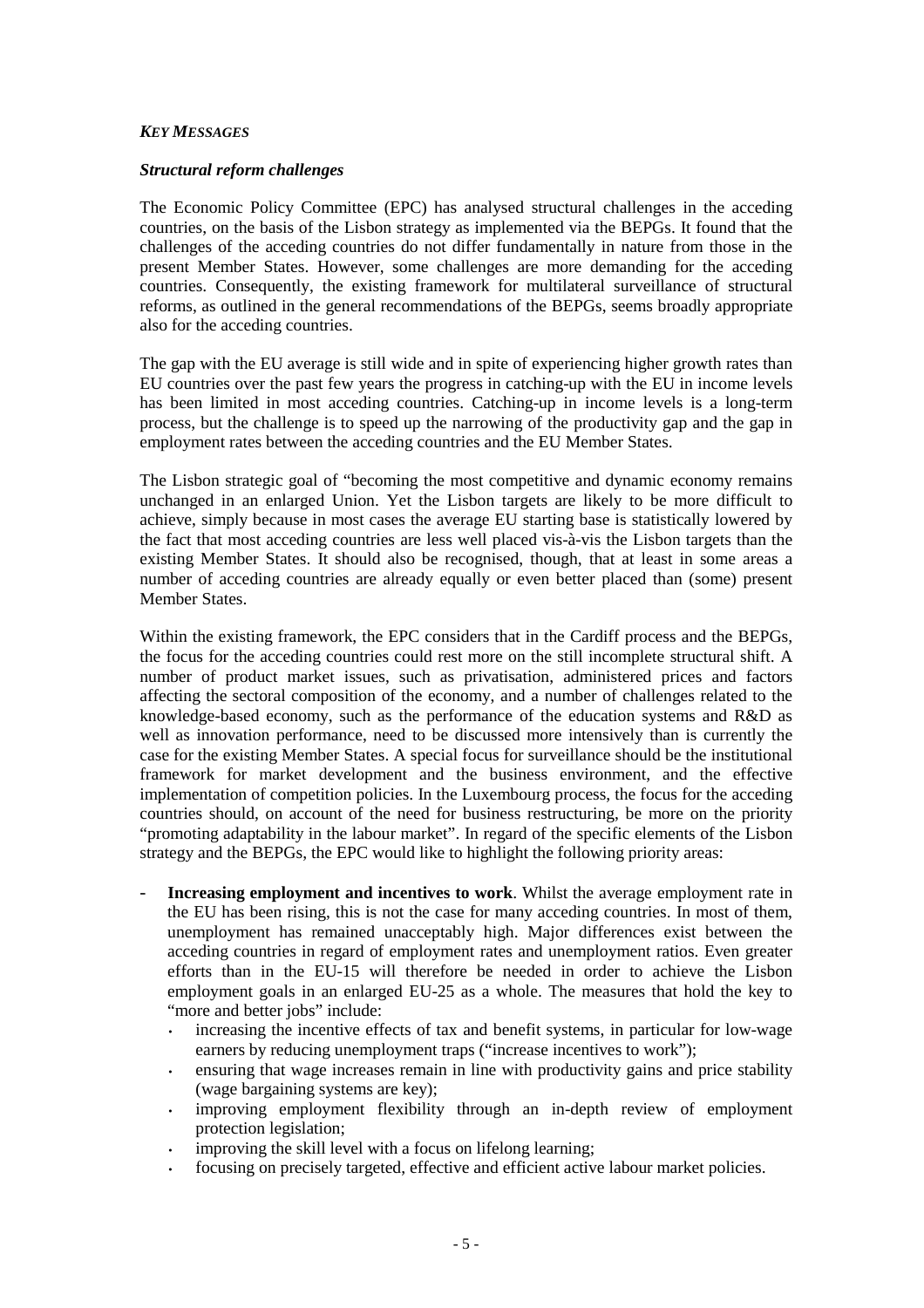### *KEY MESSAGES*

#### *Structural reform challenges*

The Economic Policy Committee (EPC) has analysed structural challenges in the acceding countries, on the basis of the Lisbon strategy as implemented via the BEPGs. It found that the challenges of the acceding countries do not differ fundamentally in nature from those in the present Member States. However, some challenges are more demanding for the acceding countries. Consequently, the existing framework for multilateral surveillance of structural reforms, as outlined in the general recommendations of the BEPGs, seems broadly appropriate also for the acceding countries.

The gap with the EU average is still wide and in spite of experiencing higher growth rates than EU countries over the past few years the progress in catching-up with the EU in income levels has been limited in most acceding countries. Catching-up in income levels is a long-term process, but the challenge is to speed up the narrowing of the productivity gap and the gap in employment rates between the acceding countries and the EU Member States.

The Lisbon strategic goal of "becoming the most competitive and dynamic economy remains unchanged in an enlarged Union. Yet the Lisbon targets are likely to be more difficult to achieve, simply because in most cases the average EU starting base is statistically lowered by the fact that most acceding countries are less well placed vis-à-vis the Lisbon targets than the existing Member States. It should also be recognised, though, that at least in some areas a number of acceding countries are already equally or even better placed than (some) present Member States.

Within the existing framework, the EPC considers that in the Cardiff process and the BEPGs, the focus for the acceding countries could rest more on the still incomplete structural shift. A number of product market issues, such as privatisation, administered prices and factors affecting the sectoral composition of the economy, and a number of challenges related to the knowledge-based economy, such as the performance of the education systems and R&D as well as innovation performance, need to be discussed more intensively than is currently the case for the existing Member States. A special focus for surveillance should be the institutional framework for market development and the business environment, and the effective implementation of competition policies. In the Luxembourg process, the focus for the acceding countries should, on account of the need for business restructuring, be more on the priority "promoting adaptability in the labour market". In regard of the specific elements of the Lisbon strategy and the BEPGs, the EPC would like to highlight the following priority areas:

- **Increasing employment and incentives to work**. Whilst the average employment rate in the EU has been rising, this is not the case for many acceding countries. In most of them, unemployment has remained unacceptably high. Major differences exist between the acceding countries in regard of employment rates and unemployment ratios. Even greater efforts than in the EU-15 will therefore be needed in order to achieve the Lisbon employment goals in an enlarged EU-25 as a whole. The measures that hold the key to "more and better jobs" include:
  - increasing the incentive effects of tax and benefit systems, in particular for low-wage earners by reducing unemployment traps ("increase incentives to work");
  - ensuring that wage increases remain in line with productivity gains and price stability (wage bargaining systems are key);
  - improving employment flexibility through an in-depth review of employment protection legislation;
  - improving the skill level with a focus on lifelong learning;
  - focusing on precisely targeted, effective and efficient active labour market policies.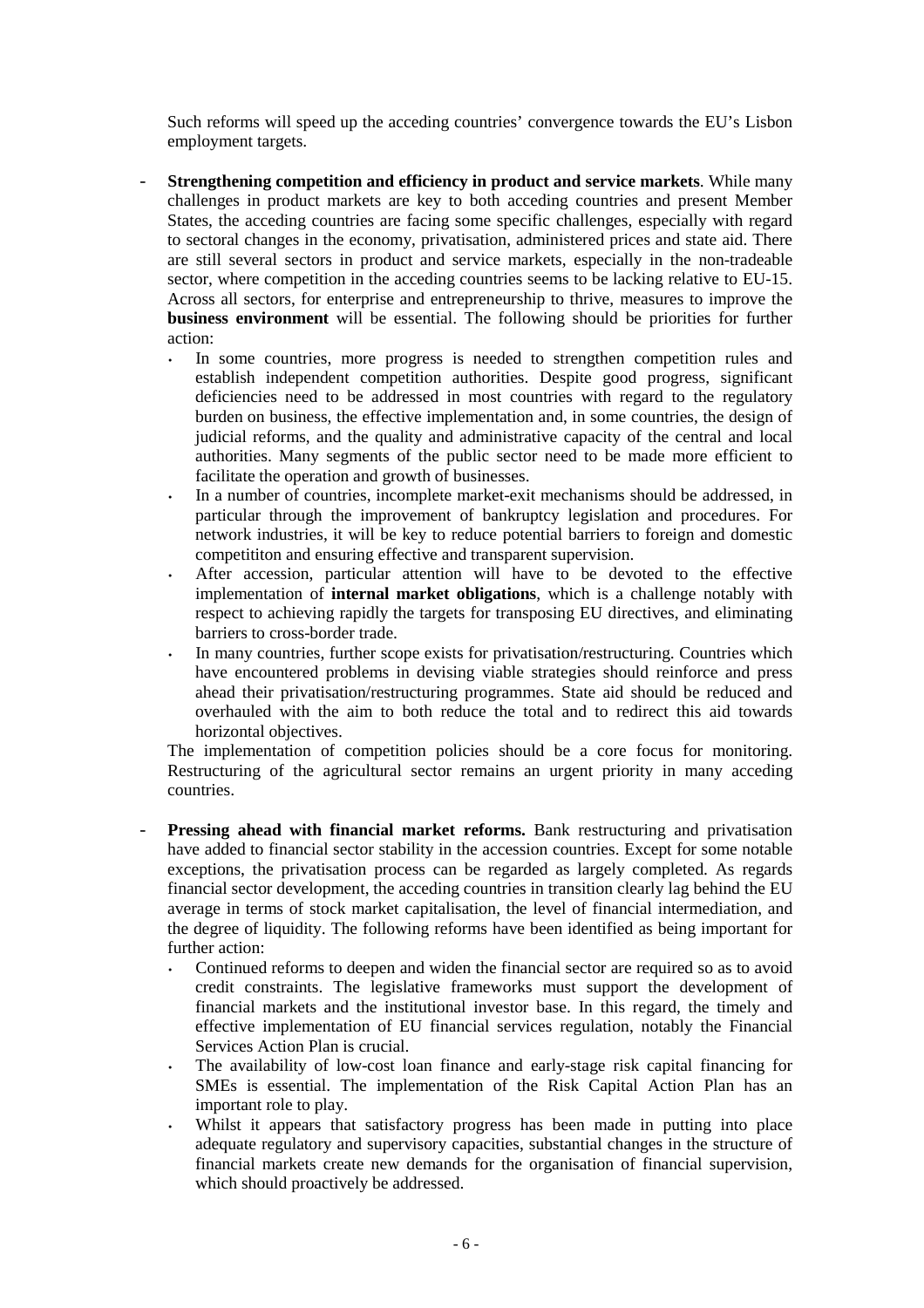Such reforms will speed up the acceding countries' convergence towards the EU's Lisbon employment targets.

- **Strengthening competition and efficiency in product and service markets**. While many challenges in product markets are key to both acceding countries and present Member States, the acceding countries are facing some specific challenges, especially with regard to sectoral changes in the economy, privatisation, administered prices and state aid. There are still several sectors in product and service markets, especially in the non-tradeable sector, where competition in the acceding countries seems to be lacking relative to EU-15. Across all sectors, for enterprise and entrepreneurship to thrive, measures to improve the **business environment** will be essential. The following should be priorities for further action:
  - In some countries, more progress is needed to strengthen competition rules and establish independent competition authorities. Despite good progress, significant deficiencies need to be addressed in most countries with regard to the regulatory burden on business, the effective implementation and, in some countries, the design of judicial reforms, and the quality and administrative capacity of the central and local authorities. Many segments of the public sector need to be made more efficient to facilitate the operation and growth of businesses.
  - In a number of countries, incomplete market-exit mechanisms should be addressed, in particular through the improvement of bankruptcy legislation and procedures. For network industries, it will be key to reduce potential barriers to foreign and domestic competititon and ensuring effective and transparent supervision.
  - After accession, particular attention will have to be devoted to the effective implementation of **internal market obligations**, which is a challenge notably with respect to achieving rapidly the targets for transposing EU directives, and eliminating barriers to cross-border trade.
  - In many countries, further scope exists for privatisation/restructuring. Countries which have encountered problems in devising viable strategies should reinforce and press ahead their privatisation/restructuring programmes. State aid should be reduced and overhauled with the aim to both reduce the total and to redirect this aid towards horizontal objectives.

  The implementation of competition policies should be a core focus for monitoring. Restructuring of the agricultural sector remains an urgent priority in many acceding countries.

- **Pressing ahead with financial market reforms.** Bank restructuring and privatisation have added to financial sector stability in the accession countries. Except for some notable exceptions, the privatisation process can be regarded as largely completed. As regards financial sector development, the acceding countries in transition clearly lag behind the EU average in terms of stock market capitalisation, the level of financial intermediation, and the degree of liquidity. The following reforms have been identified as being important for further action:
  - Continued reforms to deepen and widen the financial sector are required so as to avoid credit constraints. The legislative frameworks must support the development of financial markets and the institutional investor base. In this regard, the timely and effective implementation of EU financial services regulation, notably the Financial Services Action Plan is crucial.
  - The availability of low-cost loan finance and early-stage risk capital financing for SMEs is essential. The implementation of the Risk Capital Action Plan has an important role to play.
  - Whilst it appears that satisfactory progress has been made in putting into place adequate regulatory and supervisory capacities, substantial changes in the structure of financial markets create new demands for the organisation of financial supervision, which should proactively be addressed.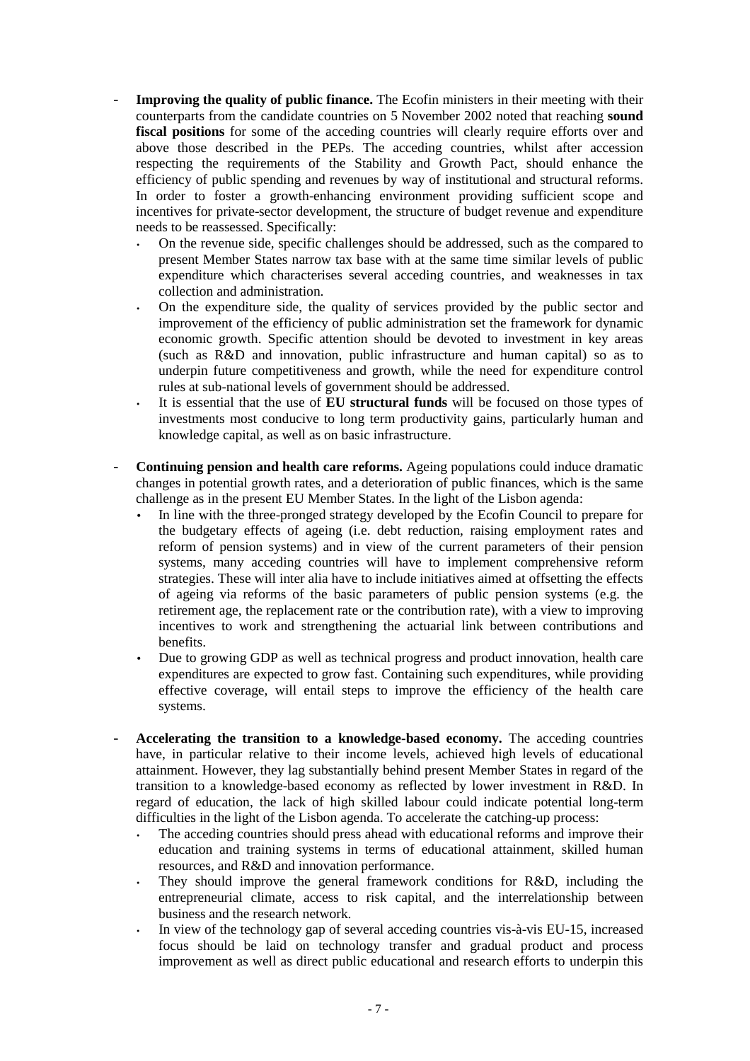- **Improving the quality of public finance.** The Ecofin ministers in their meeting with their counterparts from the candidate countries on 5 November 2002 noted that reaching **sound fiscal positions** for some of the acceding countries will clearly require efforts over and above those described in the PEPs. The acceding countries, whilst after accession respecting the requirements of the Stability and Growth Pact, should enhance the efficiency of public spending and revenues by way of institutional and structural reforms. In order to foster a growth-enhancing environment providing sufficient scope and incentives for private-sector development, the structure of budget revenue and expenditure needs to be reassessed. Specifically:
    - On the revenue side, specific challenges should be addressed, such as the compared to present Member States narrow tax base with at the same time similar levels of public expenditure which characterises several acceding countries, and weaknesses in tax collection and administration.
    - On the expenditure side, the quality of services provided by the public sector and improvement of the efficiency of public administration set the framework for dynamic economic growth. Specific attention should be devoted to investment in key areas (such as R&D and innovation, public infrastructure and human capital) so as to underpin future competitiveness and growth, while the need for expenditure control rules at sub-national levels of government should be addressed.
    - It is essential that the use of **EU structural funds** will be focused on those types of investments most conducive to long term productivity gains, particularly human and knowledge capital, as well as on basic infrastructure.

- **Continuing pension and health care reforms.** Ageing populations could induce dramatic changes in potential growth rates, and a deterioration of public finances, which is the same challenge as in the present EU Member States. In the light of the Lisbon agenda:
    - In line with the three-pronged strategy developed by the Ecofin Council to prepare for the budgetary effects of ageing (i.e. debt reduction, raising employment rates and reform of pension systems) and in view of the current parameters of their pension systems, many acceding countries will have to implement comprehensive reform strategies. These will inter alia have to include initiatives aimed at offsetting the effects of ageing via reforms of the basic parameters of public pension systems (e.g. the retirement age, the replacement rate or the contribution rate), with a view to improving incentives to work and strengthening the actuarial link between contributions and benefits.
    - Due to growing GDP as well as technical progress and product innovation, health care expenditures are expected to grow fast. Containing such expenditures, while providing effective coverage, will entail steps to improve the efficiency of the health care systems.

- **Accelerating the transition to a knowledge-based economy.** The acceding countries have, in particular relative to their income levels, achieved high levels of educational attainment. However, they lag substantially behind present Member States in regard of the transition to a knowledge-based economy as reflected by lower investment in R&D. In regard of education, the lack of high skilled labour could indicate potential long-term difficulties in the light of the Lisbon agenda. To accelerate the catching-up process:
    - The acceding countries should press ahead with educational reforms and improve their education and training systems in terms of educational attainment, skilled human resources, and R&D and innovation performance.
    - They should improve the general framework conditions for R&D, including the entrepreneurial climate, access to risk capital, and the interrelationship between business and the research network.
    - In view of the technology gap of several acceding countries vis-à-vis EU-15, increased focus should be laid on technology transfer and gradual product and process improvement as well as direct public educational and research efforts to underpin this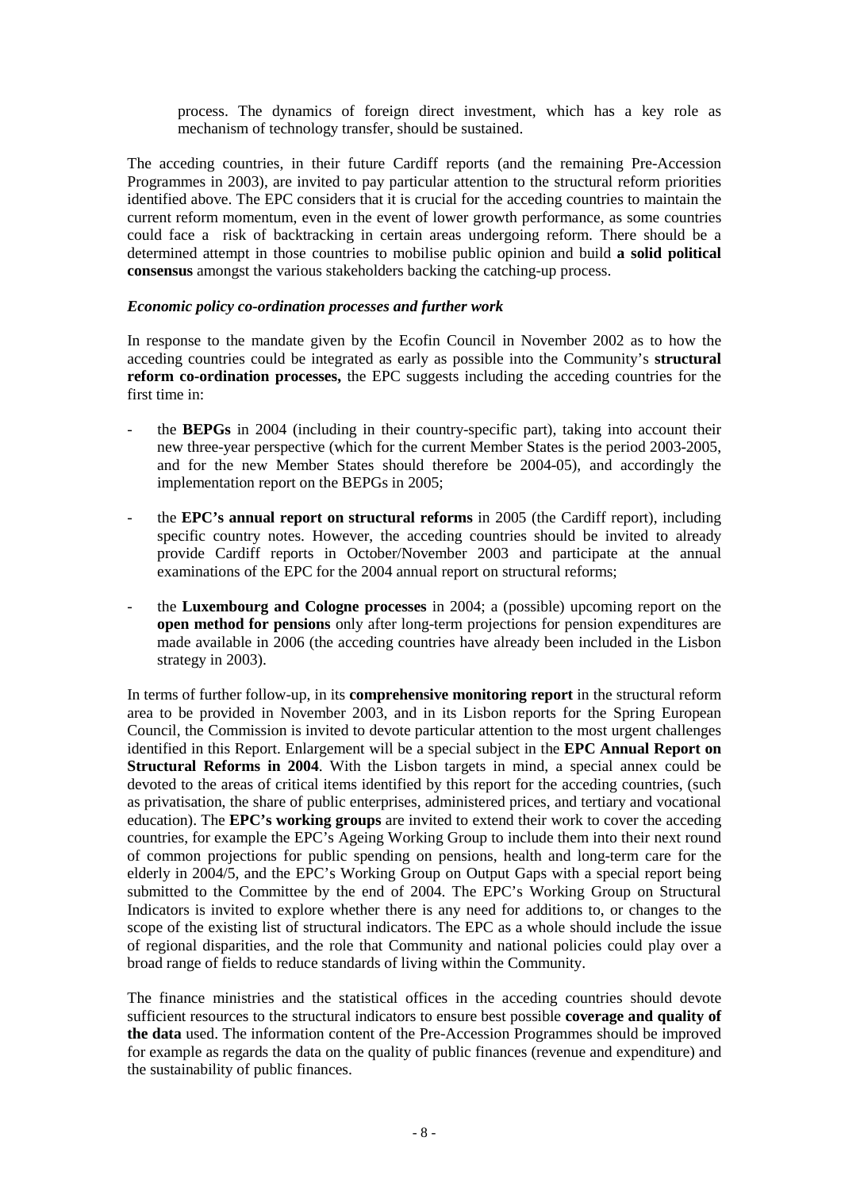process. The dynamics of foreign direct investment, which has a key role as mechanism of technology transfer, should be sustained.

The acceding countries, in their future Cardiff reports (and the remaining Pre-Accession Programmes in 2003), are invited to pay particular attention to the structural reform priorities identified above. The EPC considers that it is crucial for the acceding countries to maintain the current reform momentum, even in the event of lower growth performance, as some countries could face a risk of backtracking in certain areas undergoing reform. There should be a determined attempt in those countries to mobilise public opinion and build **a solid political consensus** amongst the various stakeholders backing the catching-up process.

***Economic policy co-ordination processes and further work***

In response to the mandate given by the Ecofin Council in November 2002 as to how the acceding countries could be integrated as early as possible into the Community's **structural reform co-ordination processes,** the EPC suggests including the acceding countries for the first time in:

- the **BEPGs** in 2004 (including in their country-specific part), taking into account their new three-year perspective (which for the current Member States is the period 2003-2005, and for the new Member States should therefore be 2004-05), and accordingly the implementation report on the BEPGs in 2005;
- the **EPC's annual report on structural reforms** in 2005 (the Cardiff report), including specific country notes. However, the acceding countries should be invited to already provide Cardiff reports in October/November 2003 and participate at the annual examinations of the EPC for the 2004 annual report on structural reforms;
- the **Luxembourg and Cologne processes** in 2004; a (possible) upcoming report on the **open method for pensions** only after long-term projections for pension expenditures are made available in 2006 (the acceding countries have already been included in the Lisbon strategy in 2003).

In terms of further follow-up, in its **comprehensive monitoring report** in the structural reform area to be provided in November 2003, and in its Lisbon reports for the Spring European Council, the Commission is invited to devote particular attention to the most urgent challenges identified in this Report. Enlargement will be a special subject in the **EPC Annual Report on Structural Reforms in 2004**. With the Lisbon targets in mind, a special annex could be devoted to the areas of critical items identified by this report for the acceding countries, (such as privatisation, the share of public enterprises, administered prices, and tertiary and vocational education). The **EPC's working groups** are invited to extend their work to cover the acceding countries, for example the EPC's Ageing Working Group to include them into their next round of common projections for public spending on pensions, health and long-term care for the elderly in 2004/5, and the EPC's Working Group on Output Gaps with a special report being submitted to the Committee by the end of 2004. The EPC's Working Group on Structural Indicators is invited to explore whether there is any need for additions to, or changes to the scope of the existing list of structural indicators. The EPC as a whole should include the issue of regional disparities, and the role that Community and national policies could play over a broad range of fields to reduce standards of living within the Community.

The finance ministries and the statistical offices in the acceding countries should devote sufficient resources to the structural indicators to ensure best possible **coverage and quality of the data** used. The information content of the Pre-Accession Programmes should be improved for example as regards the data on the quality of public finances (revenue and expenditure) and the sustainability of public finances.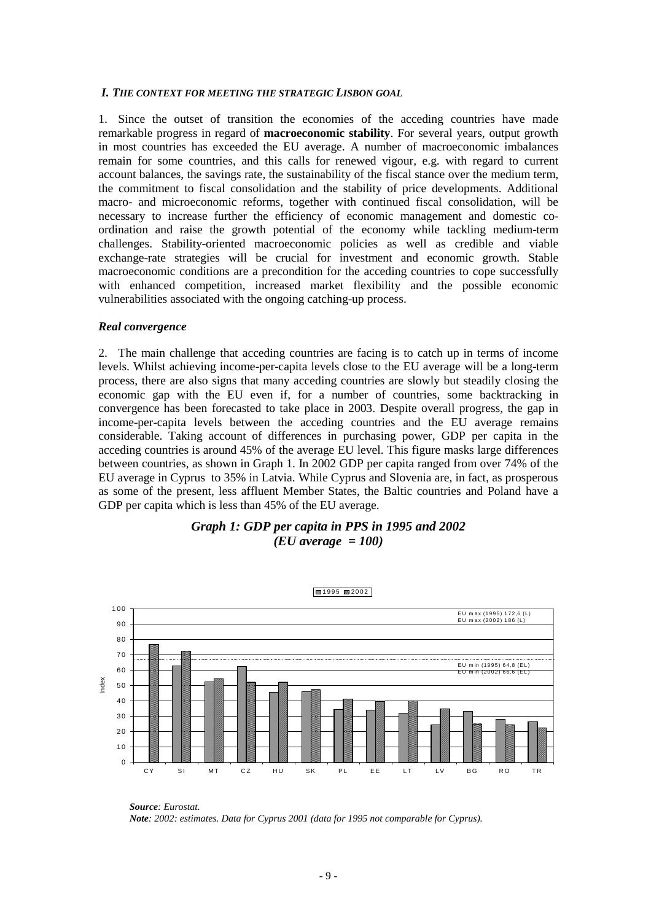### *I. THE CONTEXT FOR MEETING THE STRATEGIC LISBON GOAL*

1. Since the outset of transition the economies of the acceding countries have made remarkable progress in regard of **macroeconomic stability**. For several years, output growth in most countries has exceeded the EU average. A number of macroeconomic imbalances remain for some countries, and this calls for renewed vigour, e.g. with regard to current account balances, the savings rate, the sustainability of the fiscal stance over the medium term, the commitment to fiscal consolidation and the stability of price developments. Additional macro- and microeconomic reforms, together with continued fiscal consolidation, will be necessary to increase further the efficiency of economic management and domestic co-ordination and raise the growth potential of the economy while tackling medium-term challenges. Stability-oriented macroeconomic policies as well as credible and viable exchange-rate strategies will be crucial for investment and economic growth. Stable macroeconomic conditions are a precondition for the acceding countries to cope successfully with enhanced competition, increased market flexibility and the possible economic vulnerabilities associated with the ongoing catching-up process.

#### *Real convergence*

2. The main challenge that acceding countries are facing is to catch up in terms of income levels. Whilst achieving income-per-capita levels close to the EU average will be a long-term process, there are also signs that many acceding countries are slowly but steadily closing the economic gap with the EU even if, for a number of countries, some backtracking in convergence has been forecasted to take place in 2003. Despite overall progress, the gap in income-per-capita levels between the acceding countries and the EU average remains considerable. Taking account of differences in purchasing power, GDP per capita in the acceding countries is around 45% of the average EU level. This figure masks large differences between countries, as shown in Graph 1. In 2002 GDP per capita ranged from over 74% of the EU average in Cyprus to 35% in Latvia. While Cyprus and Slovenia are, in fact, as prosperous as some of the present, less affluent Member States, the Baltic countries and Poland have a GDP per capita which is less than 45% of the EU average.

***Graph 1: GDP per capita in PPS in 1995 and 2002 (EU average = 100)***

1995 | 2002

EU max (1995) 172,6 (L)
EU max (2002) 186 (L)
EU min (1995) 64,8 (EL)
EU min (2002) 66,6 (EL)

Index

CY SI MT CZ HU SK PL EE LT LV BG RO TR

***Source**: Eurostat.*
***Note**: 2002: estimates. Data for Cyprus 2001 (data for 1995 not comparable for Cyprus).*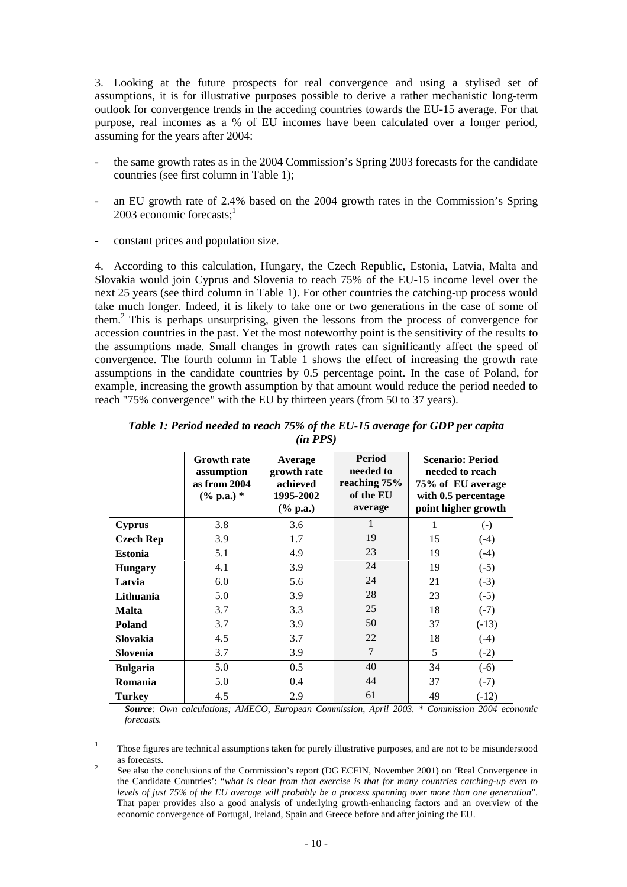3. Looking at the future prospects for real convergence and using a stylised set of assumptions, it is for illustrative purposes possible to derive a rather mechanistic long-term outlook for convergence trends in the acceding countries towards the EU-15 average. For that purpose, real incomes as a % of EU incomes have been calculated over a longer period, assuming for the years after 2004:

- the same growth rates as in the 2004 Commission's Spring 2003 forecasts for the candidate countries (see first column in Table 1);
- an EU growth rate of 2.4% based on the 2004 growth rates in the Commission's Spring 2003 economic forecasts;[1]
- constant prices and population size.

4. According to this calculation, Hungary, the Czech Republic, Estonia, Latvia, Malta and Slovakia would join Cyprus and Slovenia to reach 75% of the EU-15 income level over the next 25 years (see third column in Table 1). For other countries the catching-up process would take much longer. Indeed, it is likely to take one or two generations in the case of some of them.[2] This is perhaps unsurprising, given the lessons from the process of convergence for accession countries in the past. Yet the most noteworthy point is the sensitivity of the results to the assumptions made. Small changes in growth rates can significantly affect the speed of convergence. The fourth column in Table 1 shows the effect of increasing the growth rate assumptions in the candidate countries by 0.5 percentage point. In the case of Poland, for example, increasing the growth assumption by that amount would reduce the period needed to reach "75% convergence" with the EU by thirteen years (from 50 to 37 years).

***Table 1: Period needed to reach 75% of the EU-15 average for GDP per capita (in PPS)***

| | Growth rate assumption as from 2004 (% p.a.) * | Average growth rate achieved 1995-2002 (% p.a.) | Period needed to reaching 75% of the EU average | Scenario: Period needed to reach 75% of EU average with 0.5 percentage point higher growth | |
|---|---|---|---|---|---|
| **Cyprus** | 3.8 | 3.6 | 1 | 1 | (-) |
| **Czech Rep** | 3.9 | 1.7 | 19 | 15 | (-4) |
| **Estonia** | 5.1 | 4.9 | 23 | 19 | (-4) |
| **Hungary** | 4.1 | 3.9 | 24 | 19 | (-5) |
| **Latvia** | 6.0 | 5.6 | 24 | 21 | (-3) |
| **Lithuania** | 5.0 | 3.9 | 28 | 23 | (-5) |
| **Malta** | 3.7 | 3.3 | 25 | 18 | (-7) |
| **Poland** | 3.7 | 3.9 | 50 | 37 | (-13) |
| **Slovakia** | 4.5 | 3.7 | 22 | 18 | (-4) |
| **Slovenia** | 3.7 | 3.9 | 7 | 5 | (-2) |
| **Bulgaria** | 5.0 | 0.5 | 40 | 34 | (-6) |
| **Romania** | 5.0 | 0.4 | 44 | 37 | (-7) |
| **Turkey** | 4.5 | 2.9 | 61 | 49 | (-12) |

***Source**: Own calculations; AMECO, European Commission, April 2003. * Commission 2004 economic forecasts.*

[1] Those figures are technical assumptions taken for purely illustrative purposes, and are not to be misunderstood as forecasts.

[2] See also the conclusions of the Commission's report (DG ECFIN, November 2001) on 'Real Convergence in the Candidate Countries': "*what is clear from that exercise is that for many countries catching-up even to levels of just 75% of the EU average will probably be a process spanning over more than one generation*". That paper provides also a good analysis of underlying growth-enhancing factors and an overview of the economic convergence of Portugal, Ireland, Spain and Greece before and after joining the EU.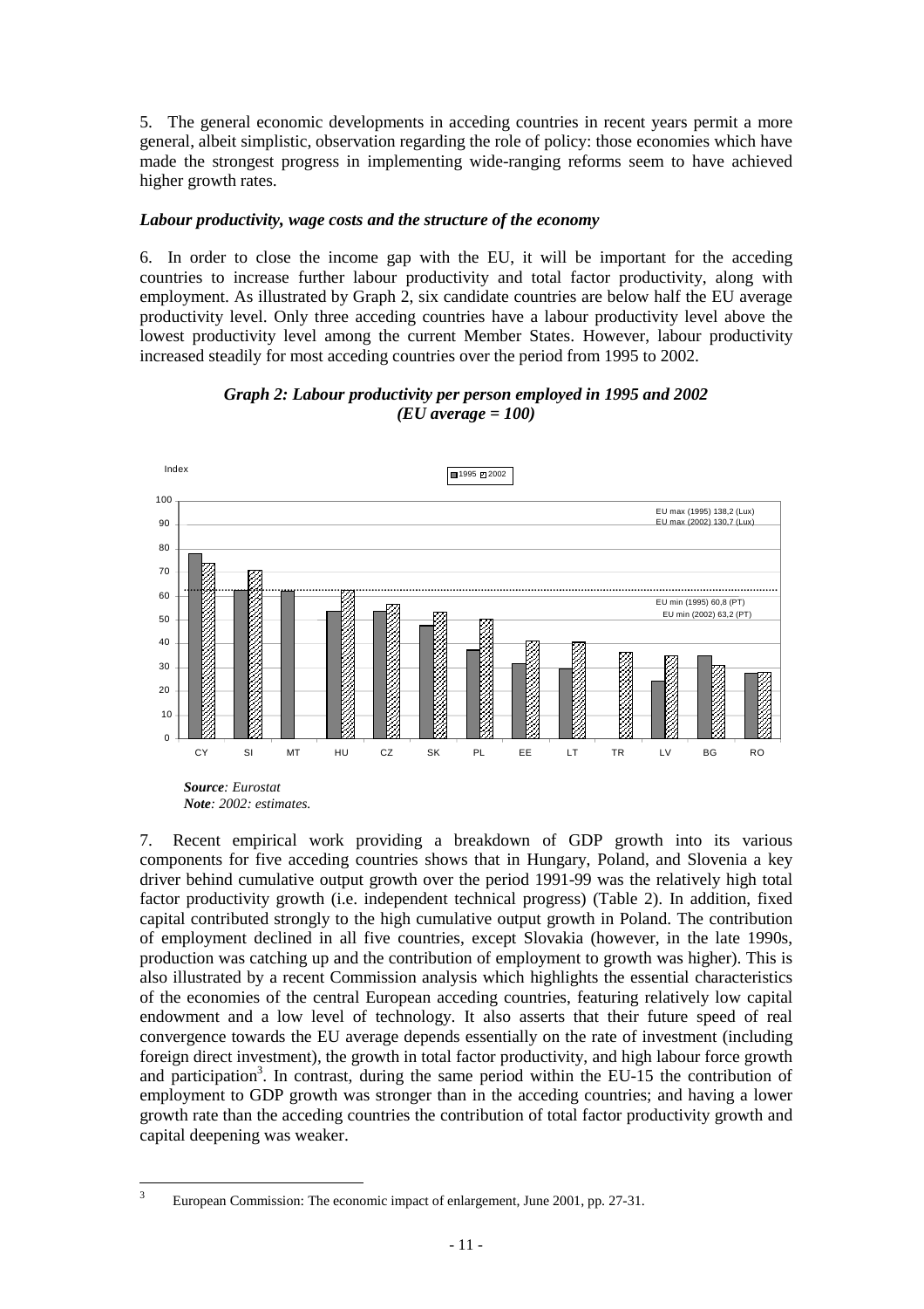5. The general economic developments in acceding countries in recent years permit a more general, albeit simplistic, observation regarding the role of policy: those economies which have made the strongest progress in implementing wide-ranging reforms seem to have achieved higher growth rates.

***Labour productivity, wage costs and the structure of the economy***

6. In order to close the income gap with the EU, it will be important for the acceding countries to increase further labour productivity and total factor productivity, along with employment. As illustrated by Graph 2, six candidate countries are below half the EU average productivity level. Only three acceding countries have a labour productivity level above the lowest productivity level among the current Member States. However, labour productivity increased steadily for most acceding countries over the period from 1995 to 2002.

***Graph 2: Labour productivity per person employed in 1995 and 2002 (EU average = 100)***

Index

1995 2002

EU max (1995) 138,2 (Lux)
EU max (2002) 130,7 (Lux)

EU min (1995) 60,8 (PT)
EU min (2002) 63,2 (PT)

CY SI MT HU CZ SK PL EE LT TR LV BG RO

***Source**: Eurostat*
***Note**: 2002: estimates.*

7. Recent empirical work providing a breakdown of GDP growth into its various components for five acceding countries shows that in Hungary, Poland, and Slovenia a key driver behind cumulative output growth over the period 1991-99 was the relatively high total factor productivity growth (i.e. independent technical progress) (Table 2). In addition, fixed capital contributed strongly to the high cumulative output growth in Poland. The contribution of employment declined in all five countries, except Slovakia (however, in the late 1990s, production was catching up and the contribution of employment to growth was higher). This is also illustrated by a recent Commission analysis which highlights the essential characteristics of the economies of the central European acceding countries, featuring relatively low capital endowment and a low level of technology. It also asserts that their future speed of real convergence towards the EU average depends essentially on the rate of investment (including foreign direct investment), the growth in total factor productivity, and high labour force growth and participation[3]. In contrast, during the same period within the EU-15 the contribution of employment to GDP growth was stronger than in the acceding countries; and having a lower growth rate than the acceding countries the contribution of total factor productivity growth and capital deepening was weaker.

[3] European Commission: The economic impact of enlargement, June 2001, pp. 27-31.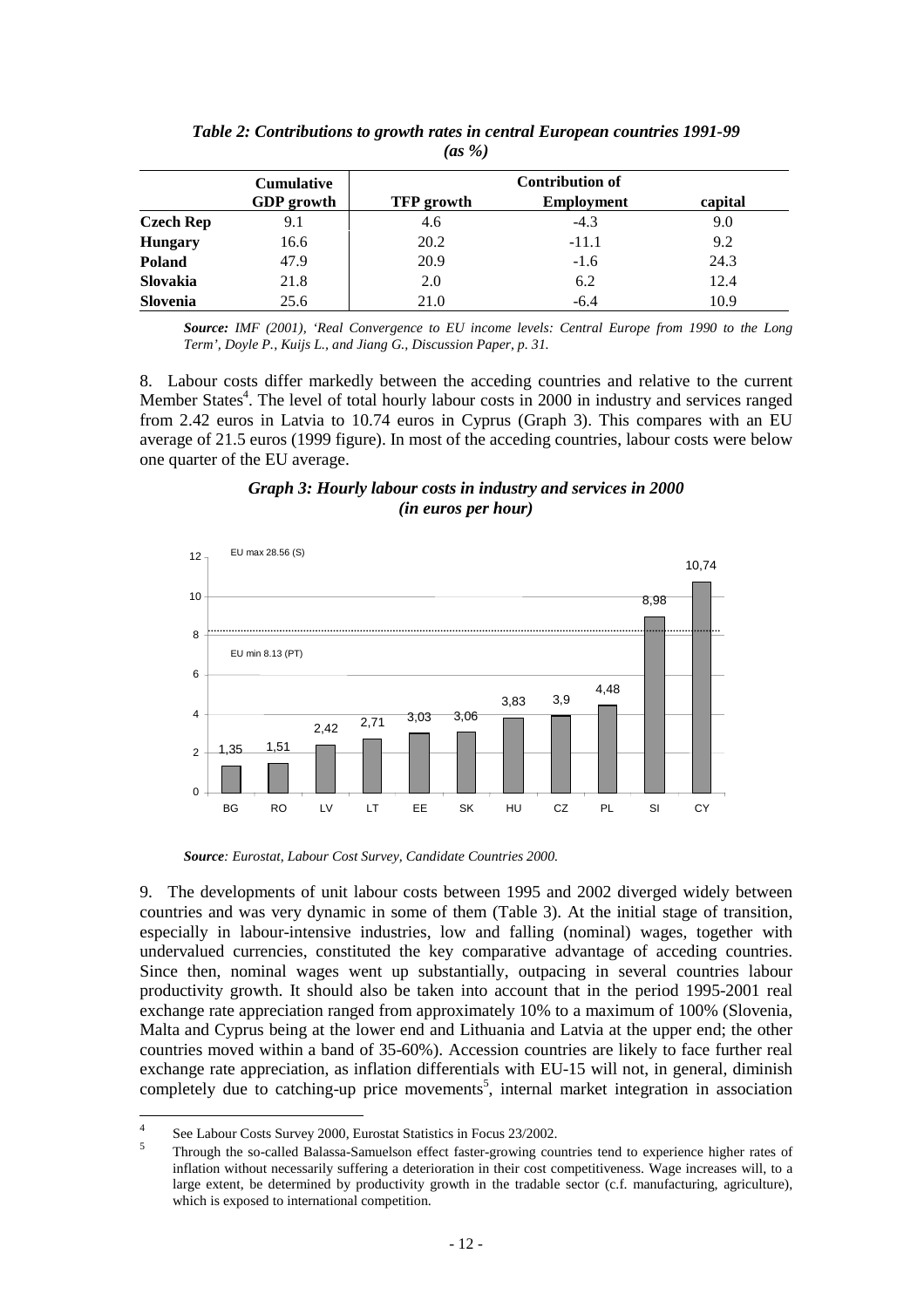***Table 2: Contributions to growth rates in central European countries 1991-99 (as %)***

| | Cumulative GDP growth | Contribution of | | |
|---|---|---|---|---|
| | | TFP growth | Employment | capital |
| **Czech Rep** | 9.1 | 4.6 | -4.3 | 9.0 |
| **Hungary** | 16.6 | 20.2 | -11.1 | 9.2 |
| **Poland** | 47.9 | 20.9 | -1.6 | 24.3 |
| **Slovakia** | 21.8 | 2.0 | 6.2 | 12.4 |
| **Slovenia** | 25.6 | 21.0 | -6.4 | 10.9 |

***Source:*** *IMF (2001), 'Real Convergence to EU income levels: Central Europe from 1990 to the Long Term', Doyle P., Kuijs L., and Jiang G., Discussion Paper, p. 31.*

8. Labour costs differ markedly between the acceding countries and relative to the current Member States[4]. The level of total hourly labour costs in 2000 in industry and services ranged from 2.42 euros in Latvia to 10.74 euros in Cyprus (Graph 3). This compares with an EU average of 21.5 euros (1999 figure). In most of the acceding countries, labour costs were below one quarter of the EU average.

***Graph 3: Hourly labour costs in industry and services in 2000 (in euros per hour)***

| BG | RO | LV | LT | EE | SK | HU | CZ | PL | SI | CY |
|---|---|---|---|---|---|---|---|---|---|---|
| 1,35 | 1,51 | 2,42 | 2,71 | 3,03 | 3,06 | 3,83 | 3,9 | 4,48 | 8,98 | 10,74 |

EU max 28.56 (S)

EU min 8.13 (PT)

***Source****: Eurostat, Labour Cost Survey, Candidate Countries 2000.*

9. The developments of unit labour costs between 1995 and 2002 diverged widely between countries and was very dynamic in some of them (Table 3). At the initial stage of transition, especially in labour-intensive industries, low and falling (nominal) wages, together with undervalued currencies, constituted the key comparative advantage of acceding countries. Since then, nominal wages went up substantially, outpacing in several countries labour productivity growth. It should also be taken into account that in the period 1995-2001 real exchange rate appreciation ranged from approximately 10% to a maximum of 100% (Slovenia, Malta and Cyprus being at the lower end and Lithuania and Latvia at the upper end; the other countries moved within a band of 35-60%). Accession countries are likely to face further real exchange rate appreciation, as inflation differentials with EU-15 will not, in general, diminish completely due to catching-up price movements[5], internal market integration in association

---

[4] See Labour Costs Survey 2000, Eurostat Statistics in Focus 23/2002.

[5] Through the so-called Balassa-Samuelson effect faster-growing countries tend to experience higher rates of inflation without necessarily suffering a deterioration in their cost competitiveness. Wage increases will, to a large extent, be determined by productivity growth in the tradable sector (c.f. manufacturing, agriculture), which is exposed to international competition.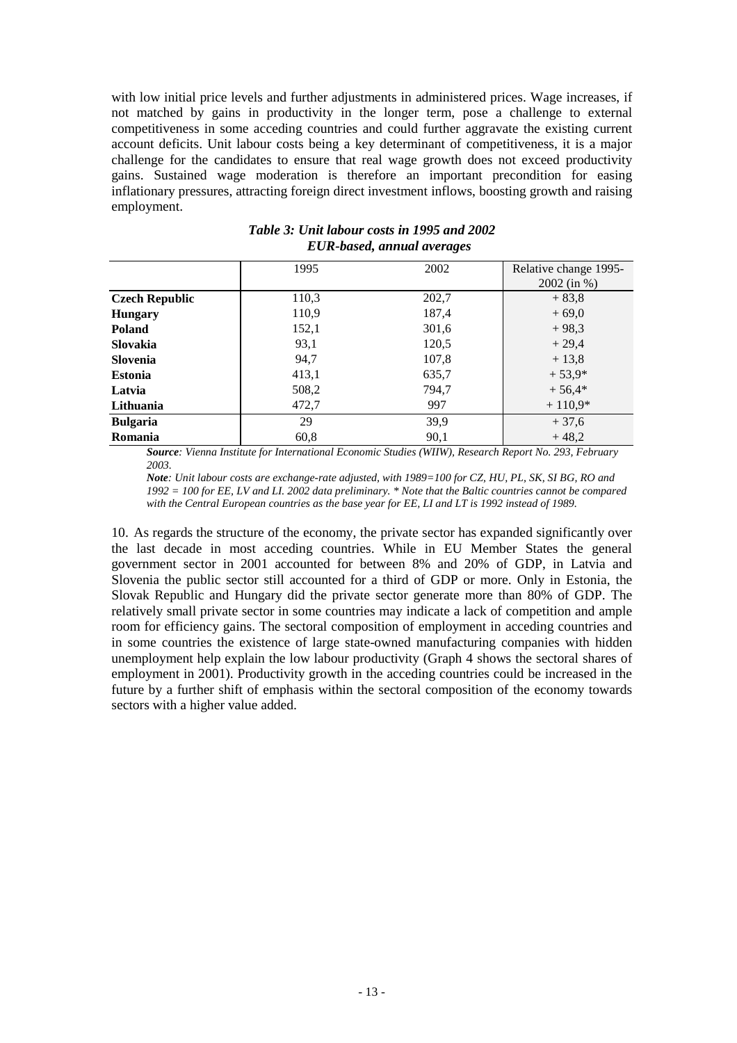with low initial price levels and further adjustments in administered prices. Wage increases, if not matched by gains in productivity in the longer term, pose a challenge to external competitiveness in some acceding countries and could further aggravate the existing current account deficits. Unit labour costs being a key determinant of competitiveness, it is a major challenge for the candidates to ensure that real wage growth does not exceed productivity gains. Sustained wage moderation is therefore an important precondition for easing inflationary pressures, attracting foreign direct investment inflows, boosting growth and raising employment.

***Table 3: Unit labour costs in 1995 and 2002***
***EUR-based, annual averages***

| | 1995 | 2002 | Relative change 1995-2002 (in %) |
|---|---|---|---|
| **Czech Republic** | 110,3 | 202,7 | + 83,8 |
| **Hungary** | 110,9 | 187,4 | + 69,0 |
| **Poland** | 152,1 | 301,6 | + 98,3 |
| **Slovakia** | 93,1 | 120,5 | + 29,4 |
| **Slovenia** | 94,7 | 107,8 | + 13,8 |
| **Estonia** | 413,1 | 635,7 | + 53,9* |
| **Latvia** | 508,2 | 794,7 | + 56,4* |
| **Lithuania** | 472,7 | 997 | + 110,9* |
| **Bulgaria** | 29 | 39,9 | + 37,6 |
| **Romania** | 60,8 | 90,1 | + 48,2 |

***Source**: Vienna Institute for International Economic Studies (WIIW), Research Report No. 293, February 2003.*

***Note**: Unit labour costs are exchange-rate adjusted, with 1989=100 for CZ, HU, PL, SK, SI BG, RO and 1992 = 100 for EE, LV and LI. 2002 data preliminary. * Note that the Baltic countries cannot be compared with the Central European countries as the base year for EE, LI and LT is 1992 instead of 1989.*

10. As regards the structure of the economy, the private sector has expanded significantly over the last decade in most acceding countries. While in EU Member States the general government sector in 2001 accounted for between 8% and 20% of GDP, in Latvia and Slovenia the public sector still accounted for a third of GDP or more. Only in Estonia, the Slovak Republic and Hungary did the private sector generate more than 80% of GDP. The relatively small private sector in some countries may indicate a lack of competition and ample room for efficiency gains. The sectoral composition of employment in acceding countries and in some countries the existence of large state-owned manufacturing companies with hidden unemployment help explain the low labour productivity (Graph 4 shows the sectoral shares of employment in 2001). Productivity growth in the acceding countries could be increased in the future by a further shift of emphasis within the sectoral composition of the economy towards sectors with a higher value added.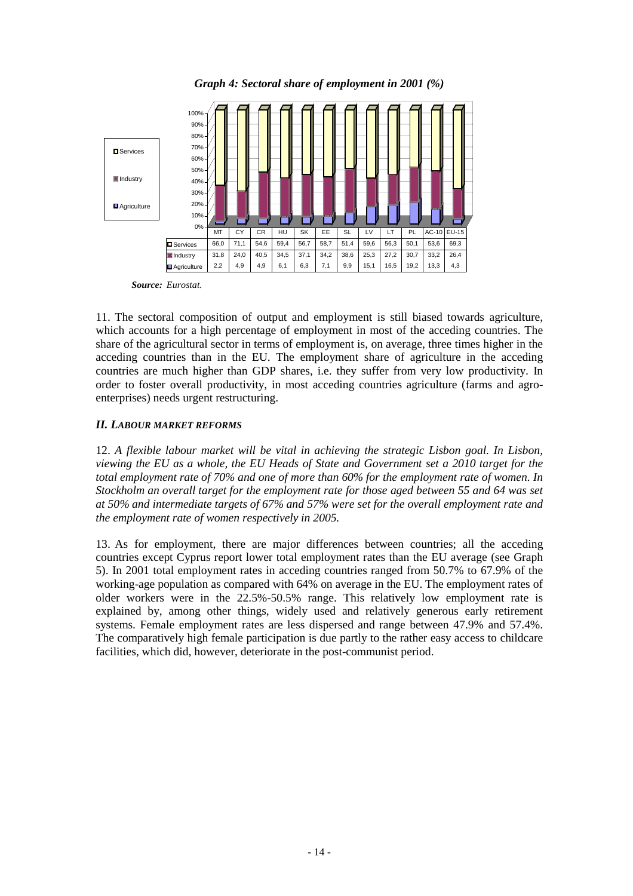***Graph 4: Sectoral share of employment in 2001 (%)***

| | MT | CY | CR | HU | SK | EE | SL | LV | LT | PL | AC-10 | EU-15 |
|---|---|---|---|---|---|---|---|---|---|---|---|---|
| Services | 66,0 | 71,1 | 54,6 | 59,4 | 56,7 | 58,7 | 51,4 | 59,6 | 56,3 | 50,1 | 53,6 | 69,3 |
| Industry | 31,8 | 24,0 | 40,5 | 34,5 | 37,1 | 34,2 | 38,6 | 25,3 | 27,2 | 30,7 | 33,2 | 26,4 |
| Agriculture | 2,2 | 4,9 | 4,9 | 6,1 | 6,3 | 7,1 | 9,9 | 15,1 | 16,5 | 19,2 | 13,3 | 4,3 |

***Source:*** *Eurostat.*

11. The sectoral composition of output and employment is still biased towards agriculture, which accounts for a high percentage of employment in most of the acceding countries. The share of the agricultural sector in terms of employment is, on average, three times higher in the acceding countries than in the EU. The employment share of agriculture in the acceding countries are much higher than GDP shares, i.e. they suffer from very low productivity. In order to foster overall productivity, in most acceding countries agriculture (farms and agro-enterprises) needs urgent restructuring.

### *II. LABOUR MARKET REFORMS*

12. *A flexible labour market will be vital in achieving the strategic Lisbon goal. In Lisbon, viewing the EU as a whole, the EU Heads of State and Government set a 2010 target for the total employment rate of 70% and one of more than 60% for the employment rate of women. In Stockholm an overall target for the employment rate for those aged between 55 and 64 was set at 50% and intermediate targets of 67% and 57% were set for the overall employment rate and the employment rate of women respectively in 2005.*

13. As for employment, there are major differences between countries; all the acceding countries except Cyprus report lower total employment rates than the EU average (see Graph 5). In 2001 total employment rates in acceding countries ranged from 50.7% to 67.9% of the working-age population as compared with 64% on average in the EU. The employment rates of older workers were in the 22.5%-50.5% range. This relatively low employment rate is explained by, among other things, widely used and relatively generous early retirement systems. Female employment rates are less dispersed and range between 47.9% and 57.4%. The comparatively high female participation is due partly to the rather easy access to childcare facilities, which did, however, deteriorate in the post-communist period.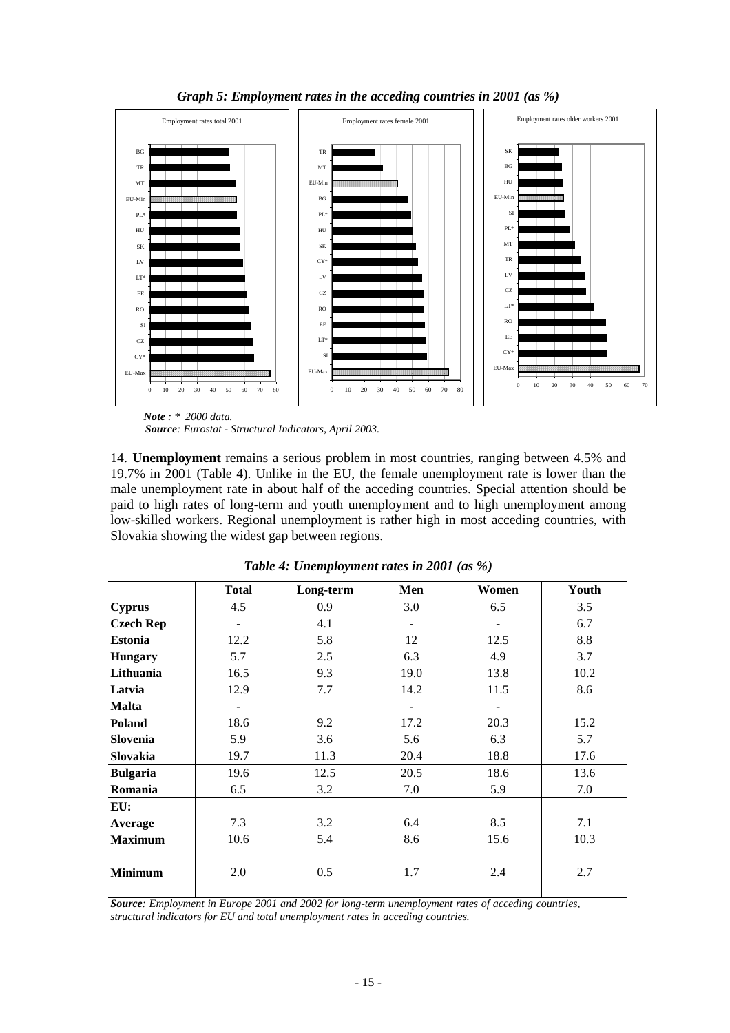*Graph 5: Employment rates in the acceding countries in 2001 (as %)*

*Note : * 2000 data.*
*Source: Eurostat - Structural Indicators, April 2003.*

14. **Unemployment** remains a serious problem in most countries, ranging between 4.5% and 19.7% in 2001 (Table 4). Unlike in the EU, the female unemployment rate is lower than the male unemployment rate in about half of the acceding countries. Special attention should be paid to high rates of long-term and youth unemployment and to high unemployment among low-skilled workers. Regional unemployment is rather high in most acceding countries, with Slovakia showing the widest gap between regions.

*Table 4: Unemployment rates in 2001 (as %)*

| | Total | Long-term | Men | Women | Youth |
|---|---|---|---|---|---|
| **Cyprus** | 4.5 | 0.9 | 3.0 | 6.5 | 3.5 |
| **Czech Rep** | - | 4.1 | - | - | 6.7 |
| **Estonia** | 12.2 | 5.8 | 12 | 12.5 | 8.8 |
| **Hungary** | 5.7 | 2.5 | 6.3 | 4.9 | 3.7 |
| **Lithuania** | 16.5 | 9.3 | 19.0 | 13.8 | 10.2 |
| **Latvia** | 12.9 | 7.7 | 14.2 | 11.5 | 8.6 |
| **Malta** | - | | - | - | |
| **Poland** | 18.6 | 9.2 | 17.2 | 20.3 | 15.2 |
| **Slovenia** | 5.9 | 3.6 | 5.6 | 6.3 | 5.7 |
| **Slovakia** | 19.7 | 11.3 | 20.4 | 18.8 | 17.6 |
| **Bulgaria** | 19.6 | 12.5 | 20.5 | 18.6 | 13.6 |
| **Romania** | 6.5 | 3.2 | 7.0 | 5.9 | 7.0 |
| **EU:** | | | | | |
| **Average** | 7.3 | 3.2 | 6.4 | 8.5 | 7.1 |
| **Maximum** | 10.6 | 5.4 | 8.6 | 15.6 | 10.3 |
| **Minimum** | 2.0 | 0.5 | 1.7 | 2.4 | 2.7 |

*Source: Employment in Europe 2001 and 2002 for long-term unemployment rates of acceding countries, structural indicators for EU and total unemployment rates in acceding countries.*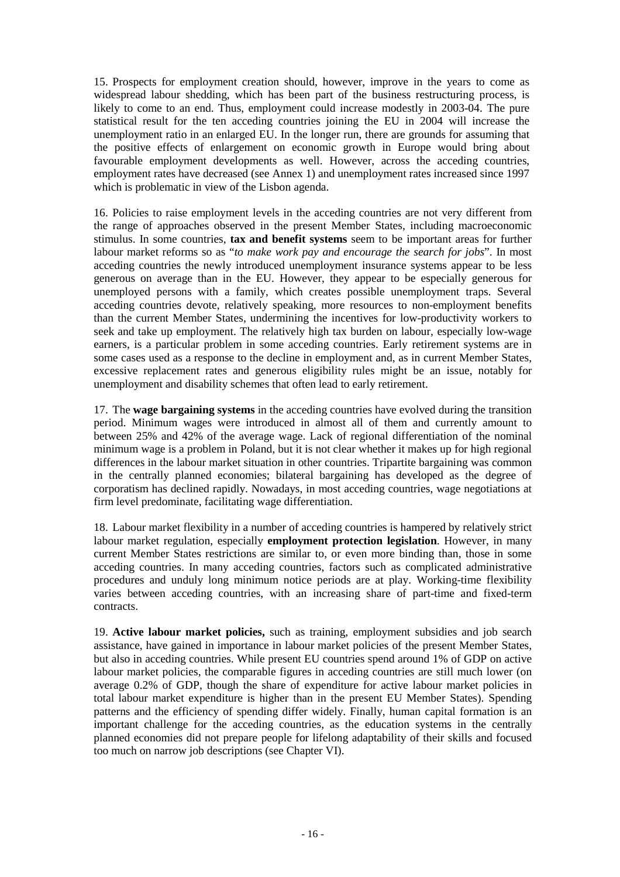15. Prospects for employment creation should, however, improve in the years to come as widespread labour shedding, which has been part of the business restructuring process, is likely to come to an end. Thus, employment could increase modestly in 2003-04. The pure statistical result for the ten acceding countries joining the EU in 2004 will increase the unemployment ratio in an enlarged EU. In the longer run, there are grounds for assuming that the positive effects of enlargement on economic growth in Europe would bring about favourable employment developments as well. However, across the acceding countries, employment rates have decreased (see Annex 1) and unemployment rates increased since 1997 which is problematic in view of the Lisbon agenda.

16. Policies to raise employment levels in the acceding countries are not very different from the range of approaches observed in the present Member States, including macroeconomic stimulus. In some countries, **tax and benefit systems** seem to be important areas for further labour market reforms so as "*to make work pay and encourage the search for jobs*". In most acceding countries the newly introduced unemployment insurance systems appear to be less generous on average than in the EU. However, they appear to be especially generous for unemployed persons with a family, which creates possible unemployment traps. Several acceding countries devote, relatively speaking, more resources to non-employment benefits than the current Member States, undermining the incentives for low-productivity workers to seek and take up employment. The relatively high tax burden on labour, especially low-wage earners, is a particular problem in some acceding countries. Early retirement systems are in some cases used as a response to the decline in employment and, as in current Member States, excessive replacement rates and generous eligibility rules might be an issue, notably for unemployment and disability schemes that often lead to early retirement.

17. The **wage bargaining systems** in the acceding countries have evolved during the transition period. Minimum wages were introduced in almost all of them and currently amount to between 25% and 42% of the average wage. Lack of regional differentiation of the nominal minimum wage is a problem in Poland, but it is not clear whether it makes up for high regional differences in the labour market situation in other countries. Tripartite bargaining was common in the centrally planned economies; bilateral bargaining has developed as the degree of corporatism has declined rapidly. Nowadays, in most acceding countries, wage negotiations at firm level predominate, facilitating wage differentiation.

18. Labour market flexibility in a number of acceding countries is hampered by relatively strict labour market regulation, especially **employment protection legislation**. However, in many current Member States restrictions are similar to, or even more binding than, those in some acceding countries. In many acceding countries, factors such as complicated administrative procedures and unduly long minimum notice periods are at play. Working-time flexibility varies between acceding countries, with an increasing share of part-time and fixed-term contracts.

19. **Active labour market policies,** such as training, employment subsidies and job search assistance, have gained in importance in labour market policies of the present Member States, but also in acceding countries. While present EU countries spend around 1% of GDP on active labour market policies, the comparable figures in acceding countries are still much lower (on average 0.2% of GDP, though the share of expenditure for active labour market policies in total labour market expenditure is higher than in the present EU Member States). Spending patterns and the efficiency of spending differ widely. Finally, human capital formation is an important challenge for the acceding countries, as the education systems in the centrally planned economies did not prepare people for lifelong adaptability of their skills and focused too much on narrow job descriptions (see Chapter VI).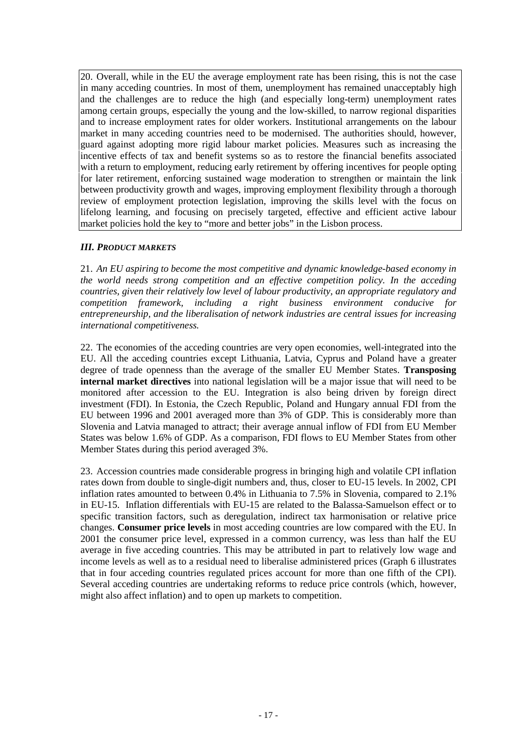20. Overall, while in the EU the average employment rate has been rising, this is not the case in many acceding countries. In most of them, unemployment has remained unacceptably high and the challenges are to reduce the high (and especially long-term) unemployment rates among certain groups, especially the young and the low-skilled, to narrow regional disparities and to increase employment rates for older workers. Institutional arrangements on the labour market in many acceding countries need to be modernised. The authorities should, however, guard against adopting more rigid labour market policies. Measures such as increasing the incentive effects of tax and benefit systems so as to restore the financial benefits associated with a return to employment, reducing early retirement by offering incentives for people opting for later retirement, enforcing sustained wage moderation to strengthen or maintain the link between productivity growth and wages, improving employment flexibility through a thorough review of employment protection legislation, improving the skills level with the focus on lifelong learning, and focusing on precisely targeted, effective and efficient active labour market policies hold the key to "more and better jobs" in the Lisbon process.

### *III. PRODUCT MARKETS*

21. *An EU aspiring to become the most competitive and dynamic knowledge-based economy in the world needs strong competition and an effective competition policy. In the acceding countries, given their relatively low level of labour productivity, an appropriate regulatory and competition framework, including a right business environment conducive for entrepreneurship, and the liberalisation of network industries are central issues for increasing international competitiveness.*

22. The economies of the acceding countries are very open economies, well-integrated into the EU. All the acceding countries except Lithuania, Latvia, Cyprus and Poland have a greater degree of trade openness than the average of the smaller EU Member States. **Transposing internal market directives** into national legislation will be a major issue that will need to be monitored after accession to the EU. Integration is also being driven by foreign direct investment (FDI). In Estonia, the Czech Republic, Poland and Hungary annual FDI from the EU between 1996 and 2001 averaged more than 3% of GDP. This is considerably more than Slovenia and Latvia managed to attract; their average annual inflow of FDI from EU Member States was below 1.6% of GDP. As a comparison, FDI flows to EU Member States from other Member States during this period averaged 3%.

23. Accession countries made considerable progress in bringing high and volatile CPI inflation rates down from double to single-digit numbers and, thus, closer to EU-15 levels. In 2002, CPI inflation rates amounted to between 0.4% in Lithuania to 7.5% in Slovenia, compared to 2.1% in EU-15. Inflation differentials with EU-15 are related to the Balassa-Samuelson effect or to specific transition factors, such as deregulation, indirect tax harmonisation or relative price changes. **Consumer price levels** in most acceding countries are low compared with the EU. In 2001 the consumer price level, expressed in a common currency, was less than half the EU average in five acceding countries. This may be attributed in part to relatively low wage and income levels as well as to a residual need to liberalise administered prices (Graph 6 illustrates that in four acceding countries regulated prices account for more than one fifth of the CPI). Several acceding countries are undertaking reforms to reduce price controls (which, however, might also affect inflation) and to open up markets to competition.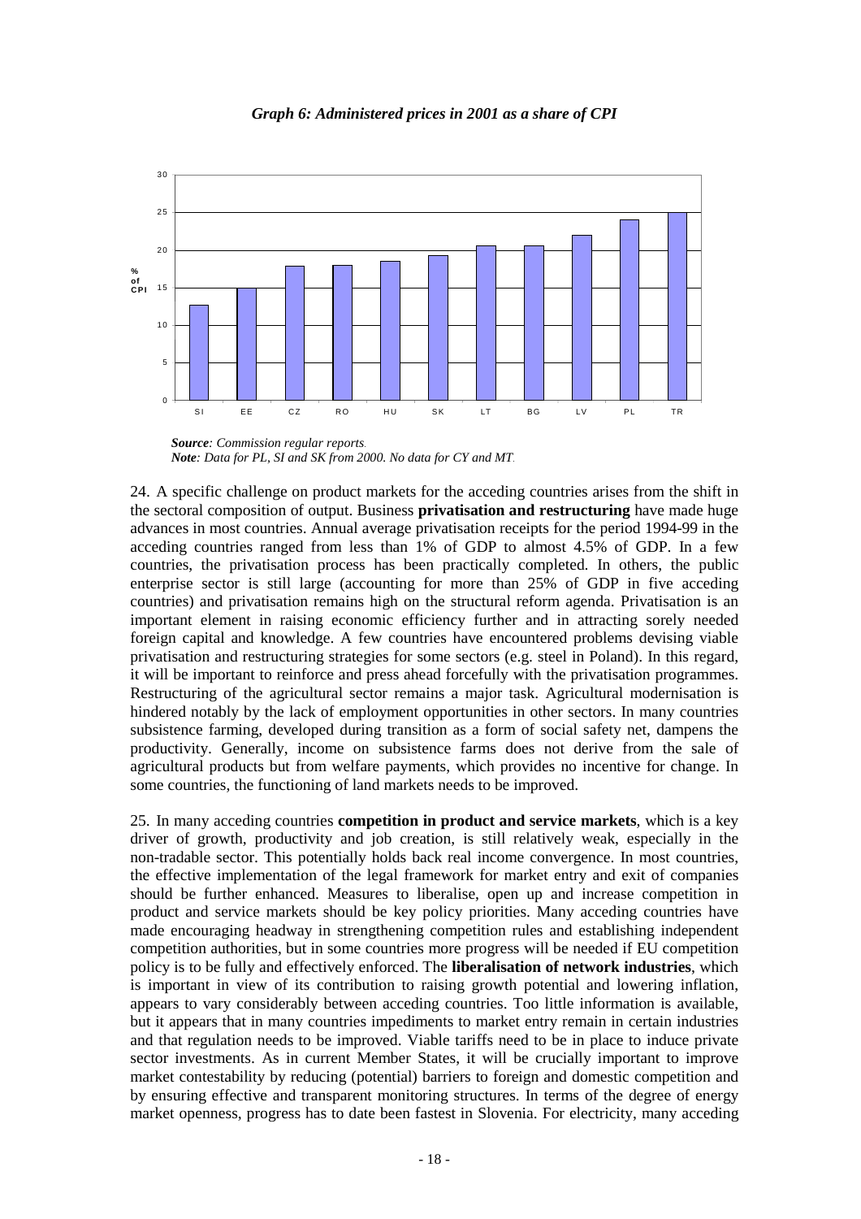*Graph 6: Administered prices in 2001 as a share of CPI*

***Source**: Commission regular reports.*
***Note**: Data for PL, SI and SK from 2000. No data for CY and MT.*

24. A specific challenge on product markets for the acceding countries arises from the shift in the sectoral composition of output. Business **privatisation and restructuring** have made huge advances in most countries. Annual average privatisation receipts for the period 1994-99 in the acceding countries ranged from less than 1% of GDP to almost 4.5% of GDP. In a few countries, the privatisation process has been practically completed. In others, the public enterprise sector is still large (accounting for more than 25% of GDP in five acceding countries) and privatisation remains high on the structural reform agenda. Privatisation is an important element in raising economic efficiency further and in attracting sorely needed foreign capital and knowledge. A few countries have encountered problems devising viable privatisation and restructuring strategies for some sectors (e.g. steel in Poland). In this regard, it will be important to reinforce and press ahead forcefully with the privatisation programmes. Restructuring of the agricultural sector remains a major task. Agricultural modernisation is hindered notably by the lack of employment opportunities in other sectors. In many countries subsistence farming, developed during transition as a form of social safety net, dampens the productivity. Generally, income on subsistence farms does not derive from the sale of agricultural products but from welfare payments, which provides no incentive for change. In some countries, the functioning of land markets needs to be improved.

25. In many acceding countries **competition in product and service markets**, which is a key driver of growth, productivity and job creation, is still relatively weak, especially in the non-tradable sector. This potentially holds back real income convergence. In most countries, the effective implementation of the legal framework for market entry and exit of companies should be further enhanced. Measures to liberalise, open up and increase competition in product and service markets should be key policy priorities. Many acceding countries have made encouraging headway in strengthening competition rules and establishing independent competition authorities, but in some countries more progress will be needed if EU competition policy is to be fully and effectively enforced. The **liberalisation of network industries**, which is important in view of its contribution to raising growth potential and lowering inflation, appears to vary considerably between acceding countries. Too little information is available, but it appears that in many countries impediments to market entry remain in certain industries and that regulation needs to be improved. Viable tariffs need to be in place to induce private sector investments. As in current Member States, it will be crucially important to improve market contestability by reducing (potential) barriers to foreign and domestic competition and by ensuring effective and transparent monitoring structures. In terms of the degree of energy market openness, progress has to date been fastest in Slovenia. For electricity, many acceding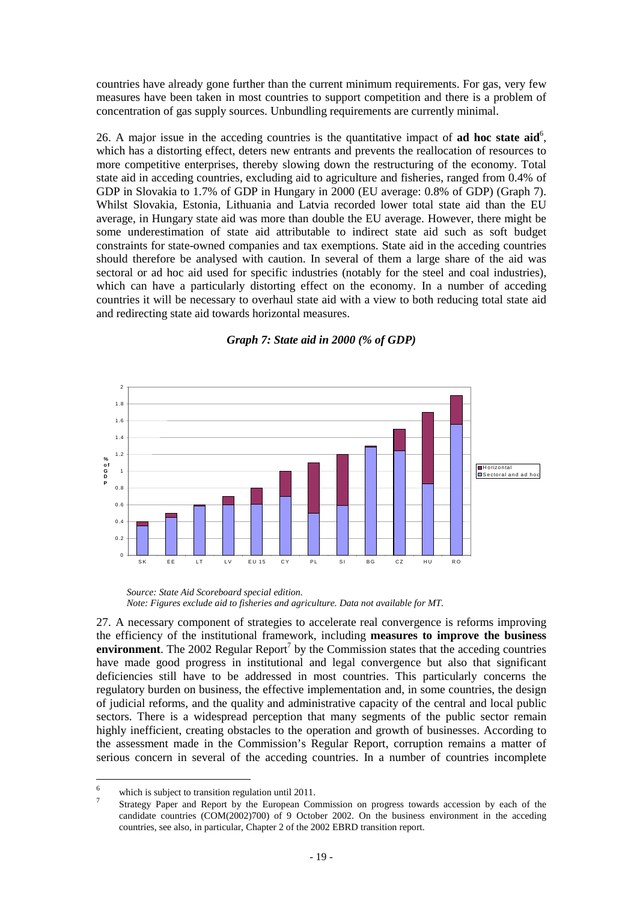countries have already gone further than the current minimum requirements. For gas, very few measures have been taken in most countries to support competition and there is a problem of concentration of gas supply sources. Unbundling requirements are currently minimal.

26. A major issue in the acceding countries is the quantitative impact of **ad hoc state aid**[6], which has a distorting effect, deters new entrants and prevents the reallocation of resources to more competitive enterprises, thereby slowing down the restructuring of the economy. Total state aid in acceding countries, excluding aid to agriculture and fisheries, ranged from 0.4% of GDP in Slovakia to 1.7% of GDP in Hungary in 2000 (EU average: 0.8% of GDP) (Graph 7). Whilst Slovakia, Estonia, Lithuania and Latvia recorded lower total state aid than the EU average, in Hungary state aid was more than double the EU average. However, there might be some underestimation of state aid attributable to indirect state aid such as soft budget constraints for state-owned companies and tax exemptions. State aid in the acceding countries should therefore be analysed with caution. In several of them a large share of the aid was sectoral or ad hoc aid used for specific industries (notably for the steel and coal industries), which can have a particularly distorting effect on the economy. In a number of acceding countries it will be necessary to overhaul state aid with a view to both reducing total state aid and redirecting state aid towards horizontal measures.

***Graph 7: State aid in 2000 (% of GDP)***

*Source: State Aid Scoreboard special edition.*
*Note: Figures exclude aid to fisheries and agriculture. Data not available for MT.*

27. A necessary component of strategies to accelerate real convergence is reforms improving the efficiency of the institutional framework, including **measures to improve the business environment**. The 2002 Regular Report[7] by the Commission states that the acceding countries have made good progress in institutional and legal convergence but also that significant deficiencies still have to be addressed in most countries. This particularly concerns the regulatory burden on business, the effective implementation and, in some countries, the design of judicial reforms, and the quality and administrative capacity of the central and local public sectors. There is a widespread perception that many segments of the public sector remain highly inefficient, creating obstacles to the operation and growth of businesses. According to the assessment made in the Commission's Regular Report, corruption remains a matter of serious concern in several of the acceding countries. In a number of countries incomplete

---

[6] which is subject to transition regulation until 2011.

[7] Strategy Paper and Report by the European Commission on progress towards accession by each of the candidate countries (COM(2002)700) of 9 October 2002. On the business environment in the acceding countries, see also, in particular, Chapter 2 of the 2002 EBRD transition report.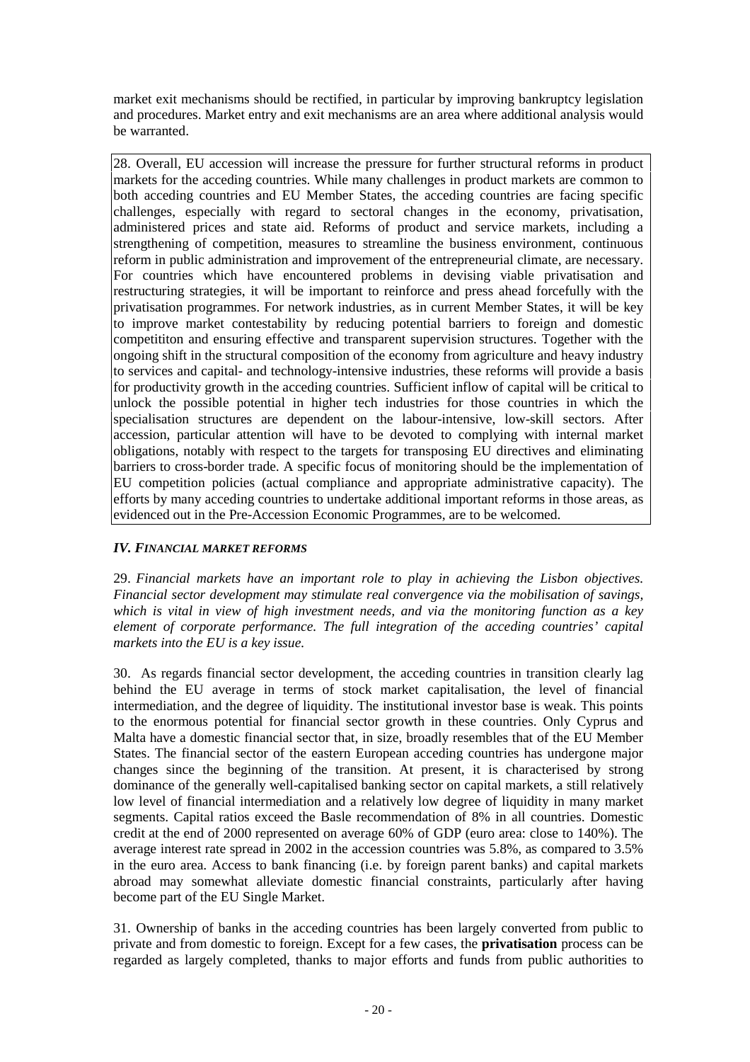market exit mechanisms should be rectified, in particular by improving bankruptcy legislation and procedures. Market entry and exit mechanisms are an area where additional analysis would be warranted.

28. Overall, EU accession will increase the pressure for further structural reforms in product markets for the acceding countries. While many challenges in product markets are common to both acceding countries and EU Member States, the acceding countries are facing specific challenges, especially with regard to sectoral changes in the economy, privatisation, administered prices and state aid. Reforms of product and service markets, including a strengthening of competition, measures to streamline the business environment, continuous reform in public administration and improvement of the entrepreneurial climate, are necessary. For countries which have encountered problems in devising viable privatisation and restructuring strategies, it will be important to reinforce and press ahead forcefully with the privatisation programmes. For network industries, as in current Member States, it will be key to improve market contestability by reducing potential barriers to foreign and domestic competititon and ensuring effective and transparent supervision structures. Together with the ongoing shift in the structural composition of the economy from agriculture and heavy industry to services and capital- and technology-intensive industries, these reforms will provide a basis for productivity growth in the acceding countries. Sufficient inflow of capital will be critical to unlock the possible potential in higher tech industries for those countries in which the specialisation structures are dependent on the labour-intensive, low-skill sectors. After accession, particular attention will have to be devoted to complying with internal market obligations, notably with respect to the targets for transposing EU directives and eliminating barriers to cross-border trade. A specific focus of monitoring should be the implementation of EU competition policies (actual compliance and appropriate administrative capacity). The efforts by many acceding countries to undertake additional important reforms in those areas, as evidenced out in the Pre-Accession Economic Programmes, are to be welcomed.

### *IV. FINANCIAL MARKET REFORMS*

29. *Financial markets have an important role to play in achieving the Lisbon objectives. Financial sector development may stimulate real convergence via the mobilisation of savings, which is vital in view of high investment needs, and via the monitoring function as a key element of corporate performance. The full integration of the acceding countries' capital markets into the EU is a key issue.*

30. As regards financial sector development, the acceding countries in transition clearly lag behind the EU average in terms of stock market capitalisation, the level of financial intermediation, and the degree of liquidity. The institutional investor base is weak. This points to the enormous potential for financial sector growth in these countries. Only Cyprus and Malta have a domestic financial sector that, in size, broadly resembles that of the EU Member States. The financial sector of the eastern European acceding countries has undergone major changes since the beginning of the transition. At present, it is characterised by strong dominance of the generally well-capitalised banking sector on capital markets, a still relatively low level of financial intermediation and a relatively low degree of liquidity in many market segments. Capital ratios exceed the Basle recommendation of 8% in all countries. Domestic credit at the end of 2000 represented on average 60% of GDP (euro area: close to 140%). The average interest rate spread in 2002 in the accession countries was 5.8%, as compared to 3.5% in the euro area. Access to bank financing (i.e. by foreign parent banks) and capital markets abroad may somewhat alleviate domestic financial constraints, particularly after having become part of the EU Single Market.

31. Ownership of banks in the acceding countries has been largely converted from public to private and from domestic to foreign. Except for a few cases, the **privatisation** process can be regarded as largely completed, thanks to major efforts and funds from public authorities to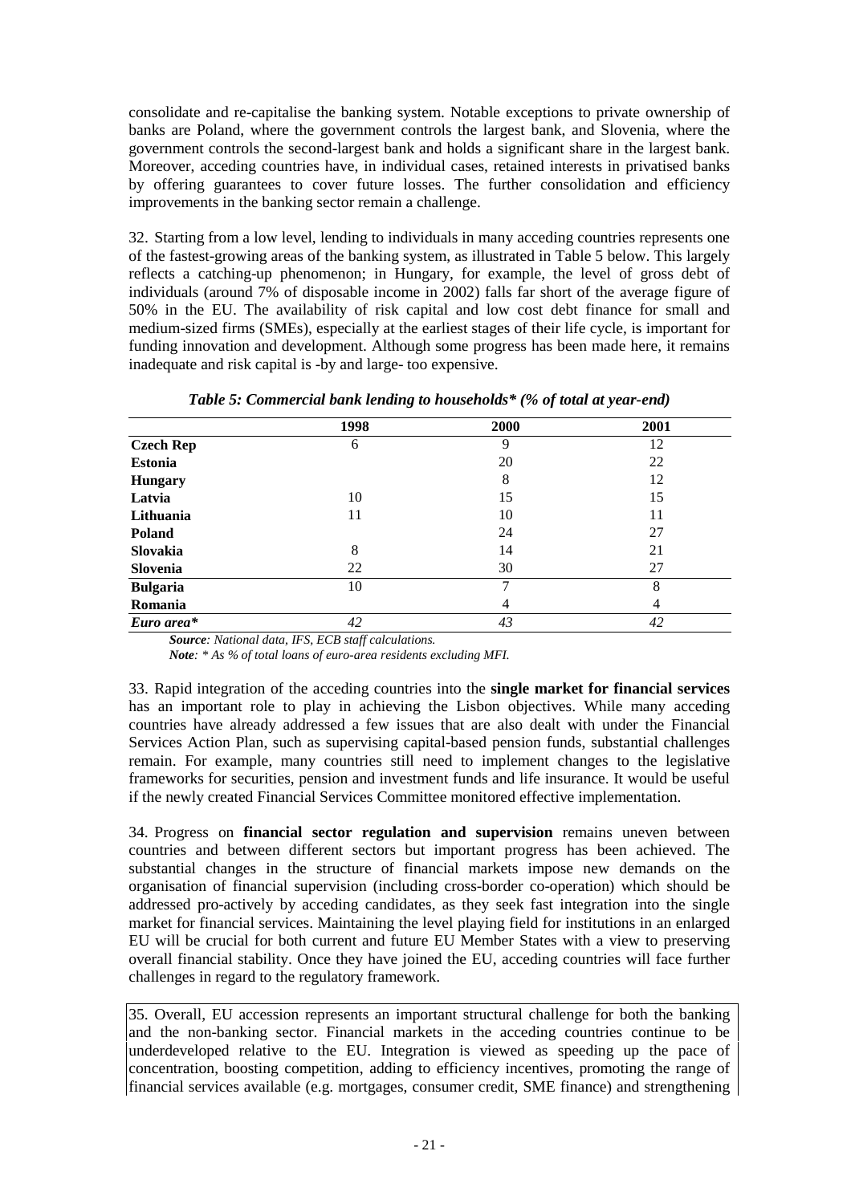consolidate and re-capitalise the banking system. Notable exceptions to private ownership of banks are Poland, where the government controls the largest bank, and Slovenia, where the government controls the second-largest bank and holds a significant share in the largest bank. Moreover, acceding countries have, in individual cases, retained interests in privatised banks by offering guarantees to cover future losses. The further consolidation and efficiency improvements in the banking sector remain a challenge.

32. Starting from a low level, lending to individuals in many acceding countries represents one of the fastest-growing areas of the banking system, as illustrated in Table 5 below. This largely reflects a catching-up phenomenon; in Hungary, for example, the level of gross debt of individuals (around 7% of disposable income in 2002) falls far short of the average figure of 50% in the EU. The availability of risk capital and low cost debt finance for small and medium-sized firms (SMEs), especially at the earliest stages of their life cycle, is important for funding innovation and development. Although some progress has been made here, it remains inadequate and risk capital is -by and large- too expensive.

*Table 5: Commercial bank lending to households\* (% of total at year-end)*

| | 1998 | 2000 | 2001 |
|---|---|---|---|
| **Czech Rep** | 6 | 9 | 12 |
| **Estonia** | | 20 | 22 |
| **Hungary** | | 8 | 12 |
| **Latvia** | 10 | 15 | 15 |
| **Lithuania** | 11 | 10 | 11 |
| **Poland** | | 24 | 27 |
| **Slovakia** | 8 | 14 | 21 |
| **Slovenia** | 22 | 30 | 27 |
| **Bulgaria** | 10 | 7 | 8 |
| **Romania** | | 4 | 4 |
| ***Euro area\**** | *42* | *43* | *42* |

***Source****: National data, IFS, ECB staff calculations.*

***Note****: \* As % of total loans of euro-area residents excluding MFI.*

33. Rapid integration of the acceding countries into the **single market for financial services** has an important role to play in achieving the Lisbon objectives. While many acceding countries have already addressed a few issues that are also dealt with under the Financial Services Action Plan, such as supervising capital-based pension funds, substantial challenges remain. For example, many countries still need to implement changes to the legislative frameworks for securities, pension and investment funds and life insurance. It would be useful if the newly created Financial Services Committee monitored effective implementation.

34. Progress on **financial sector regulation and supervision** remains uneven between countries and between different sectors but important progress has been achieved. The substantial changes in the structure of financial markets impose new demands on the organisation of financial supervision (including cross-border co-operation) which should be addressed pro-actively by acceding candidates, as they seek fast integration into the single market for financial services. Maintaining the level playing field for institutions in an enlarged EU will be crucial for both current and future EU Member States with a view to preserving overall financial stability. Once they have joined the EU, acceding countries will face further challenges in regard to the regulatory framework.

35. Overall, EU accession represents an important structural challenge for both the banking and the non-banking sector. Financial markets in the acceding countries continue to be underdeveloped relative to the EU. Integration is viewed as speeding up the pace of concentration, boosting competition, adding to efficiency incentives, promoting the range of financial services available (e.g. mortgages, consumer credit, SME finance) and strengthening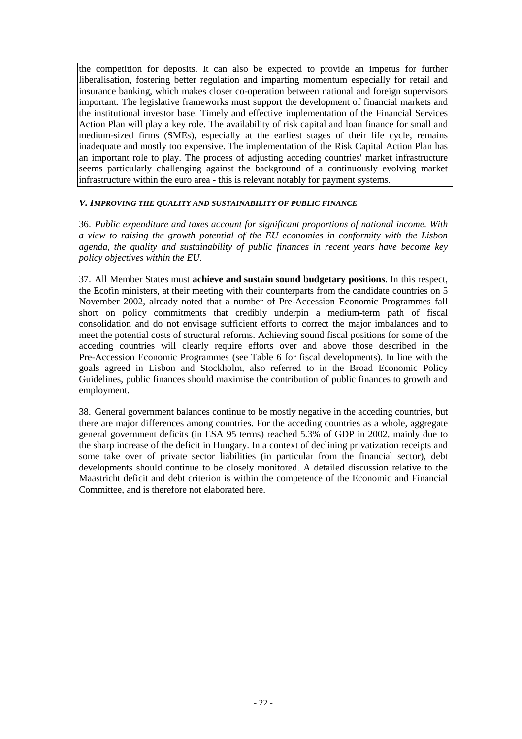the competition for deposits. It can also be expected to provide an impetus for further liberalisation, fostering better regulation and imparting momentum especially for retail and insurance banking, which makes closer co-operation between national and foreign supervisors important. The legislative frameworks must support the development of financial markets and the institutional investor base. Timely and effective implementation of the Financial Services Action Plan will play a key role. The availability of risk capital and loan finance for small and medium-sized firms (SMEs), especially at the earliest stages of their life cycle, remains inadequate and mostly too expensive. The implementation of the Risk Capital Action Plan has an important role to play. The process of adjusting acceding countries' market infrastructure seems particularly challenging against the background of a continuously evolving market infrastructure within the euro area - this is relevant notably for payment systems.

### *V. IMPROVING THE QUALITY AND SUSTAINABILITY OF PUBLIC FINANCE*

36. *Public expenditure and taxes account for significant proportions of national income. With a view to raising the growth potential of the EU economies in conformity with the Lisbon agenda, the quality and sustainability of public finances in recent years have become key policy objectives within the EU.*

37. All Member States must **achieve and sustain sound budgetary positions**. In this respect, the Ecofin ministers, at their meeting with their counterparts from the candidate countries on 5 November 2002, already noted that a number of Pre-Accession Economic Programmes fall short on policy commitments that credibly underpin a medium-term path of fiscal consolidation and do not envisage sufficient efforts to correct the major imbalances and to meet the potential costs of structural reforms. Achieving sound fiscal positions for some of the acceding countries will clearly require efforts over and above those described in the Pre-Accession Economic Programmes (see Table 6 for fiscal developments). In line with the goals agreed in Lisbon and Stockholm, also referred to in the Broad Economic Policy Guidelines, public finances should maximise the contribution of public finances to growth and employment.

38. General government balances continue to be mostly negative in the acceding countries, but there are major differences among countries. For the acceding countries as a whole, aggregate general government deficits (in ESA 95 terms) reached 5.3% of GDP in 2002, mainly due to the sharp increase of the deficit in Hungary. In a context of declining privatization receipts and some take over of private sector liabilities (in particular from the financial sector), debt developments should continue to be closely monitored. A detailed discussion relative to the Maastricht deficit and debt criterion is within the competence of the Economic and Financial Committee, and is therefore not elaborated here.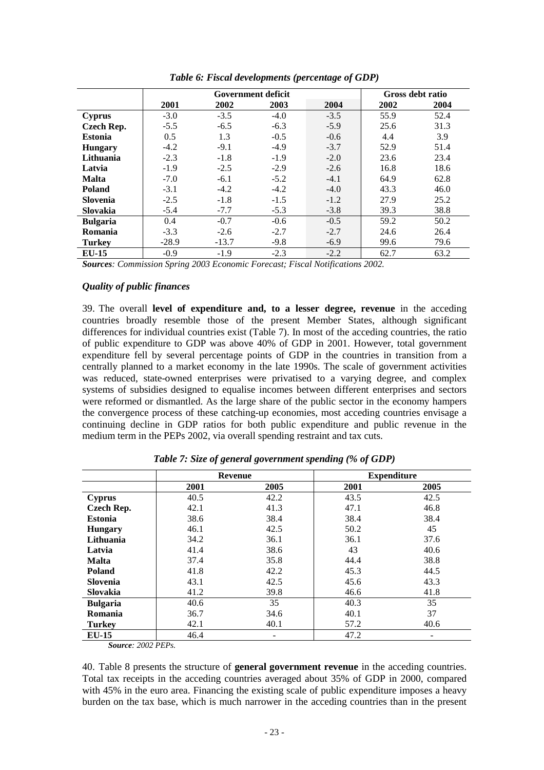*Table 6: Fiscal developments (percentage of GDP)*

| | Government deficit | | | | Gross debt ratio | |
|---|---|---|---|---|---|---|
| | **2001** | **2002** | **2003** | **2004** | **2002** | **2004** |
| **Cyprus** | -3.0 | -3.5 | -4.0 | -3.5 | 55.9 | 52.4 |
| **Czech Rep.** | -5.5 | -6.5 | -6.3 | -5.9 | 25.6 | 31.3 |
| **Estonia** | 0.5 | 1.3 | -0.5 | -0.6 | 4.4 | 3.9 |
| **Hungary** | -4.2 | -9.1 | -4.9 | -3.7 | 52.9 | 51.4 |
| **Lithuania** | -2.3 | -1.8 | -1.9 | -2.0 | 23.6 | 23.4 |
| **Latvia** | -1.9 | -2.5 | -2.9 | -2.6 | 16.8 | 18.6 |
| **Malta** | -7.0 | -6.1 | -5.2 | -4.1 | 64.9 | 62.8 |
| **Poland** | -3.1 | -4.2 | -4.2 | -4.0 | 43.3 | 46.0 |
| **Slovenia** | -2.5 | -1.8 | -1.5 | -1.2 | 27.9 | 25.2 |
| **Slovakia** | -5.4 | -7.7 | -5.3 | -3.8 | 39.3 | 38.8 |
| **Bulgaria** | 0.4 | -0.7 | -0.6 | -0.5 | 59.2 | 50.2 |
| **Romania** | -3.3 | -2.6 | -2.7 | -2.7 | 24.6 | 26.4 |
| **Turkey** | -28.9 | -13.7 | -9.8 | -6.9 | 99.6 | 79.6 |
| **EU-15** | -0.9 | -1.9 | -2.3 | -2.2 | 62.7 | 63.2 |

***Sources**: Commission Spring 2003 Economic Forecast; Fiscal Notifications 2002.*

### *Quality of public finances*

39. The overall **level of expenditure and, to a lesser degree, revenue** in the acceding countries broadly resemble those of the present Member States, although significant differences for individual countries exist (Table 7). In most of the acceding countries, the ratio of public expenditure to GDP was above 40% of GDP in 2001. However, total government expenditure fell by several percentage points of GDP in the countries in transition from a centrally planned to a market economy in the late 1990s. The scale of government activities was reduced, state-owned enterprises were privatised to a varying degree, and complex systems of subsidies designed to equalise incomes between different enterprises and sectors were reformed or dismantled. As the large share of the public sector in the economy hampers the convergence process of these catching-up economies, most acceding countries envisage a continuing decline in GDP ratios for both public expenditure and public revenue in the medium term in the PEPs 2002, via overall spending restraint and tax cuts.

*Table 7: Size of general government spending (% of GDP)*

| | Revenue | | Expenditure | |
|---|---|---|---|---|
| | **2001** | **2005** | **2001** | **2005** |
| **Cyprus** | 40.5 | 42.2 | 43.5 | 42.5 |
| **Czech Rep.** | 42.1 | 41.3 | 47.1 | 46.8 |
| **Estonia** | 38.6 | 38.4 | 38.4 | 38.4 |
| **Hungary** | 46.1 | 42.5 | 50.2 | 45 |
| **Lithuania** | 34.2 | 36.1 | 36.1 | 37.6 |
| **Latvia** | 41.4 | 38.6 | 43 | 40.6 |
| **Malta** | 37.4 | 35.8 | 44.4 | 38.8 |
| **Poland** | 41.8 | 42.2 | 45.3 | 44.5 |
| **Slovenia** | 43.1 | 42.5 | 45.6 | 43.3 |
| **Slovakia** | 41.2 | 39.8 | 46.6 | 41.8 |
| **Bulgaria** | 40.6 | 35 | 40.3 | 35 |
| **Romania** | 36.7 | 34.6 | 40.1 | 37 |
| **Turkey** | 42.1 | 40.1 | 57.2 | 40.6 |
| **EU-15** | 46.4 | - | 47.2 | - |

***Source**: 2002 PEPs.*

40. Table 8 presents the structure of **general government revenue** in the acceding countries. Total tax receipts in the acceding countries averaged about 35% of GDP in 2000, compared with 45% in the euro area. Financing the existing scale of public expenditure imposes a heavy burden on the tax base, which is much narrower in the acceding countries than in the present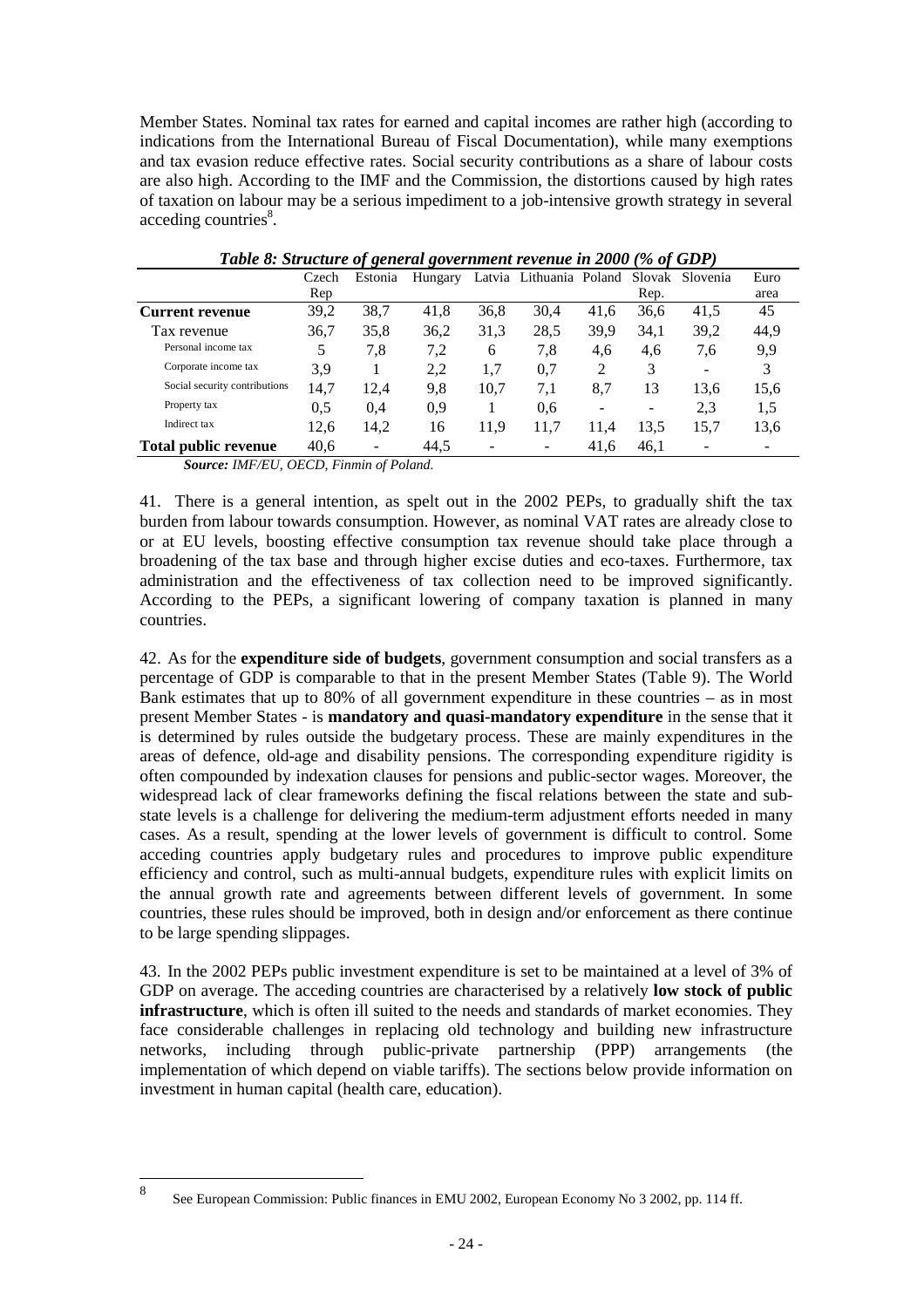Member States. Nominal tax rates for earned and capital incomes are rather high (according to indications from the International Bureau of Fiscal Documentation), while many exemptions and tax evasion reduce effective rates. Social security contributions as a share of labour costs are also high. According to the IMF and the Commission, the distortions caused by high rates of taxation on labour may be a serious impediment to a job-intensive growth strategy in several acceding countries[8].

***Table 8: Structure of general government revenue in 2000 (% of GDP)***

| | Czech Rep | Estonia | Hungary | Latvia | Lithuania | Poland | Slovak Rep. | Slovenia | Euro area |
|---|---|---|---|---|---|---|---|---|---|
| **Current revenue** | 39,2 | 38,7 | 41,8 | 36,8 | 30,4 | 41,6 | 36,6 | 41,5 | 45 |
| Tax revenue | 36,7 | 35,8 | 36,2 | 31,3 | 28,5 | 39,9 | 34,1 | 39,2 | 44,9 |
| Personal income tax | 5 | 7,8 | 7,2 | 6 | 7,8 | 4,6 | 4,6 | 7,6 | 9,9 |
| Corporate income tax | 3,9 | 1 | 2,2 | 1,7 | 0,7 | 2 | 3 | - | 3 |
| Social security contributions | 14,7 | 12,4 | 9,8 | 10,7 | 7,1 | 8,7 | 13 | 13,6 | 15,6 |
| Property tax | 0,5 | 0,4 | 0,9 | 1 | 0,6 | - | - | 2,3 | 1,5 |
| Indirect tax | 12,6 | 14,2 | 16 | 11,9 | 11,7 | 11,4 | 13,5 | 15,7 | 13,6 |
| **Total public revenue** | 40,6 | - | 44,5 | - | - | 41,6 | 46,1 | - | - |

***Source:** IMF/EU, OECD, Finmin of Poland.*

41. There is a general intention, as spelt out in the 2002 PEPs, to gradually shift the tax burden from labour towards consumption. However, as nominal VAT rates are already close to or at EU levels, boosting effective consumption tax revenue should take place through a broadening of the tax base and through higher excise duties and eco-taxes. Furthermore, tax administration and the effectiveness of tax collection need to be improved significantly. According to the PEPs, a significant lowering of company taxation is planned in many countries.

42. As for the **expenditure side of budgets**, government consumption and social transfers as a percentage of GDP is comparable to that in the present Member States (Table 9). The World Bank estimates that up to 80% of all government expenditure in these countries – as in most present Member States - is **mandatory and quasi-mandatory expenditure** in the sense that it is determined by rules outside the budgetary process. These are mainly expenditures in the areas of defence, old-age and disability pensions. The corresponding expenditure rigidity is often compounded by indexation clauses for pensions and public-sector wages. Moreover, the widespread lack of clear frameworks defining the fiscal relations between the state and sub-state levels is a challenge for delivering the medium-term adjustment efforts needed in many cases. As a result, spending at the lower levels of government is difficult to control. Some acceding countries apply budgetary rules and procedures to improve public expenditure efficiency and control, such as multi-annual budgets, expenditure rules with explicit limits on the annual growth rate and agreements between different levels of government. In some countries, these rules should be improved, both in design and/or enforcement as there continue to be large spending slippages.

43. In the 2002 PEPs public investment expenditure is set to be maintained at a level of 3% of GDP on average. The acceding countries are characterised by a relatively **low stock of public infrastructure**, which is often ill suited to the needs and standards of market economies. They face considerable challenges in replacing old technology and building new infrastructure networks, including through public-private partnership (PPP) arrangements (the implementation of which depend on viable tariffs). The sections below provide information on investment in human capital (health care, education).

---

[8] See European Commission: Public finances in EMU 2002, European Economy No 3 2002, pp. 114 ff.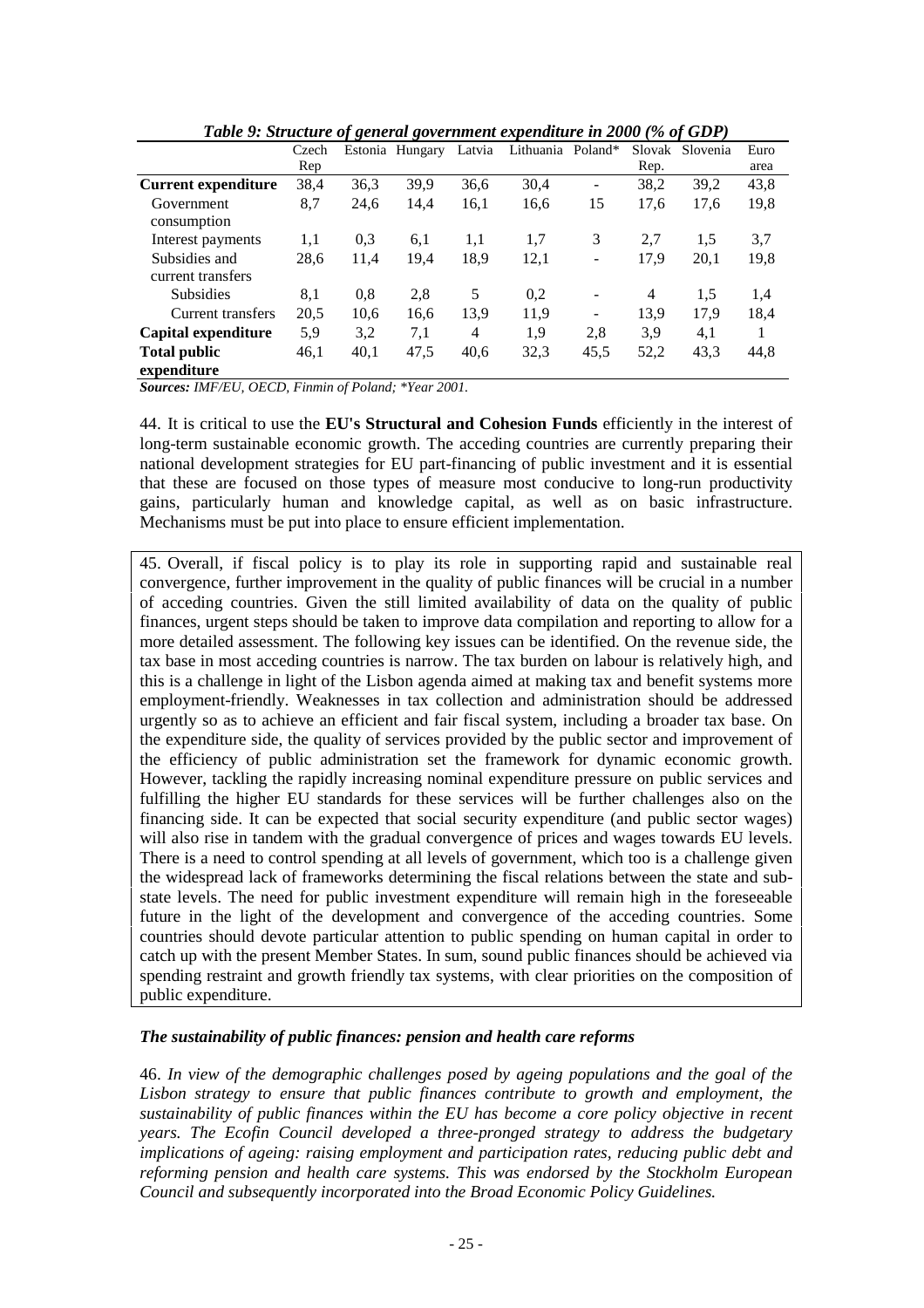*Table 9: Structure of general government expenditure in 2000 (% of GDP)*

| | Czech Rep | Estonia | Hungary | Latvia | Lithuania | Poland* | Slovak Rep. | Slovenia | Euro area |
|---|---|---|---|---|---|---|---|---|---|
| **Current expenditure** | 38,4 | 36,3 | 39,9 | 36,6 | 30,4 | - | 38,2 | 39,2 | 43,8 |
| Government consumption | 8,7 | 24,6 | 14,4 | 16,1 | 16,6 | 15 | 17,6 | 17,6 | 19,8 |
| Interest payments | 1,1 | 0,3 | 6,1 | 1,1 | 1,7 | 3 | 2,7 | 1,5 | 3,7 |
| Subsidies and current transfers | 28,6 | 11,4 | 19,4 | 18,9 | 12,1 | - | 17,9 | 20,1 | 19,8 |
| Subsidies | 8,1 | 0,8 | 2,8 | 5 | 0,2 | - | 4 | 1,5 | 1,4 |
| Current transfers | 20,5 | 10,6 | 16,6 | 13,9 | 11,9 | - | 13,9 | 17,9 | 18,4 |
| **Capital expenditure** | 5,9 | 3,2 | 7,1 | 4 | 1,9 | 2,8 | 3,9 | 4,1 | 1 |
| **Total public expenditure** | 46,1 | 40,1 | 47,5 | 40,6 | 32,3 | 45,5 | 52,2 | 43,3 | 44,8 |

***Sources:*** *IMF/EU, OECD, Finmin of Poland; \*Year 2001.*

44. It is critical to use the **EU's Structural and Cohesion Funds** efficiently in the interest of long-term sustainable economic growth. The acceding countries are currently preparing their national development strategies for EU part-financing of public investment and it is essential that these are focused on those types of measure most conducive to long-run productivity gains, particularly human and knowledge capital, as well as on basic infrastructure. Mechanisms must be put into place to ensure efficient implementation.

45. Overall, if fiscal policy is to play its role in supporting rapid and sustainable real convergence, further improvement in the quality of public finances will be crucial in a number of acceding countries. Given the still limited availability of data on the quality of public finances, urgent steps should be taken to improve data compilation and reporting to allow for a more detailed assessment. The following key issues can be identified. On the revenue side, the tax base in most acceding countries is narrow. The tax burden on labour is relatively high, and this is a challenge in light of the Lisbon agenda aimed at making tax and benefit systems more employment-friendly. Weaknesses in tax collection and administration should be addressed urgently so as to achieve an efficient and fair fiscal system, including a broader tax base. On the expenditure side, the quality of services provided by the public sector and improvement of the efficiency of public administration set the framework for dynamic economic growth. However, tackling the rapidly increasing nominal expenditure pressure on public services and fulfilling the higher EU standards for these services will be further challenges also on the financing side. It can be expected that social security expenditure (and public sector wages) will also rise in tandem with the gradual convergence of prices and wages towards EU levels. There is a need to control spending at all levels of government, which too is a challenge given the widespread lack of frameworks determining the fiscal relations between the state and sub-state levels. The need for public investment expenditure will remain high in the foreseeable future in the light of the development and convergence of the acceding countries. Some countries should devote particular attention to public spending on human capital in order to catch up with the present Member States. In sum, sound public finances should be achieved via spending restraint and growth friendly tax systems, with clear priorities on the composition of public expenditure.

### *The sustainability of public finances: pension and health care reforms*

46. *In view of the demographic challenges posed by ageing populations and the goal of the Lisbon strategy to ensure that public finances contribute to growth and employment, the sustainability of public finances within the EU has become a core policy objective in recent years. The Ecofin Council developed a three-pronged strategy to address the budgetary implications of ageing: raising employment and participation rates, reducing public debt and reforming pension and health care systems. This was endorsed by the Stockholm European Council and subsequently incorporated into the Broad Economic Policy Guidelines.*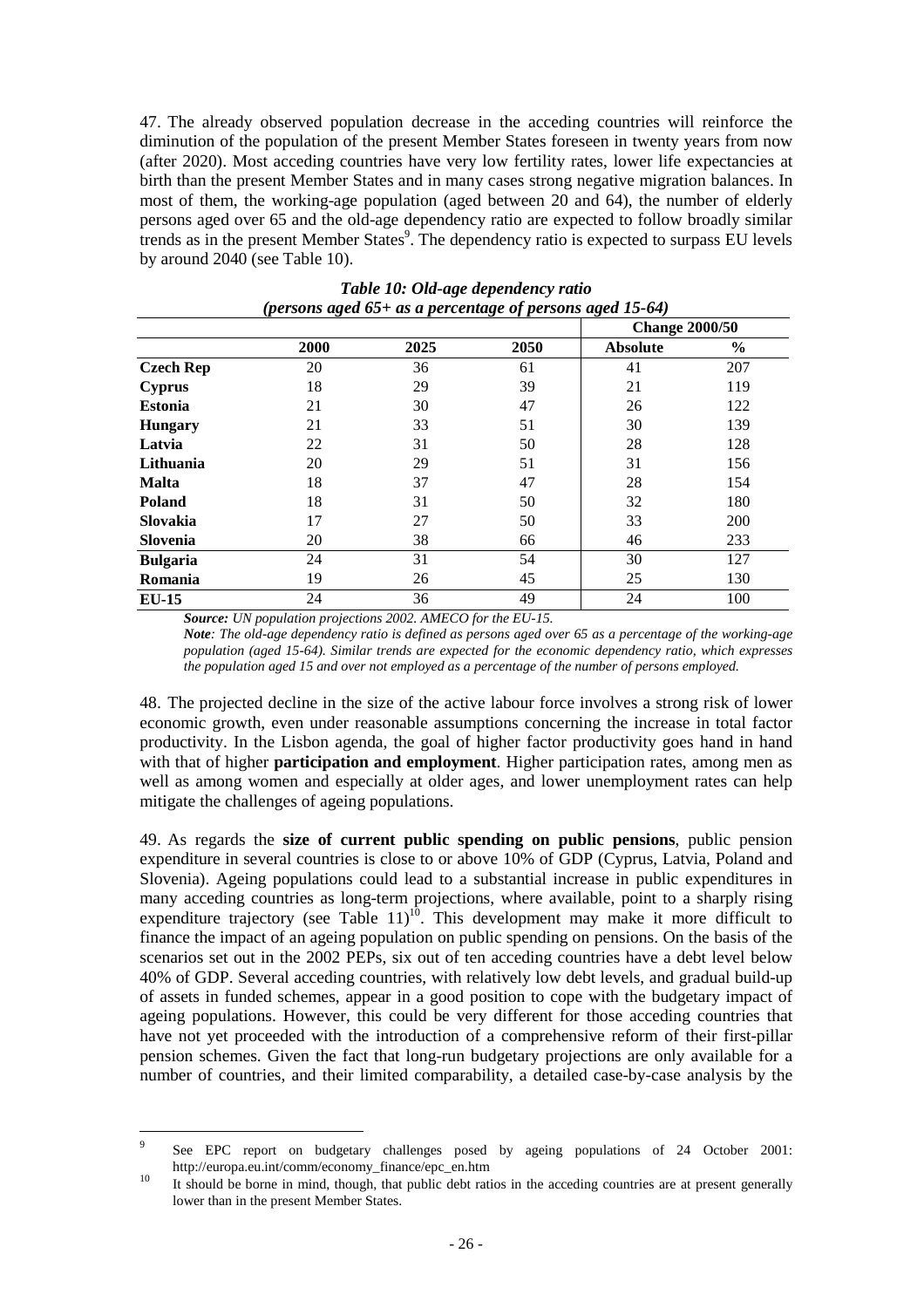47. The already observed population decrease in the acceding countries will reinforce the diminution of the population of the present Member States foreseen in twenty years from now (after 2020). Most acceding countries have very low fertility rates, lower life expectancies at birth than the present Member States and in many cases strong negative migration balances. In most of them, the working-age population (aged between 20 and 64), the number of elderly persons aged over 65 and the old-age dependency ratio are expected to follow broadly similar trends as in the present Member States[9]. The dependency ratio is expected to surpass EU levels by around 2040 (see Table 10).

***Table 10: Old-age dependency ratio***
***(persons aged 65+ as a percentage of persons aged 15-64)***

| | 2000 | 2025 | 2050 | Change 2000/50 | |
|---|---|---|---|---|---|
| | | | | **Absolute** | **%** |
| **Czech Rep** | 20 | 36 | 61 | 41 | 207 |
| **Cyprus** | 18 | 29 | 39 | 21 | 119 |
| **Estonia** | 21 | 30 | 47 | 26 | 122 |
| **Hungary** | 21 | 33 | 51 | 30 | 139 |
| **Latvia** | 22 | 31 | 50 | 28 | 128 |
| **Lithuania** | 20 | 29 | 51 | 31 | 156 |
| **Malta** | 18 | 37 | 47 | 28 | 154 |
| **Poland** | 18 | 31 | 50 | 32 | 180 |
| **Slovakia** | 17 | 27 | 50 | 33 | 200 |
| **Slovenia** | 20 | 38 | 66 | 46 | 233 |
| **Bulgaria** | 24 | 31 | 54 | 30 | 127 |
| **Romania** | 19 | 26 | 45 | 25 | 130 |
| **EU-15** | 24 | 36 | 49 | 24 | 100 |

***Source:*** *UN population projections 2002. AMECO for the EU-15.*
***Note****: The old-age dependency ratio is defined as persons aged over 65 as a percentage of the working-age population (aged 15-64). Similar trends are expected for the economic dependency ratio, which expresses the population aged 15 and over not employed as a percentage of the number of persons employed.*

48. The projected decline in the size of the active labour force involves a strong risk of lower economic growth, even under reasonable assumptions concerning the increase in total factor productivity. In the Lisbon agenda, the goal of higher factor productivity goes hand in hand with that of higher **participation and employment**. Higher participation rates, among men as well as among women and especially at older ages, and lower unemployment rates can help mitigate the challenges of ageing populations.

49. As regards the **size of current public spending on public pensions**, public pension expenditure in several countries is close to or above 10% of GDP (Cyprus, Latvia, Poland and Slovenia). Ageing populations could lead to a substantial increase in public expenditures in many acceding countries as long-term projections, where available, point to a sharply rising expenditure trajectory (see Table 11)[10]. This development may make it more difficult to finance the impact of an ageing population on public spending on pensions. On the basis of the scenarios set out in the 2002 PEPs, six out of ten acceding countries have a debt level below 40% of GDP. Several acceding countries, with relatively low debt levels, and gradual build-up of assets in funded schemes, appear in a good position to cope with the budgetary impact of ageing populations. However, this could be very different for those acceding countries that have not yet proceeded with the introduction of a comprehensive reform of their first-pillar pension schemes. Given the fact that long-run budgetary projections are only available for a number of countries, and their limited comparability, a detailed case-by-case analysis by the

---

[9] See EPC report on budgetary challenges posed by ageing populations of 24 October 2001: http://europa.eu.int/comm/economy_finance/epc_en.htm

[10] It should be borne in mind, though, that public debt ratios in the acceding countries are at present generally lower than in the present Member States.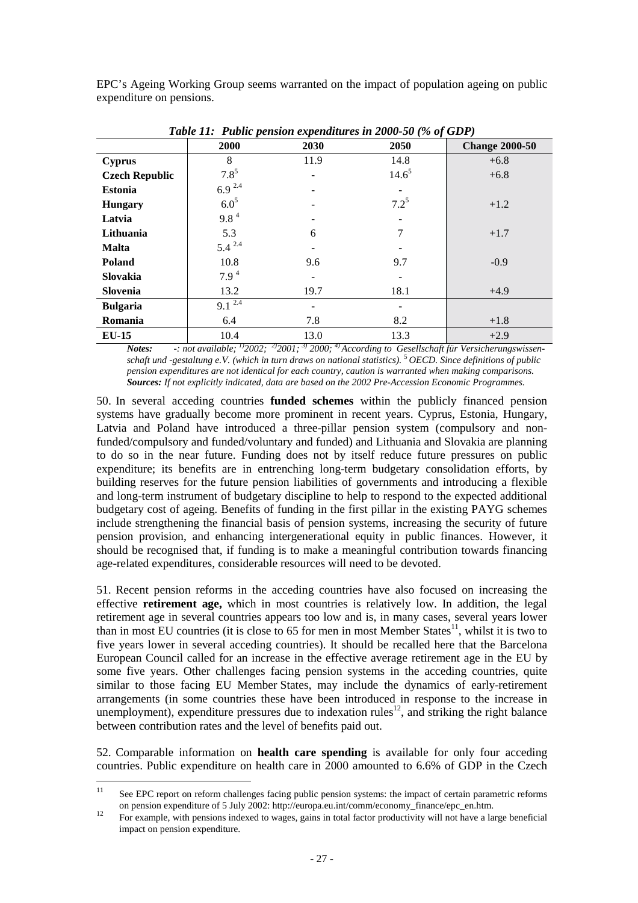EPC's Ageing Working Group seems warranted on the impact of population ageing on public expenditure on pensions.

*Table 11: Public pension expenditures in 2000-50 (% of GDP)*

| | 2000 | 2030 | 2050 | Change 2000-50 |
|---|---|---|---|---|
| **Cyprus** | 8 | 11.9 | 14.8 | +6.8 |
| **Czech Republic** | 7.8[5] | - | 14.6[5] | +6.8 |
| **Estonia** | 6.9 [2,4] | - | - | |
| **Hungary** | 6.0[5] | - | 7.2[5] | +1.2 |
| **Latvia** | 9.8 [4] | - | - | |
| **Lithuania** | 5.3 | 6 | 7 | +1.7 |
| **Malta** | 5.4 [2,4] | - | - | |
| **Poland** | 10.8 | 9.6 | 9.7 | -0.9 |
| **Slovakia** | 7.9 [4] | - | - | |
| **Slovenia** | 13.2 | 19.7 | 18.1 | +4.9 |
| **Bulgaria** | 9.1 [2,4] | - | - | |
| **Romania** | 6.4 | 7.8 | 8.2 | +1.8 |
| **EU-15** | 10.4 | 13.0 | 13.3 | +2.9 |

***Notes:*** *-: not available; [1]2002; [2]2001; [3] 2000; [4] According to Gesellschaft für Versicherungswissenschaft und -gestaltung e.V. (which in turn draws on national statistics).* [5] *OECD. Since definitions of public pension expenditures are not identical for each country, caution is warranted when making comparisons.*
***Sources:*** *If not explicitly indicated, data are based on the 2002 Pre-Accession Economic Programmes.*

50. In several acceding countries **funded schemes** within the publicly financed pension systems have gradually become more prominent in recent years. Cyprus, Estonia, Hungary, Latvia and Poland have introduced a three-pillar pension system (compulsory and non-funded/compulsory and funded/voluntary and funded) and Lithuania and Slovakia are planning to do so in the near future. Funding does not by itself reduce future pressures on public expenditure; its benefits are in entrenching long-term budgetary consolidation efforts, by building reserves for the future pension liabilities of governments and introducing a flexible and long-term instrument of budgetary discipline to help to respond to the expected additional budgetary cost of ageing. Benefits of funding in the first pillar in the existing PAYG schemes include strengthening the financial basis of pension systems, increasing the security of future pension provision, and enhancing intergenerational equity in public finances. However, it should be recognised that, if funding is to make a meaningful contribution towards financing age-related expenditures, considerable resources will need to be devoted.

51. Recent pension reforms in the acceding countries have also focused on increasing the effective **retirement age,** which in most countries is relatively low. In addition, the legal retirement age in several countries appears too low and is, in many cases, several years lower than in most EU countries (it is close to 65 for men in most Member States[11], whilst it is two to five years lower in several acceding countries). It should be recalled here that the Barcelona European Council called for an increase in the effective average retirement age in the EU by some five years. Other challenges facing pension systems in the acceding countries, quite similar to those facing EU Member States, may include the dynamics of early-retirement arrangements (in some countries these have been introduced in response to the increase in unemployment), expenditure pressures due to indexation rules[12], and striking the right balance between contribution rates and the level of benefits paid out.

52. Comparable information on **health care spending** is available for only four acceding countries. Public expenditure on health care in 2000 amounted to 6.6% of GDP in the Czech

---

[11] See EPC report on reform challenges facing public pension systems: the impact of certain parametric reforms on pension expenditure of 5 July 2002: http://europa.eu.int/comm/economy_finance/epc_en.htm.

[12] For example, with pensions indexed to wages, gains in total factor productivity will not have a large beneficial impact on pension expenditure.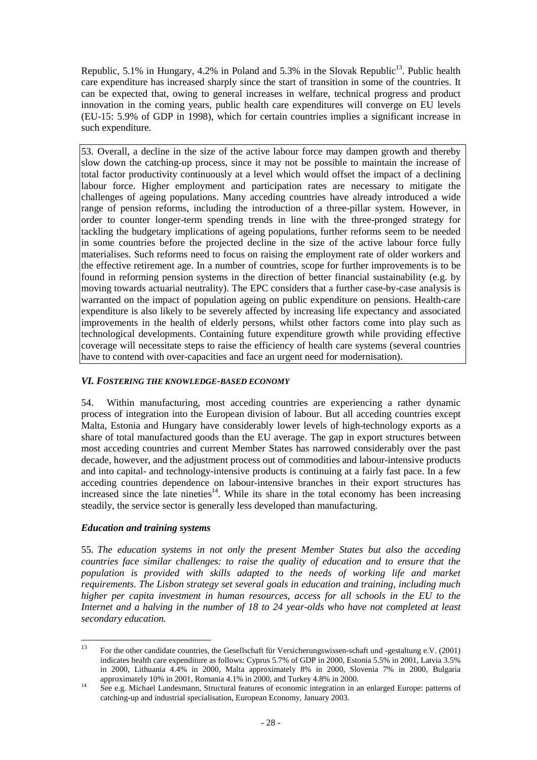Republic, 5.1% in Hungary, 4.2% in Poland and 5.3% in the Slovak Republic[13]. Public health care expenditure has increased sharply since the start of transition in some of the countries. It can be expected that, owing to general increases in welfare, technical progress and product innovation in the coming years, public health care expenditures will converge on EU levels (EU-15: 5.9% of GDP in 1998), which for certain countries implies a significant increase in such expenditure.

53. Overall, a decline in the size of the active labour force may dampen growth and thereby slow down the catching-up process, since it may not be possible to maintain the increase of total factor productivity continuously at a level which would offset the impact of a declining labour force. Higher employment and participation rates are necessary to mitigate the challenges of ageing populations. Many acceding countries have already introduced a wide range of pension reforms, including the introduction of a three-pillar system. However, in order to counter longer-term spending trends in line with the three-pronged strategy for tackling the budgetary implications of ageing populations, further reforms seem to be needed in some countries before the projected decline in the size of the active labour force fully materialises. Such reforms need to focus on raising the employment rate of older workers and the effective retirement age. In a number of countries, scope for further improvements is to be found in reforming pension systems in the direction of better financial sustainability (e.g. by moving towards actuarial neutrality). The EPC considers that a further case-by-case analysis is warranted on the impact of population ageing on public expenditure on pensions. Health-care expenditure is also likely to be severely affected by increasing life expectancy and associated improvements in the health of elderly persons, whilst other factors come into play such as technological developments. Containing future expenditure growth while providing effective coverage will necessitate steps to raise the efficiency of health care systems (several countries have to contend with over-capacities and face an urgent need for modernisation).

### *VI. Fostering the knowledge-based economy*

54. Within manufacturing, most acceding countries are experiencing a rather dynamic process of integration into the European division of labour. But all acceding countries except Malta, Estonia and Hungary have considerably lower levels of high-technology exports as a share of total manufactured goods than the EU average. The gap in export structures between most acceding countries and current Member States has narrowed considerably over the past decade, however, and the adjustment process out of commodities and labour-intensive products and into capital- and technology-intensive products is continuing at a fairly fast pace. In a few acceding countries dependence on labour-intensive branches in their export structures has increased since the late nineties[14]. While its share in the total economy has been increasing steadily, the service sector is generally less developed than manufacturing.

#### *Education and training systems*

55. *The education systems in not only the present Member States but also the acceding countries face similar challenges: to raise the quality of education and to ensure that the population is provided with skills adapted to the needs of working life and market requirements. The Lisbon strategy set several goals in education and training, including much higher per capita investment in human resources, access for all schools in the EU to the Internet and a halving in the number of 18 to 24 year-olds who have not completed at least secondary education.*

---

[13] For the other candidate countries, the Gesellschaft für Versicherungswissen-schaft und -gestaltung e.V. (2001) indicates health care expenditure as follows: Cyprus 5.7% of GDP in 2000, Estonia 5.5% in 2001, Latvia 3.5% in 2000, Lithuania 4.4% in 2000, Malta approximately 8% in 2000, Slovenia 7% in 2000, Bulgaria approximately 10% in 2001, Romania 4.1% in 2000, and Turkey 4.8% in 2000.

[14] See e.g. Michael Landesmann, Structural features of economic integration in an enlarged Europe: patterns of catching-up and industrial specialisation, European Economy, January 2003.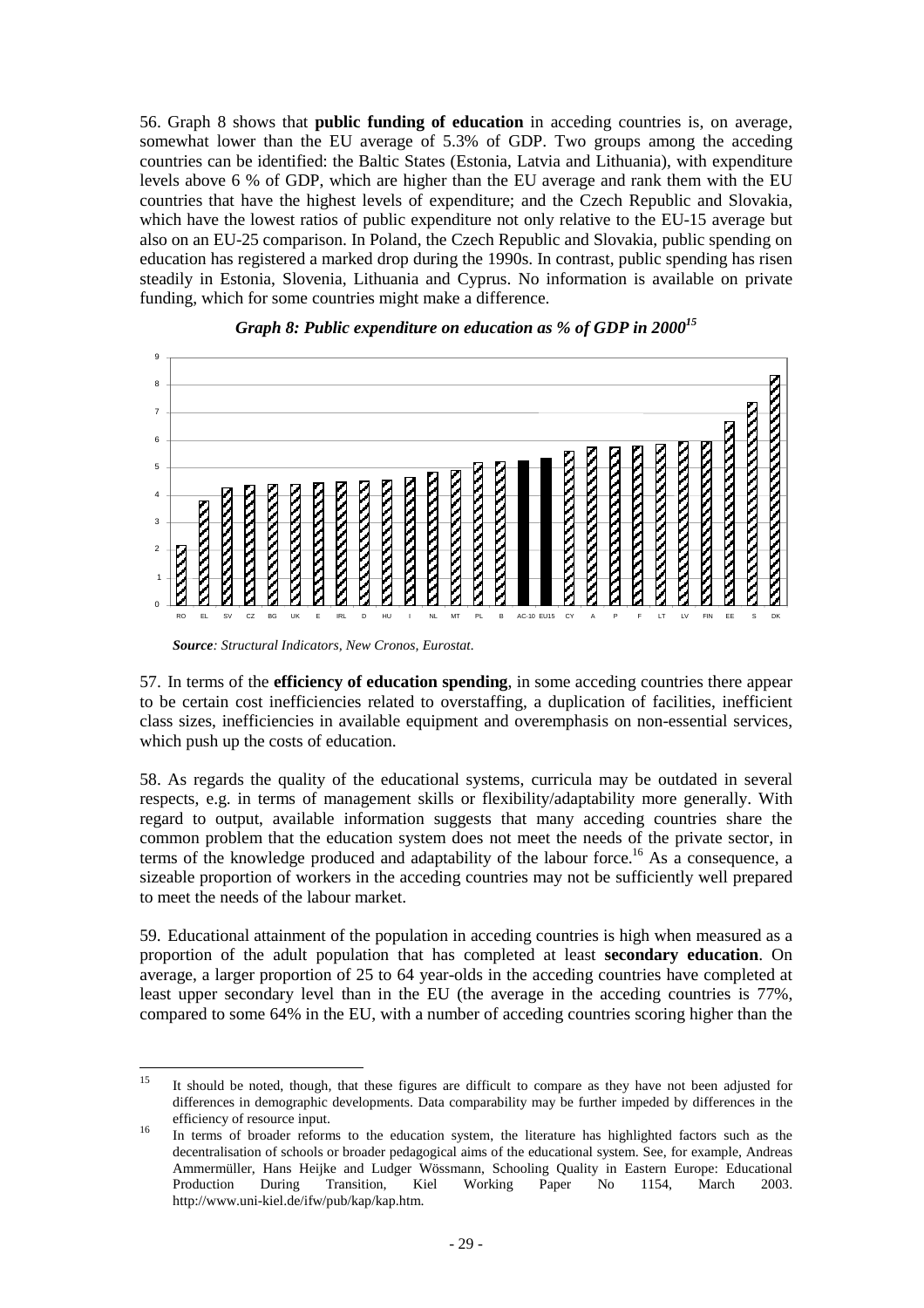56. Graph 8 shows that **public funding of education** in acceding countries is, on average, somewhat lower than the EU average of 5.3% of GDP. Two groups among the acceding countries can be identified: the Baltic States (Estonia, Latvia and Lithuania), with expenditure levels above 6 % of GDP, which are higher than the EU average and rank them with the EU countries that have the highest levels of expenditure; and the Czech Republic and Slovakia, which have the lowest ratios of public expenditure not only relative to the EU-15 average but also on an EU-25 comparison. In Poland, the Czech Republic and Slovakia, public spending on education has registered a marked drop during the 1990s. In contrast, public spending has risen steadily in Estonia, Slovenia, Lithuania and Cyprus. No information is available on private funding, which for some countries might make a difference.

***Graph 8: Public expenditure on education as % of GDP in 2000***[15]

*__Source__: Structural Indicators, New Cronos, Eurostat.*

57. In terms of the **efficiency of education spending**, in some acceding countries there appear to be certain cost inefficiencies related to overstaffing, a duplication of facilities, inefficient class sizes, inefficiencies in available equipment and overemphasis on non-essential services, which push up the costs of education.

58. As regards the quality of the educational systems, curricula may be outdated in several respects, e.g. in terms of management skills or flexibility/adaptability more generally. With regard to output, available information suggests that many acceding countries share the common problem that the education system does not meet the needs of the private sector, in terms of the knowledge produced and adaptability of the labour force.[16] As a consequence, a sizeable proportion of workers in the acceding countries may not be sufficiently well prepared to meet the needs of the labour market.

59. Educational attainment of the population in acceding countries is high when measured as a proportion of the adult population that has completed at least **secondary education**. On average, a larger proportion of 25 to 64 year-olds in the acceding countries have completed at least upper secondary level than in the EU (the average in the acceding countries is 77%, compared to some 64% in the EU, with a number of acceding countries scoring higher than the

---

[15] It should be noted, though, that these figures are difficult to compare as they have not been adjusted for differences in demographic developments. Data comparability may be further impeded by differences in the efficiency of resource input.

[16] In terms of broader reforms to the education system, the literature has highlighted factors such as the decentralisation of schools or broader pedagogical aims of the educational system. See, for example, Andreas Ammermüller, Hans Heijke and Ludger Wössmann, Schooling Quality in Eastern Europe: Educational Production During Transition, Kiel Working Paper No 1154, March 2003. http://www.uni-kiel.de/ifw/pub/kap/kap.htm.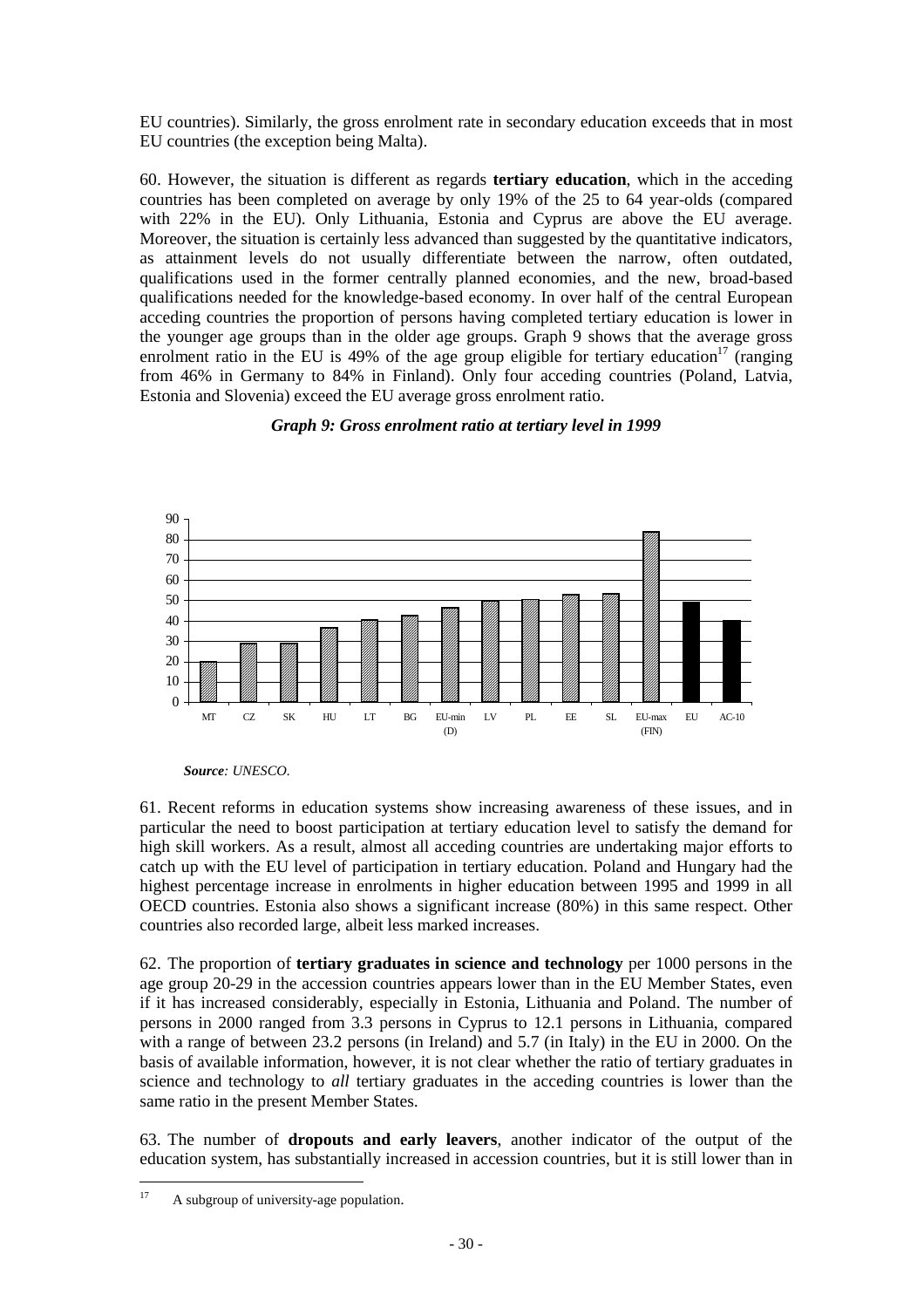EU countries). Similarly, the gross enrolment rate in secondary education exceeds that in most EU countries (the exception being Malta).

60. However, the situation is different as regards **tertiary education**, which in the acceding countries has been completed on average by only 19% of the 25 to 64 year-olds (compared with 22% in the EU). Only Lithuania, Estonia and Cyprus are above the EU average. Moreover, the situation is certainly less advanced than suggested by the quantitative indicators, as attainment levels do not usually differentiate between the narrow, often outdated, qualifications used in the former centrally planned economies, and the new, broad-based qualifications needed for the knowledge-based economy. In over half of the central European acceding countries the proportion of persons having completed tertiary education is lower in the younger age groups than in the older age groups. Graph 9 shows that the average gross enrolment ratio in the EU is 49% of the age group eligible for tertiary education[17] (ranging from 46% in Germany to 84% in Finland). Only four acceding countries (Poland, Latvia, Estonia and Slovenia) exceed the EU average gross enrolment ratio.

***Graph 9: Gross enrolment ratio at tertiary level in 1999***

*Source: UNESCO.*

61. Recent reforms in education systems show increasing awareness of these issues, and in particular the need to boost participation at tertiary education level to satisfy the demand for high skill workers. As a result, almost all acceding countries are undertaking major efforts to catch up with the EU level of participation in tertiary education. Poland and Hungary had the highest percentage increase in enrolments in higher education between 1995 and 1999 in all OECD countries. Estonia also shows a significant increase (80%) in this same respect. Other countries also recorded large, albeit less marked increases.

62. The proportion of **tertiary graduates in science and technology** per 1000 persons in the age group 20-29 in the accession countries appears lower than in the EU Member States, even if it has increased considerably, especially in Estonia, Lithuania and Poland. The number of persons in 2000 ranged from 3.3 persons in Cyprus to 12.1 persons in Lithuania, compared with a range of between 23.2 persons (in Ireland) and 5.7 (in Italy) in the EU in 2000. On the basis of available information, however, it is not clear whether the ratio of tertiary graduates in science and technology to *all* tertiary graduates in the acceding countries is lower than the same ratio in the present Member States.

63. The number of **dropouts and early leavers**, another indicator of the output of the education system, has substantially increased in accession countries, but it is still lower than in

---

[17] A subgroup of university-age population.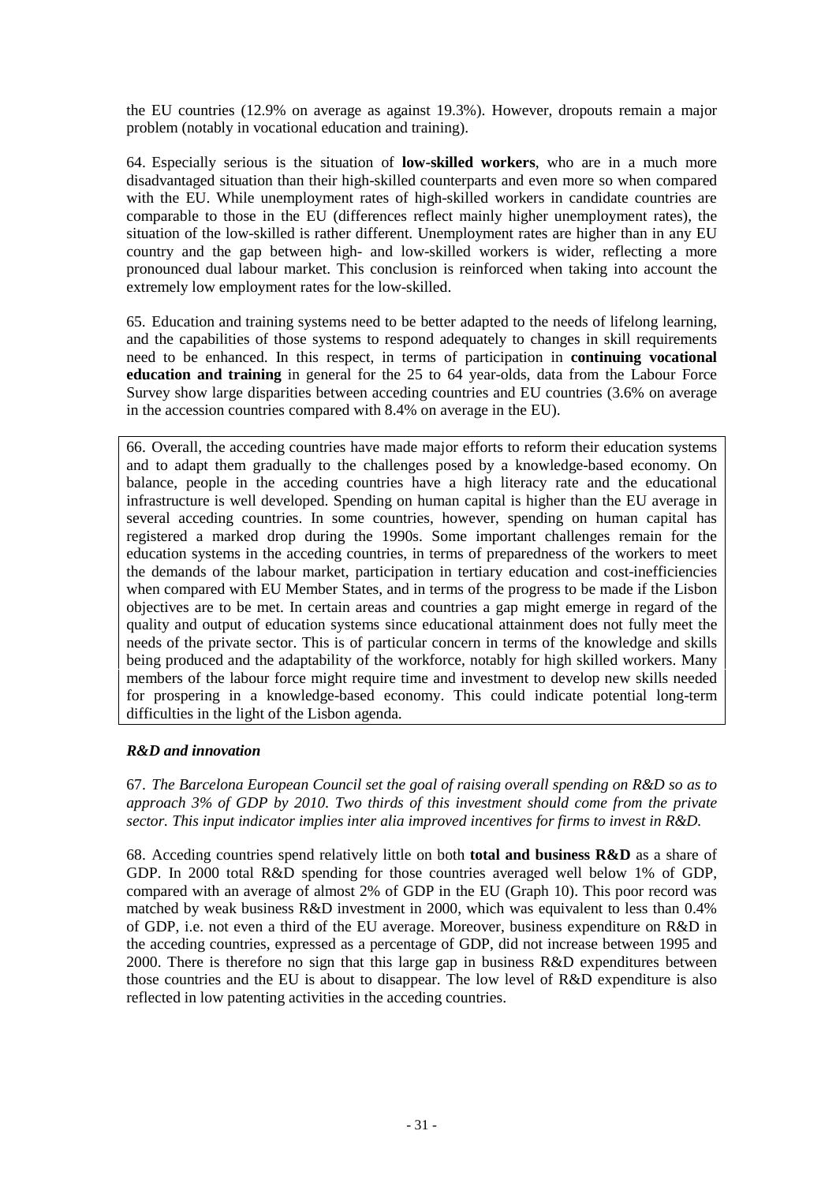the EU countries (12.9% on average as against 19.3%). However, dropouts remain a major problem (notably in vocational education and training).

64. Especially serious is the situation of **low-skilled workers**, who are in a much more disadvantaged situation than their high-skilled counterparts and even more so when compared with the EU. While unemployment rates of high-skilled workers in candidate countries are comparable to those in the EU (differences reflect mainly higher unemployment rates), the situation of the low-skilled is rather different. Unemployment rates are higher than in any EU country and the gap between high- and low-skilled workers is wider, reflecting a more pronounced dual labour market. This conclusion is reinforced when taking into account the extremely low employment rates for the low-skilled.

65. Education and training systems need to be better adapted to the needs of lifelong learning, and the capabilities of those systems to respond adequately to changes in skill requirements need to be enhanced. In this respect, in terms of participation in **continuing vocational education and training** in general for the 25 to 64 year-olds, data from the Labour Force Survey show large disparities between acceding countries and EU countries (3.6% on average in the accession countries compared with 8.4% on average in the EU).

66. Overall, the acceding countries have made major efforts to reform their education systems and to adapt them gradually to the challenges posed by a knowledge-based economy. On balance, people in the acceding countries have a high literacy rate and the educational infrastructure is well developed. Spending on human capital is higher than the EU average in several acceding countries. In some countries, however, spending on human capital has registered a marked drop during the 1990s. Some important challenges remain for the education systems in the acceding countries, in terms of preparedness of the workers to meet the demands of the labour market, participation in tertiary education and cost-inefficiencies when compared with EU Member States, and in terms of the progress to be made if the Lisbon objectives are to be met. In certain areas and countries a gap might emerge in regard of the quality and output of education systems since educational attainment does not fully meet the needs of the private sector. This is of particular concern in terms of the knowledge and skills being produced and the adaptability of the workforce, notably for high skilled workers. Many members of the labour force might require time and investment to develop new skills needed for prospering in a knowledge-based economy. This could indicate potential long-term difficulties in the light of the Lisbon agenda.

***R&D and innovation***

67. *The Barcelona European Council set the goal of raising overall spending on R&D so as to approach 3% of GDP by 2010. Two thirds of this investment should come from the private sector. This input indicator implies inter alia improved incentives for firms to invest in R&D.*

68. Acceding countries spend relatively little on both **total and business R&D** as a share of GDP. In 2000 total R&D spending for those countries averaged well below 1% of GDP, compared with an average of almost 2% of GDP in the EU (Graph 10). This poor record was matched by weak business R&D investment in 2000, which was equivalent to less than 0.4% of GDP, i.e. not even a third of the EU average. Moreover, business expenditure on R&D in the acceding countries, expressed as a percentage of GDP, did not increase between 1995 and 2000. There is therefore no sign that this large gap in business R&D expenditures between those countries and the EU is about to disappear. The low level of R&D expenditure is also reflected in low patenting activities in the acceding countries.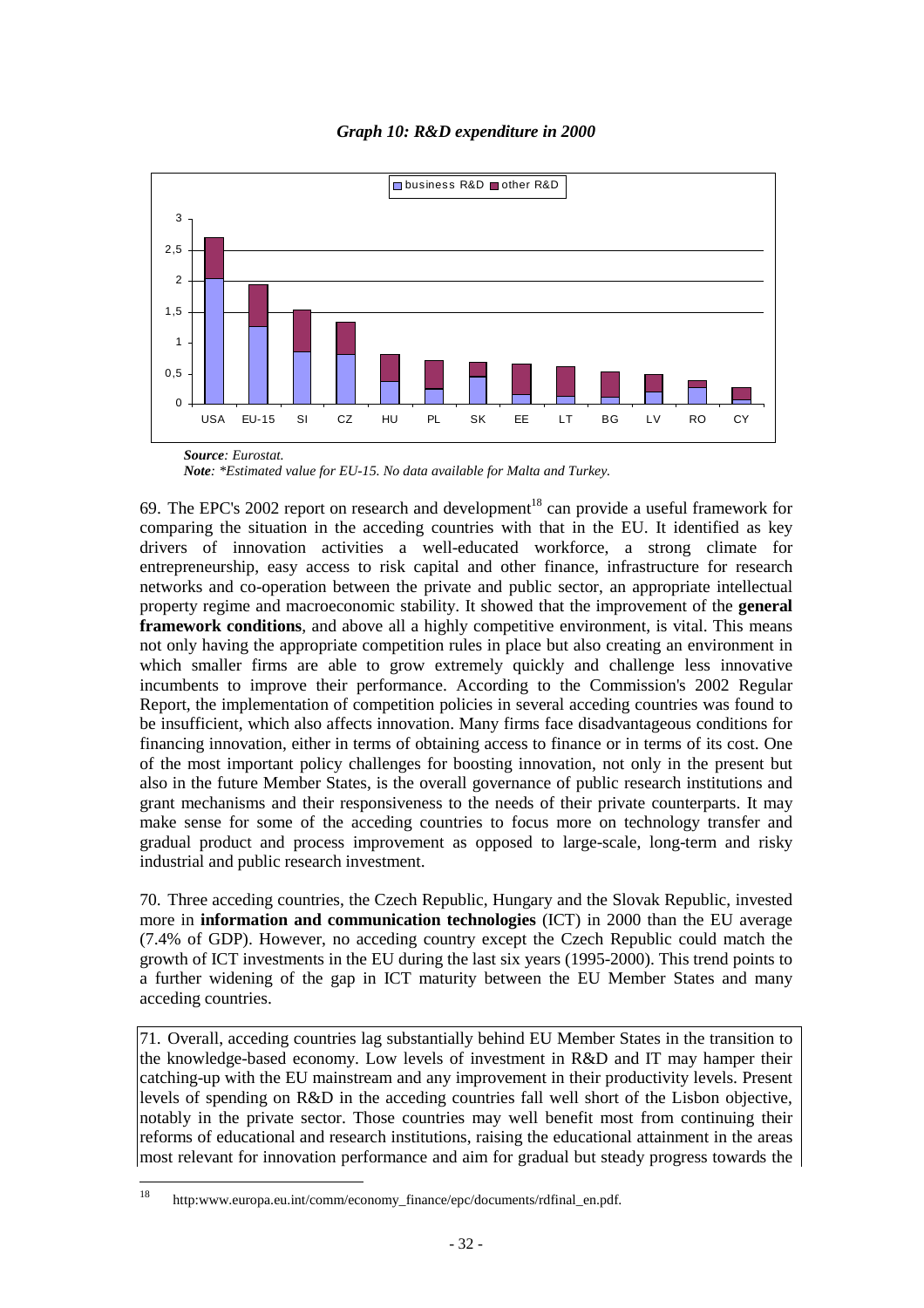*Graph 10: R&D expenditure in 2000*

*Source: Eurostat.*
*Note: \*Estimated value for EU-15. No data available for Malta and Turkey.*

69. The EPC's 2002 report on research and development[18] can provide a useful framework for comparing the situation in the acceding countries with that in the EU. It identified as key drivers of innovation activities a well-educated workforce, a strong climate for entrepreneurship, easy access to risk capital and other finance, infrastructure for research networks and co-operation between the private and public sector, an appropriate intellectual property regime and macroeconomic stability. It showed that the improvement of the **general framework conditions**, and above all a highly competitive environment, is vital. This means not only having the appropriate competition rules in place but also creating an environment in which smaller firms are able to grow extremely quickly and challenge less innovative incumbents to improve their performance. According to the Commission's 2002 Regular Report, the implementation of competition policies in several acceding countries was found to be insufficient, which also affects innovation. Many firms face disadvantageous conditions for financing innovation, either in terms of obtaining access to finance or in terms of its cost. One of the most important policy challenges for boosting innovation, not only in the present but also in the future Member States, is the overall governance of public research institutions and grant mechanisms and their responsiveness to the needs of their private counterparts. It may make sense for some of the acceding countries to focus more on technology transfer and gradual product and process improvement as opposed to large-scale, long-term and risky industrial and public research investment.

70. Three acceding countries, the Czech Republic, Hungary and the Slovak Republic, invested more in **information and communication technologies** (ICT) in 2000 than the EU average (7.4% of GDP). However, no acceding country except the Czech Republic could match the growth of ICT investments in the EU during the last six years (1995-2000). This trend points to a further widening of the gap in ICT maturity between the EU Member States and many acceding countries.

71. Overall, acceding countries lag substantially behind EU Member States in the transition to the knowledge-based economy. Low levels of investment in R&D and IT may hamper their catching-up with the EU mainstream and any improvement in their productivity levels. Present levels of spending on R&D in the acceding countries fall well short of the Lisbon objective, notably in the private sector. Those countries may well benefit most from continuing their reforms of educational and research institutions, raising the educational attainment in the areas most relevant for innovation performance and aim for gradual but steady progress towards the

[18] http:www.europa.eu.int/comm/economy_finance/epc/documents/rdfinal_en.pdf.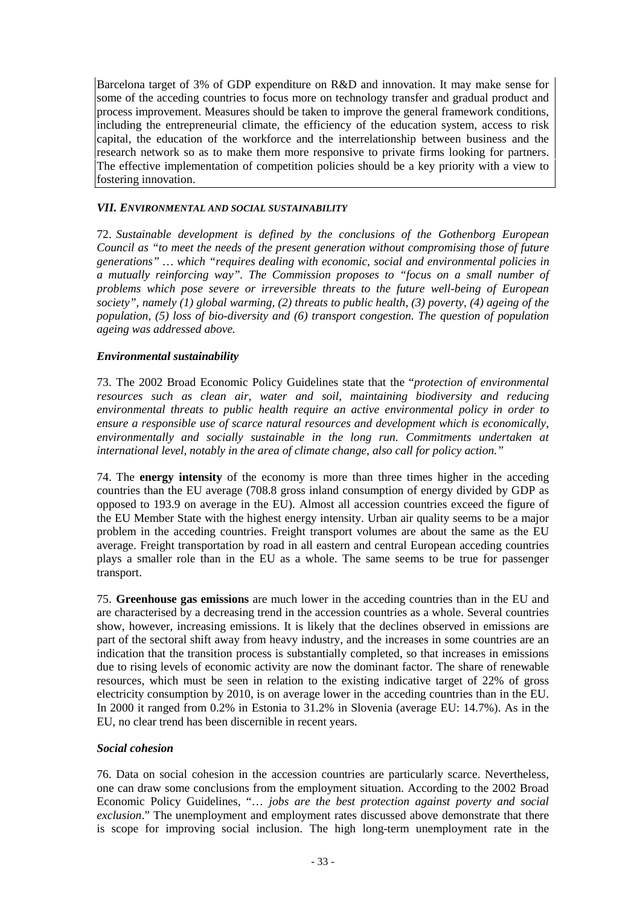Barcelona target of 3% of GDP expenditure on R&D and innovation. It may make sense for some of the acceding countries to focus more on technology transfer and gradual product and process improvement. Measures should be taken to improve the general framework conditions, including the entrepreneurial climate, the efficiency of the education system, access to risk capital, the education of the workforce and the interrelationship between business and the research network so as to make them more responsive to private firms looking for partners. The effective implementation of competition policies should be a key priority with a view to fostering innovation.

### *VII. ENVIRONMENTAL AND SOCIAL SUSTAINABILITY*

72. *Sustainable development is defined by the conclusions of the Gothenborg European Council as "to meet the needs of the present generation without compromising those of future generations" … which "requires dealing with economic, social and environmental policies in a mutually reinforcing way". The Commission proposes to "focus on a small number of problems which pose severe or irreversible threats to the future well-being of European society", namely (1) global warming, (2) threats to public health, (3) poverty, (4) ageing of the population, (5) loss of bio-diversity and (6) transport congestion. The question of population ageing was addressed above.*

#### *Environmental sustainability*

73. The 2002 Broad Economic Policy Guidelines state that the "*protection of environmental resources such as clean air, water and soil, maintaining biodiversity and reducing environmental threats to public health require an active environmental policy in order to ensure a responsible use of scarce natural resources and development which is economically, environmentally and socially sustainable in the long run. Commitments undertaken at international level, notably in the area of climate change, also call for policy action."*

74. The **energy intensity** of the economy is more than three times higher in the acceding countries than the EU average (708.8 gross inland consumption of energy divided by GDP as opposed to 193.9 on average in the EU). Almost all accession countries exceed the figure of the EU Member State with the highest energy intensity. Urban air quality seems to be a major problem in the acceding countries. Freight transport volumes are about the same as the EU average. Freight transportation by road in all eastern and central European acceding countries plays a smaller role than in the EU as a whole. The same seems to be true for passenger transport.

75. **Greenhouse gas emissions** are much lower in the acceding countries than in the EU and are characterised by a decreasing trend in the accession countries as a whole. Several countries show, however, increasing emissions. It is likely that the declines observed in emissions are part of the sectoral shift away from heavy industry, and the increases in some countries are an indication that the transition process is substantially completed, so that increases in emissions due to rising levels of economic activity are now the dominant factor. The share of renewable resources, which must be seen in relation to the existing indicative target of 22% of gross electricity consumption by 2010, is on average lower in the acceding countries than in the EU. In 2000 it ranged from 0.2% in Estonia to 31.2% in Slovenia (average EU: 14.7%). As in the EU, no clear trend has been discernible in recent years.

#### *Social cohesion*

76. Data on social cohesion in the accession countries are particularly scarce. Nevertheless, one can draw some conclusions from the employment situation. According to the 2002 Broad Economic Policy Guidelines, "… *jobs are the best protection against poverty and social exclusion*." The unemployment and employment rates discussed above demonstrate that there is scope for improving social inclusion. The high long-term unemployment rate in the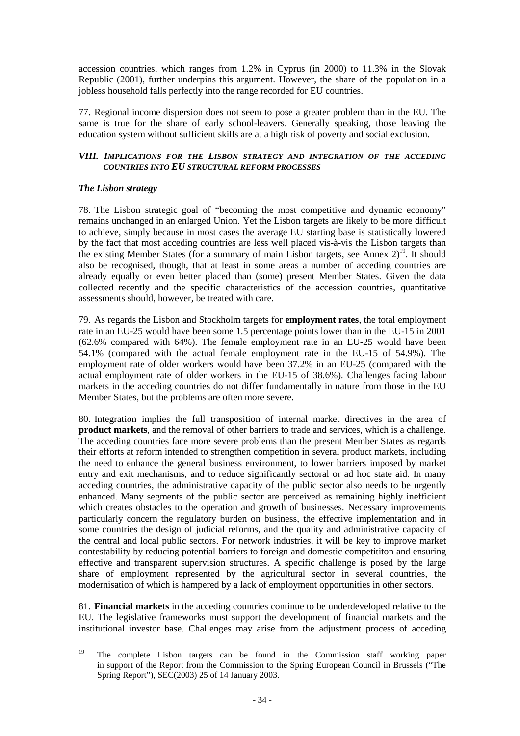accession countries, which ranges from 1.2% in Cyprus (in 2000) to 11.3% in the Slovak Republic (2001), further underpins this argument. However, the share of the population in a jobless household falls perfectly into the range recorded for EU countries.

77. Regional income dispersion does not seem to pose a greater problem than in the EU. The same is true for the share of early school-leavers. Generally speaking, those leaving the education system without sufficient skills are at a high risk of poverty and social exclusion.

## *VIII. IMPLICATIONS FOR THE LISBON STRATEGY AND INTEGRATION OF THE ACCEDING COUNTRIES INTO EU STRUCTURAL REFORM PROCESSES*

### *The Lisbon strategy*

78. The Lisbon strategic goal of "becoming the most competitive and dynamic economy" remains unchanged in an enlarged Union. Yet the Lisbon targets are likely to be more difficult to achieve, simply because in most cases the average EU starting base is statistically lowered by the fact that most acceding countries are less well placed vis-à-vis the Lisbon targets than the existing Member States (for a summary of main Lisbon targets, see Annex 2)[19]. It should also be recognised, though, that at least in some areas a number of acceding countries are already equally or even better placed than (some) present Member States. Given the data collected recently and the specific characteristics of the accession countries, quantitative assessments should, however, be treated with care.

79. As regards the Lisbon and Stockholm targets for **employment rates**, the total employment rate in an EU-25 would have been some 1.5 percentage points lower than in the EU-15 in 2001 (62.6% compared with 64%). The female employment rate in an EU-25 would have been 54.1% (compared with the actual female employment rate in the EU-15 of 54.9%). The employment rate of older workers would have been 37.2% in an EU-25 (compared with the actual employment rate of older workers in the EU-15 of 38.6%). Challenges facing labour markets in the acceding countries do not differ fundamentally in nature from those in the EU Member States, but the problems are often more severe.

80. Integration implies the full transposition of internal market directives in the area of **product markets**, and the removal of other barriers to trade and services, which is a challenge. The acceding countries face more severe problems than the present Member States as regards their efforts at reform intended to strengthen competition in several product markets, including the need to enhance the general business environment, to lower barriers imposed by market entry and exit mechanisms, and to reduce significantly sectoral or ad hoc state aid. In many acceding countries, the administrative capacity of the public sector also needs to be urgently enhanced. Many segments of the public sector are perceived as remaining highly inefficient which creates obstacles to the operation and growth of businesses. Necessary improvements particularly concern the regulatory burden on business, the effective implementation and in some countries the design of judicial reforms, and the quality and administrative capacity of the central and local public sectors. For network industries, it will be key to improve market contestability by reducing potential barriers to foreign and domestic competititon and ensuring effective and transparent supervision structures. A specific challenge is posed by the large share of employment represented by the agricultural sector in several countries, the modernisation of which is hampered by a lack of employment opportunities in other sectors.

81. **Financial markets** in the acceding countries continue to be underdeveloped relative to the EU. The legislative frameworks must support the development of financial markets and the institutional investor base. Challenges may arise from the adjustment process of acceding

---

[19] The complete Lisbon targets can be found in the Commission staff working paper in support of the Report from the Commission to the Spring European Council in Brussels ("The Spring Report"), SEC(2003) 25 of 14 January 2003.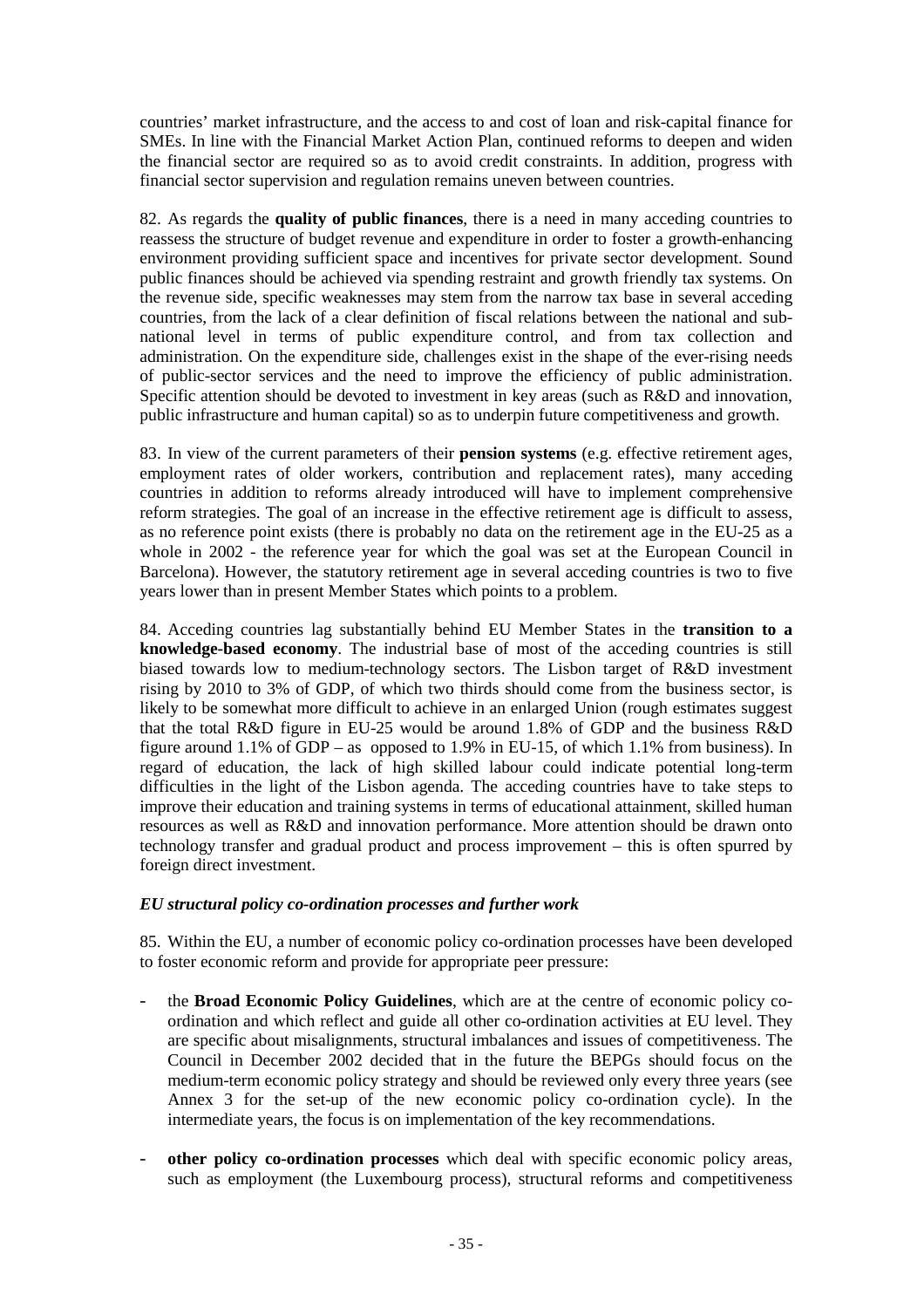countries' market infrastructure, and the access to and cost of loan and risk-capital finance for SMEs. In line with the Financial Market Action Plan, continued reforms to deepen and widen the financial sector are required so as to avoid credit constraints. In addition, progress with financial sector supervision and regulation remains uneven between countries.

82. As regards the **quality of public finances**, there is a need in many acceding countries to reassess the structure of budget revenue and expenditure in order to foster a growth-enhancing environment providing sufficient space and incentives for private sector development. Sound public finances should be achieved via spending restraint and growth friendly tax systems. On the revenue side, specific weaknesses may stem from the narrow tax base in several acceding countries, from the lack of a clear definition of fiscal relations between the national and sub-national level in terms of public expenditure control, and from tax collection and administration. On the expenditure side, challenges exist in the shape of the ever-rising needs of public-sector services and the need to improve the efficiency of public administration. Specific attention should be devoted to investment in key areas (such as R&D and innovation, public infrastructure and human capital) so as to underpin future competitiveness and growth.

83. In view of the current parameters of their **pension systems** (e.g. effective retirement ages, employment rates of older workers, contribution and replacement rates), many acceding countries in addition to reforms already introduced will have to implement comprehensive reform strategies. The goal of an increase in the effective retirement age is difficult to assess, as no reference point exists (there is probably no data on the retirement age in the EU-25 as a whole in 2002 - the reference year for which the goal was set at the European Council in Barcelona). However, the statutory retirement age in several acceding countries is two to five years lower than in present Member States which points to a problem.

84. Acceding countries lag substantially behind EU Member States in the **transition to a knowledge-based economy**. The industrial base of most of the acceding countries is still biased towards low to medium-technology sectors. The Lisbon target of R&D investment rising by 2010 to 3% of GDP, of which two thirds should come from the business sector, is likely to be somewhat more difficult to achieve in an enlarged Union (rough estimates suggest that the total R&D figure in EU-25 would be around 1.8% of GDP and the business R&D figure around 1.1% of GDP – as opposed to 1.9% in EU-15, of which 1.1% from business). In regard of education, the lack of high skilled labour could indicate potential long-term difficulties in the light of the Lisbon agenda. The acceding countries have to take steps to improve their education and training systems in terms of educational attainment, skilled human resources as well as R&D and innovation performance. More attention should be drawn onto technology transfer and gradual product and process improvement – this is often spurred by foreign direct investment.

### *EU structural policy co-ordination processes and further work*

85. Within the EU, a number of economic policy co-ordination processes have been developed to foster economic reform and provide for appropriate peer pressure:

- the **Broad Economic Policy Guidelines**, which are at the centre of economic policy co-ordination and which reflect and guide all other co-ordination activities at EU level. They are specific about misalignments, structural imbalances and issues of competitiveness. The Council in December 2002 decided that in the future the BEPGs should focus on the medium-term economic policy strategy and should be reviewed only every three years (see Annex 3 for the set-up of the new economic policy co-ordination cycle). In the intermediate years, the focus is on implementation of the key recommendations.
- **other policy co-ordination processes** which deal with specific economic policy areas, such as employment (the Luxembourg process), structural reforms and competitiveness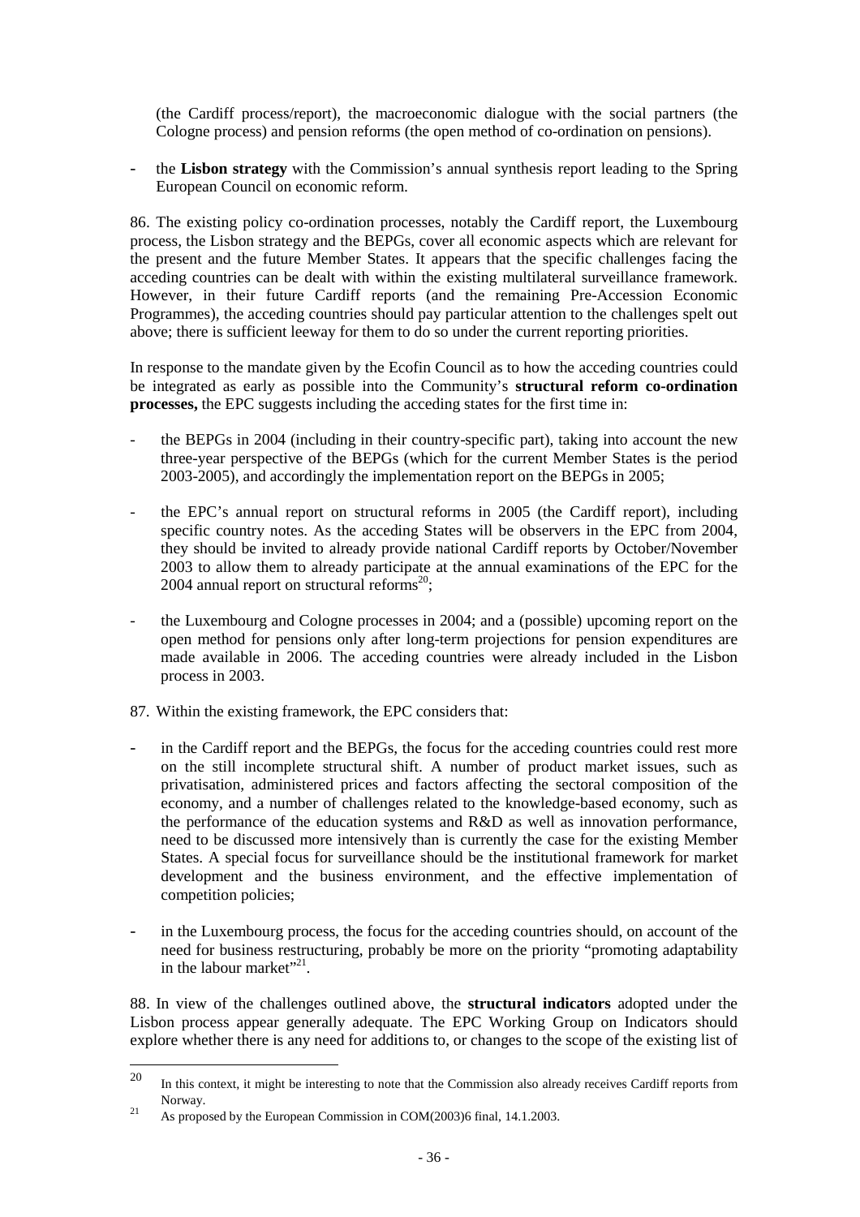(the Cardiff process/report), the macroeconomic dialogue with the social partners (the Cologne process) and pension reforms (the open method of co-ordination on pensions).

- the **Lisbon strategy** with the Commission's annual synthesis report leading to the Spring European Council on economic reform.

86. The existing policy co-ordination processes, notably the Cardiff report, the Luxembourg process, the Lisbon strategy and the BEPGs, cover all economic aspects which are relevant for the present and the future Member States. It appears that the specific challenges facing the acceding countries can be dealt with within the existing multilateral surveillance framework. However, in their future Cardiff reports (and the remaining Pre-Accession Economic Programmes), the acceding countries should pay particular attention to the challenges spelt out above; there is sufficient leeway for them to do so under the current reporting priorities.

In response to the mandate given by the Ecofin Council as to how the acceding countries could be integrated as early as possible into the Community's **structural reform co-ordination processes,** the EPC suggests including the acceding states for the first time in:

- the BEPGs in 2004 (including in their country-specific part), taking into account the new three-year perspective of the BEPGs (which for the current Member States is the period 2003-2005), and accordingly the implementation report on the BEPGs in 2005;

- the EPC's annual report on structural reforms in 2005 (the Cardiff report), including specific country notes. As the acceding States will be observers in the EPC from 2004, they should be invited to already provide national Cardiff reports by October/November 2003 to allow them to already participate at the annual examinations of the EPC for the 2004 annual report on structural reforms[20];

- the Luxembourg and Cologne processes in 2004; and a (possible) upcoming report on the open method for pensions only after long-term projections for pension expenditures are made available in 2006. The acceding countries were already included in the Lisbon process in 2003.

87. Within the existing framework, the EPC considers that:

- in the Cardiff report and the BEPGs, the focus for the acceding countries could rest more on the still incomplete structural shift. A number of product market issues, such as privatisation, administered prices and factors affecting the sectoral composition of the economy, and a number of challenges related to the knowledge-based economy, such as the performance of the education systems and R&D as well as innovation performance, need to be discussed more intensively than is currently the case for the existing Member States. A special focus for surveillance should be the institutional framework for market development and the business environment, and the effective implementation of competition policies;

- in the Luxembourg process, the focus for the acceding countries should, on account of the need for business restructuring, probably be more on the priority "promoting adaptability in the labour market"[21].

88. In view of the challenges outlined above, the **structural indicators** adopted under the Lisbon process appear generally adequate. The EPC Working Group on Indicators should explore whether there is any need for additions to, or changes to the scope of the existing list of

---

[20] In this context, it might be interesting to note that the Commission also already receives Cardiff reports from Norway.

[21] As proposed by the European Commission in COM(2003)6 final, 14.1.2003.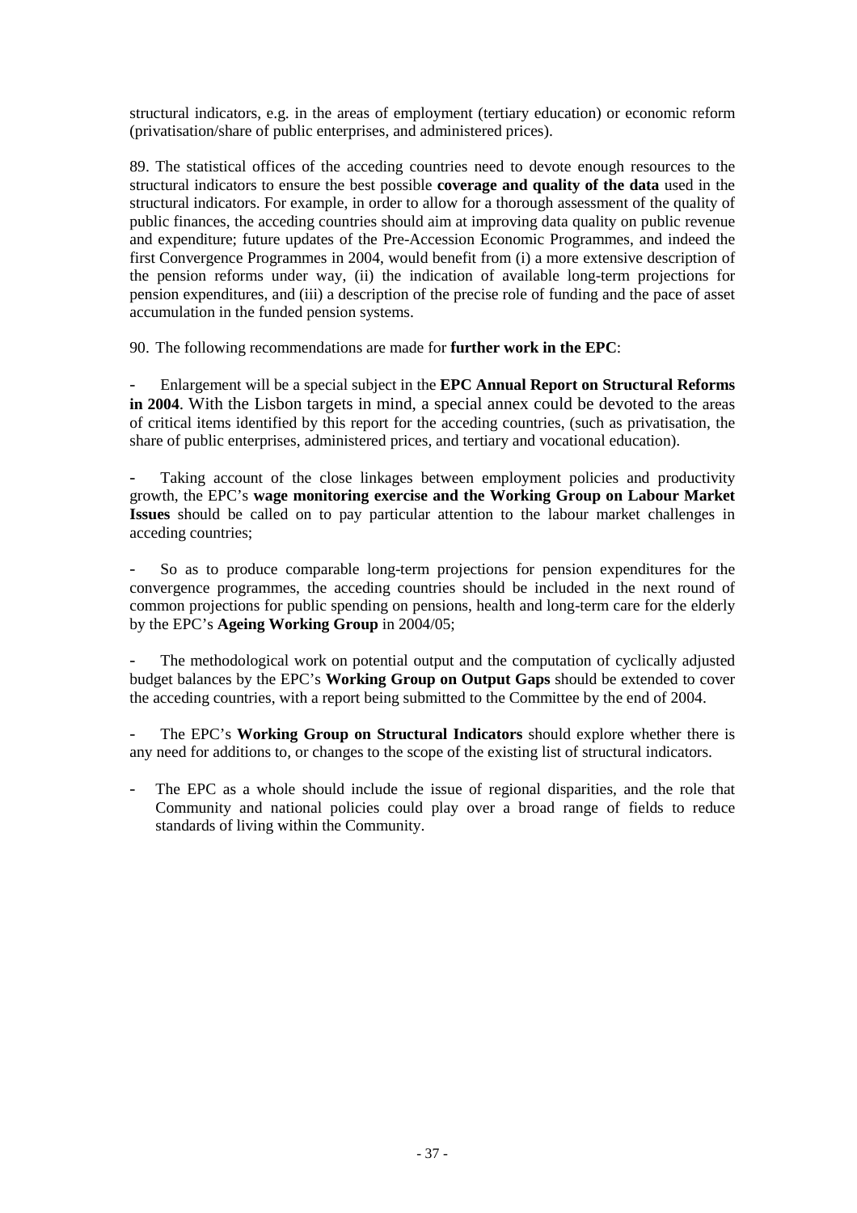structural indicators, e.g. in the areas of employment (tertiary education) or economic reform (privatisation/share of public enterprises, and administered prices).

89. The statistical offices of the acceding countries need to devote enough resources to the structural indicators to ensure the best possible **coverage and quality of the data** used in the structural indicators. For example, in order to allow for a thorough assessment of the quality of public finances, the acceding countries should aim at improving data quality on public revenue and expenditure; future updates of the Pre-Accession Economic Programmes, and indeed the first Convergence Programmes in 2004, would benefit from (i) a more extensive description of the pension reforms under way, (ii) the indication of available long-term projections for pension expenditures, and (iii) a description of the precise role of funding and the pace of asset accumulation in the funded pension systems.

90. The following recommendations are made for **further work in the EPC**:

- Enlargement will be a special subject in the **EPC Annual Report on Structural Reforms in 2004**. With the Lisbon targets in mind, a special annex could be devoted to the areas of critical items identified by this report for the acceding countries, (such as privatisation, the share of public enterprises, administered prices, and tertiary and vocational education).

- Taking account of the close linkages between employment policies and productivity growth, the EPC's **wage monitoring exercise and the Working Group on Labour Market Issues** should be called on to pay particular attention to the labour market challenges in acceding countries;

- So as to produce comparable long-term projections for pension expenditures for the convergence programmes, the acceding countries should be included in the next round of common projections for public spending on pensions, health and long-term care for the elderly by the EPC's **Ageing Working Group** in 2004/05;

- The methodological work on potential output and the computation of cyclically adjusted budget balances by the EPC's **Working Group on Output Gaps** should be extended to cover the acceding countries, with a report being submitted to the Committee by the end of 2004.

- The EPC's **Working Group on Structural Indicators** should explore whether there is any need for additions to, or changes to the scope of the existing list of structural indicators.

- The EPC as a whole should include the issue of regional disparities, and the role that Community and national policies could play over a broad range of fields to reduce standards of living within the Community.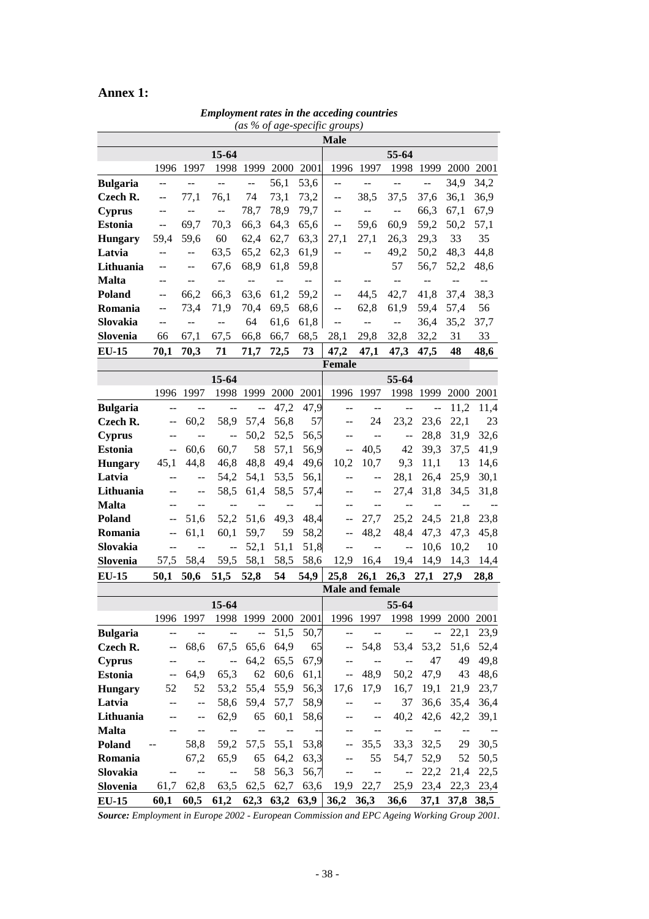## Annex 1:

***Employment rates in the acceding countries***
*(as % of age-specific groups)*

| | Male | | | | | | | | | | | |
|---|---|---|---|---|---|---|---|---|---|---|---|---|
| | 15-64 | | | | | | 55-64 | | | | | |
| | 1996 | 1997 | 1998 | 1999 | 2000 | 2001 | 1996 | 1997 | 1998 | 1999 | 2000 | 2001 |
| **Bulgaria** | -- | -- | -- | -- | 56,1 | 53,6 | -- | -- | -- | -- | 34,9 | 34,2 |
| **Czech R.** | -- | 77,1 | 76,1 | 74 | 73,1 | 73,2 | -- | 38,5 | 37,5 | 37,6 | 36,1 | 36,9 |
| **Cyprus** | -- | -- | -- | 78,7 | 78,9 | 79,7 | -- | -- | -- | 66,3 | 67,1 | 67,9 |
| **Estonia** | -- | 69,7 | 70,3 | 66,3 | 64,3 | 65,6 | -- | 59,6 | 60,9 | 59,2 | 50,2 | 57,1 |
| **Hungary** | 59,4 | 59,6 | 60 | 62,4 | 62,7 | 63,3 | 27,1 | 27,1 | 26,3 | 29,3 | 33 | 35 |
| **Latvia** | -- | -- | 63,5 | 65,2 | 62,3 | 61,9 | -- | -- | 49,2 | 50,2 | 48,3 | 44,8 |
| **Lithuania** | -- | -- | 67,6 | 68,9 | 61,8 | 59,8 | | | 57 | 56,7 | 52,2 | 48,6 |
| **Malta** | -- | -- | -- | -- | -- | -- | -- | -- | -- | -- | -- | -- |
| **Poland** | -- | 66,2 | 66,3 | 63,6 | 61,2 | 59,2 | -- | 44,5 | 42,7 | 41,8 | 37,4 | 38,3 |
| **Romania** | -- | 73,4 | 71,9 | 70,4 | 69,5 | 68,6 | -- | 62,8 | 61,9 | 59,4 | 57,4 | 56 |
| **Slovakia** | -- | -- | -- | 64 | 61,6 | 61,8 | -- | -- | -- | 36,4 | 35,2 | 37,7 |
| **Slovenia** | 66 | 67,1 | 67,5 | 66,8 | 66,7 | 68,5 | 28,1 | 29,8 | 32,8 | 32,2 | 31 | 33 |
| **EU-15** | **70,1** | **70,3** | **71** | **71,7** | **72,5** | **73** | **47,2** | **47,1** | **47,3** | **47,5** | **48** | **48,6** |
| | **Female** | | | | | | | | | | | |
| | 15-64 | | | | | | 55-64 | | | | | |
| | 1996 | 1997 | 1998 | 1999 | 2000 | 2001 | 1996 | 1997 | 1998 | 1999 | 2000 | 2001 |
| **Bulgaria** | -- | -- | -- | -- | 47,2 | 47,9 | -- | -- | -- | -- | 11,2 | 11,4 |
| **Czech R.** | -- | 60,2 | 58,9 | 57,4 | 56,8 | 57 | -- | 24 | 23,2 | 23,6 | 22,1 | 23 |
| **Cyprus** | -- | -- | -- | 50,2 | 52,5 | 56,5 | -- | -- | -- | 28,8 | 31,9 | 32,6 |
| **Estonia** | -- | 60,6 | 60,7 | 58 | 57,1 | 56,9 | -- | 40,5 | 42 | 39,3 | 37,5 | 41,9 |
| **Hungary** | 45,1 | 44,8 | 46,8 | 48,8 | 49,4 | 49,6 | 10,2 | 10,7 | 9,3 | 11,1 | 13 | 14,6 |
| **Latvia** | -- | -- | 54,2 | 54,1 | 53,5 | 56,1 | -- | -- | 28,1 | 26,4 | 25,9 | 30,1 |
| **Lithuania** | -- | -- | 58,5 | 61,4 | 58,5 | 57,4 | -- | -- | 27,4 | 31,8 | 34,5 | 31,8 |
| **Malta** | -- | -- | -- | -- | -- | -- | -- | -- | -- | -- | -- | -- |
| **Poland** | -- | 51,6 | 52,2 | 51,6 | 49,3 | 48,4 | -- | 27,7 | 25,2 | 24,5 | 21,8 | 23,8 |
| **Romania** | -- | 61,1 | 60,1 | 59,7 | 59 | 58,2 | -- | 48,2 | 48,4 | 47,3 | 47,3 | 45,8 |
| **Slovakia** | -- | -- | -- | 52,1 | 51,1 | 51,8 | -- | -- | -- | 10,6 | 10,2 | 10 |
| **Slovenia** | 57,5 | 58,4 | 59,5 | 58,1 | 58,5 | 58,6 | 12,9 | 16,4 | 19,4 | 14,9 | 14,3 | 14,4 |
| **EU-15** | **50,1** | **50,6** | **51,5** | **52,8** | **54** | **54,9** | **25,8** | **26,1** | **26,3** | **27,1** | **27,9** | **28,8** |
| | **Male and female** | | | | | | | | | | | |
| | 15-64 | | | | | | 55-64 | | | | | |
| | 1996 | 1997 | 1998 | 1999 | 2000 | 2001 | 1996 | 1997 | 1998 | 1999 | 2000 | 2001 |
| **Bulgaria** | -- | -- | -- | -- | 51,5 | 50,7 | -- | -- | -- | -- | 22,1 | 23,9 |
| **Czech R.** | -- | 68,6 | 67,5 | 65,6 | 64,9 | 65 | -- | 54,8 | 53,4 | 53,2 | 51,6 | 52,4 |
| **Cyprus** | -- | -- | -- | 64,2 | 65,5 | 67,9 | -- | -- | -- | 47 | 49 | 49,8 |
| **Estonia** | -- | 64,9 | 65,3 | 62 | 60,6 | 61,1 | -- | 48,9 | 50,2 | 47,9 | 43 | 48,6 |
| **Hungary** | 52 | 52 | 53,2 | 55,4 | 55,9 | 56,3 | 17,6 | 17,9 | 16,7 | 19,1 | 21,9 | 23,7 |
| **Latvia** | -- | -- | 58,6 | 59,4 | 57,7 | 58,9 | -- | -- | 37 | 36,6 | 35,4 | 36,4 |
| **Lithuania** | -- | -- | 62,9 | 65 | 60,1 | 58,6 | -- | -- | 40,2 | 42,6 | 42,2 | 39,1 |
| **Malta** | -- | -- | -- | -- | -- | -- | -- | -- | -- | -- | -- | -- |
| **Poland** | -- | 58,8 | 59,2 | 57,5 | 55,1 | 53,8 | -- | 35,5 | 33,3 | 32,5 | 29 | 30,5 |
| **Romania** | | 67,2 | 65,9 | 65 | 64,2 | 63,3 | -- | 55 | 54,7 | 52,9 | 52 | 50,5 |
| **Slovakia** | -- | -- | -- | 58 | 56,3 | 56,7 | -- | -- | -- | 22,2 | 21,4 | 22,5 |
| **Slovenia** | 61,7 | 62,8 | 63,5 | 62,5 | 62,7 | 63,6 | 19,9 | 22,7 | 25,9 | 23,4 | 22,3 | 23,4 |
| **EU-15** | **60,1** | **60,5** | **61,2** | **62,3** | **63,2** | **63,9** | **36,2** | **36,3** | **36,6** | **37,1** | **37,8** | **38,5** |

***Source:*** *Employment in Europe 2002 - European Commission and EPC Ageing Working Group 2001.*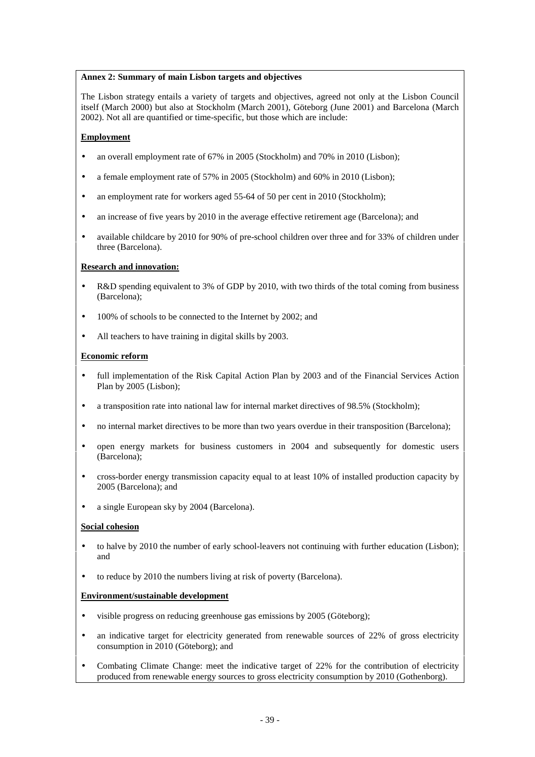**Annex 2: Summary of main Lisbon targets and objectives**

The Lisbon strategy entails a variety of targets and objectives, agreed not only at the Lisbon Council itself (March 2000) but also at Stockholm (March 2001), Göteborg (June 2001) and Barcelona (March 2002). Not all are quantified or time-specific, but those which are include:

**Employment**

- an overall employment rate of 67% in 2005 (Stockholm) and 70% in 2010 (Lisbon);
- a female employment rate of 57% in 2005 (Stockholm) and 60% in 2010 (Lisbon);
- an employment rate for workers aged 55-64 of 50 per cent in 2010 (Stockholm);
- an increase of five years by 2010 in the average effective retirement age (Barcelona); and
- available childcare by 2010 for 90% of pre-school children over three and for 33% of children under three (Barcelona).

**Research and innovation:**

- R&D spending equivalent to 3% of GDP by 2010, with two thirds of the total coming from business (Barcelona);
- 100% of schools to be connected to the Internet by 2002; and
- All teachers to have training in digital skills by 2003.

**Economic reform**

- full implementation of the Risk Capital Action Plan by 2003 and of the Financial Services Action Plan by 2005 (Lisbon);
- a transposition rate into national law for internal market directives of 98.5% (Stockholm);
- no internal market directives to be more than two years overdue in their transposition (Barcelona);
- open energy markets for business customers in 2004 and subsequently for domestic users (Barcelona);
- cross-border energy transmission capacity equal to at least 10% of installed production capacity by 2005 (Barcelona); and
- a single European sky by 2004 (Barcelona).

**Social cohesion**

- to halve by 2010 the number of early school-leavers not continuing with further education (Lisbon); and
- to reduce by 2010 the numbers living at risk of poverty (Barcelona).

**Environment/sustainable development**

- visible progress on reducing greenhouse gas emissions by 2005 (Göteborg);
- an indicative target for electricity generated from renewable sources of 22% of gross electricity consumption in 2010 (Göteborg); and
- Combating Climate Change: meet the indicative target of 22% for the contribution of electricity produced from renewable energy sources to gross electricity consumption by 2010 (Gothenborg).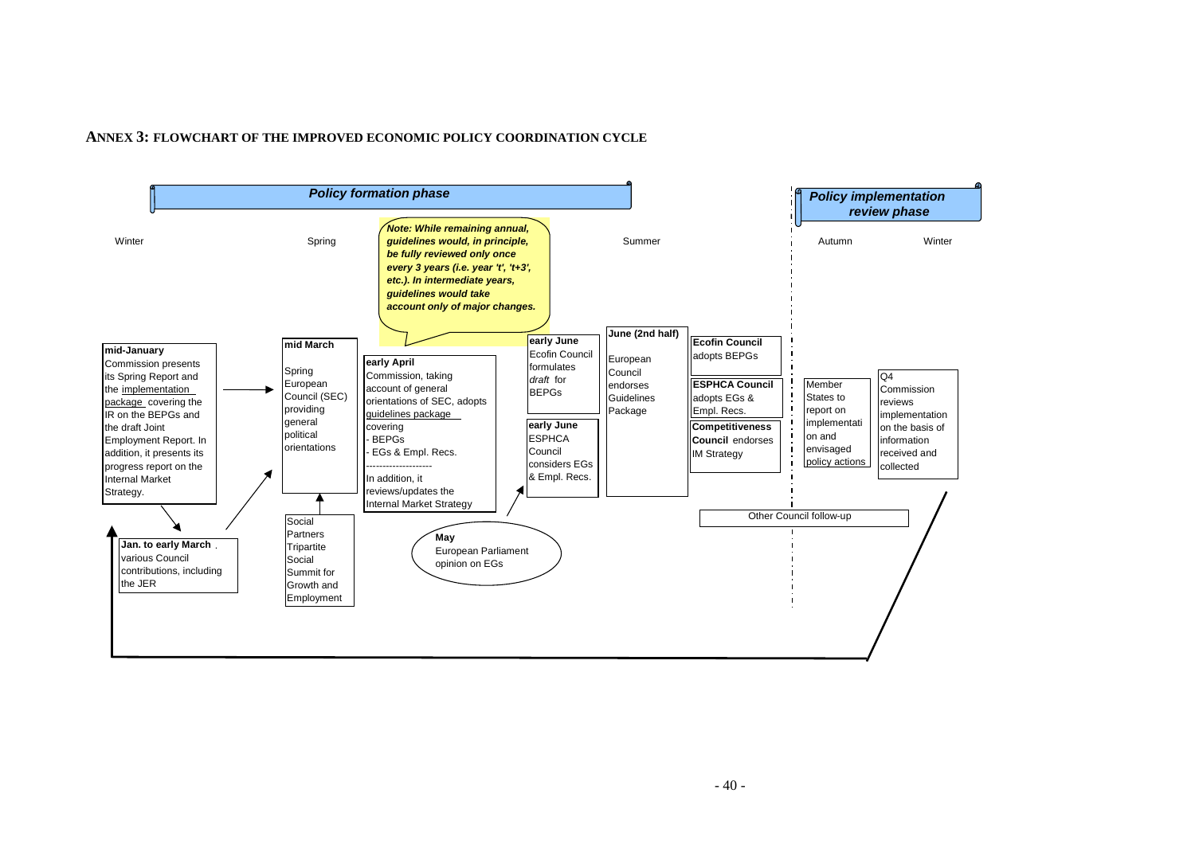**ANNEX 3: FLOWCHART OF THE IMPROVED ECONOMIC POLICY COORDINATION CYCLE**

***Policy formation phase***

***Policy implementation review phase***

Winter | Spring | Summer | Autumn | Winter

***Note: While remaining annual, guidelines would, in principle, be fully reviewed only once every 3 years (i.e. year 't', 't+3', etc.). In intermediate years, guidelines would take account only of major changes.***

**mid-January**
Commission presents its Spring Report and the implementation package covering the IR on the BEPGs and the draft Joint Employment Report. In addition, it presents its progress report on the Internal Market Strategy.

**Jan. to early March**
various Council contributions, including the JER

**mid March**
Spring European Council (SEC) providing general political orientations

Social Partners Tripartite Social Summit for Growth and Employment

**early April**
Commission, taking account of general orientations of SEC, adopts guidelines package covering
- BEPGs
- EGs & Empl. Recs.

In addition, it reviews/updates the Internal Market Strategy

**May**
European Parliament opinion on EGs

**early June**
Ecofin Council formulates *draft* for BEPGs

**early June**
ESPHCA Council considers EGs & Empl. Recs.

**June (2nd half)**
European Council endorses Guidelines Package

**Ecofin Council** adopts BEPGs

**ESPHCA Council** adopts EGs & Empl. Recs.

**Competitiveness Council** endorses IM Strategy

Other Council follow-up

Member States to report on implementation and envisaged policy actions

Q4
Commission reviews implementation on the basis of information received and collected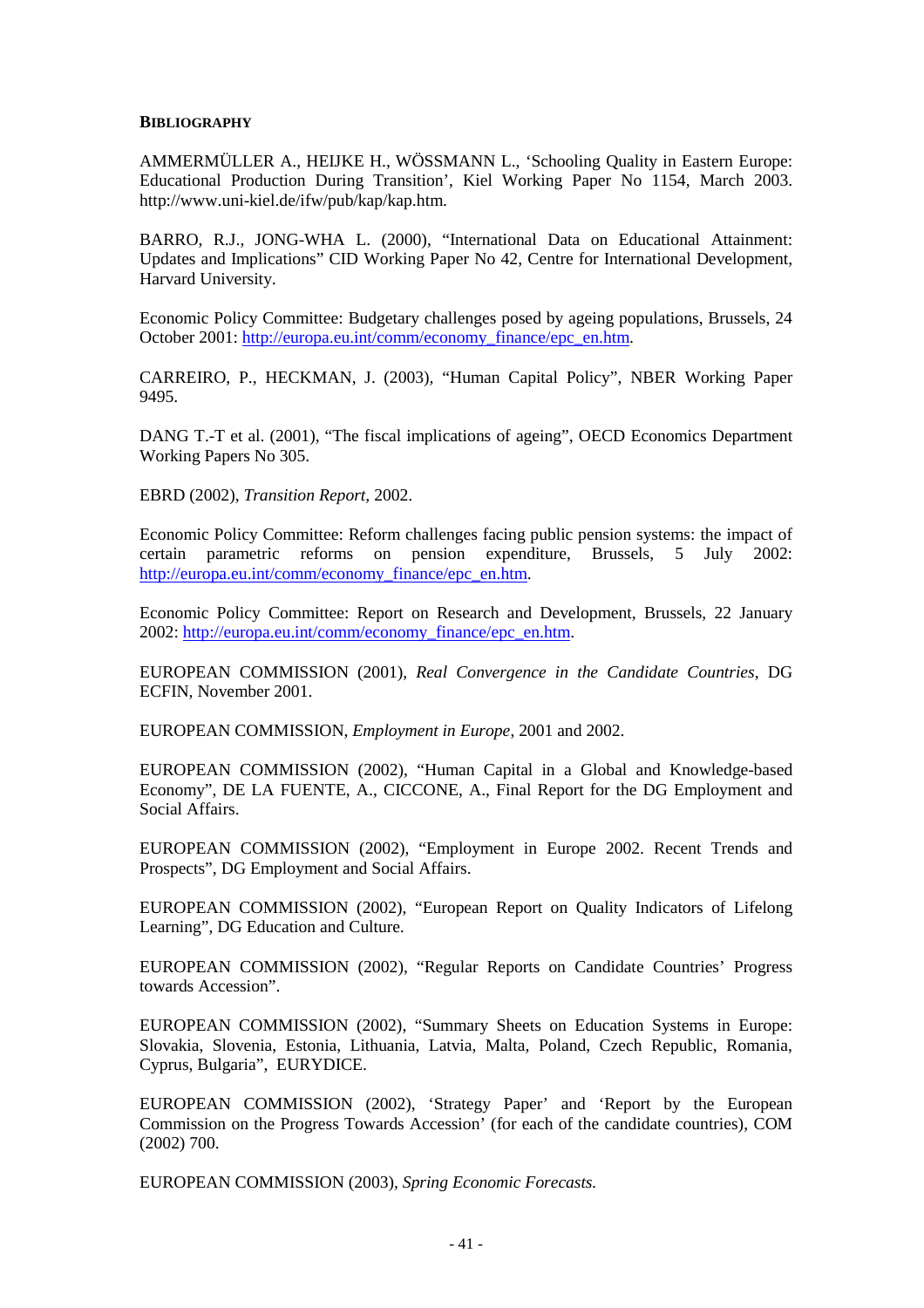**BIBLIOGRAPHY**

AMMERMÜLLER A., HEIJKE H., WÖSSMANN L., 'Schooling Quality in Eastern Europe: Educational Production During Transition', Kiel Working Paper No 1154, March 2003. http://www.uni-kiel.de/ifw/pub/kap/kap.htm.

BARRO, R.J., JONG-WHA L. (2000), "International Data on Educational Attainment: Updates and Implications" CID Working Paper No 42, Centre for International Development, Harvard University.

Economic Policy Committee: Budgetary challenges posed by ageing populations, Brussels, 24 October 2001: http://europa.eu.int/comm/economy_finance/epc_en.htm.

CARREIRO, P., HECKMAN, J. (2003), "Human Capital Policy", NBER Working Paper 9495.

DANG T.-T et al. (2001), "The fiscal implications of ageing", OECD Economics Department Working Papers No 305.

EBRD (2002), *Transition Report*, 2002.

Economic Policy Committee: Reform challenges facing public pension systems: the impact of certain parametric reforms on pension expenditure, Brussels, 5 July 2002: http://europa.eu.int/comm/economy_finance/epc_en.htm.

Economic Policy Committee: Report on Research and Development, Brussels, 22 January 2002: http://europa.eu.int/comm/economy_finance/epc_en.htm.

EUROPEAN COMMISSION (2001), *Real Convergence in the Candidate Countries*, DG ECFIN, November 2001.

EUROPEAN COMMISSION, *Employment in Europe*, 2001 and 2002.

EUROPEAN COMMISSION (2002), "Human Capital in a Global and Knowledge-based Economy", DE LA FUENTE, A., CICCONE, A., Final Report for the DG Employment and Social Affairs.

EUROPEAN COMMISSION (2002), "Employment in Europe 2002. Recent Trends and Prospects", DG Employment and Social Affairs.

EUROPEAN COMMISSION (2002), "European Report on Quality Indicators of Lifelong Learning", DG Education and Culture.

EUROPEAN COMMISSION (2002), "Regular Reports on Candidate Countries' Progress towards Accession".

EUROPEAN COMMISSION (2002), "Summary Sheets on Education Systems in Europe: Slovakia, Slovenia, Estonia, Lithuania, Latvia, Malta, Poland, Czech Republic, Romania, Cyprus, Bulgaria", EURYDICE.

EUROPEAN COMMISSION (2002), 'Strategy Paper' and 'Report by the European Commission on the Progress Towards Accession' (for each of the candidate countries), COM (2002) 700.

EUROPEAN COMMISSION (2003), *Spring Economic Forecasts.*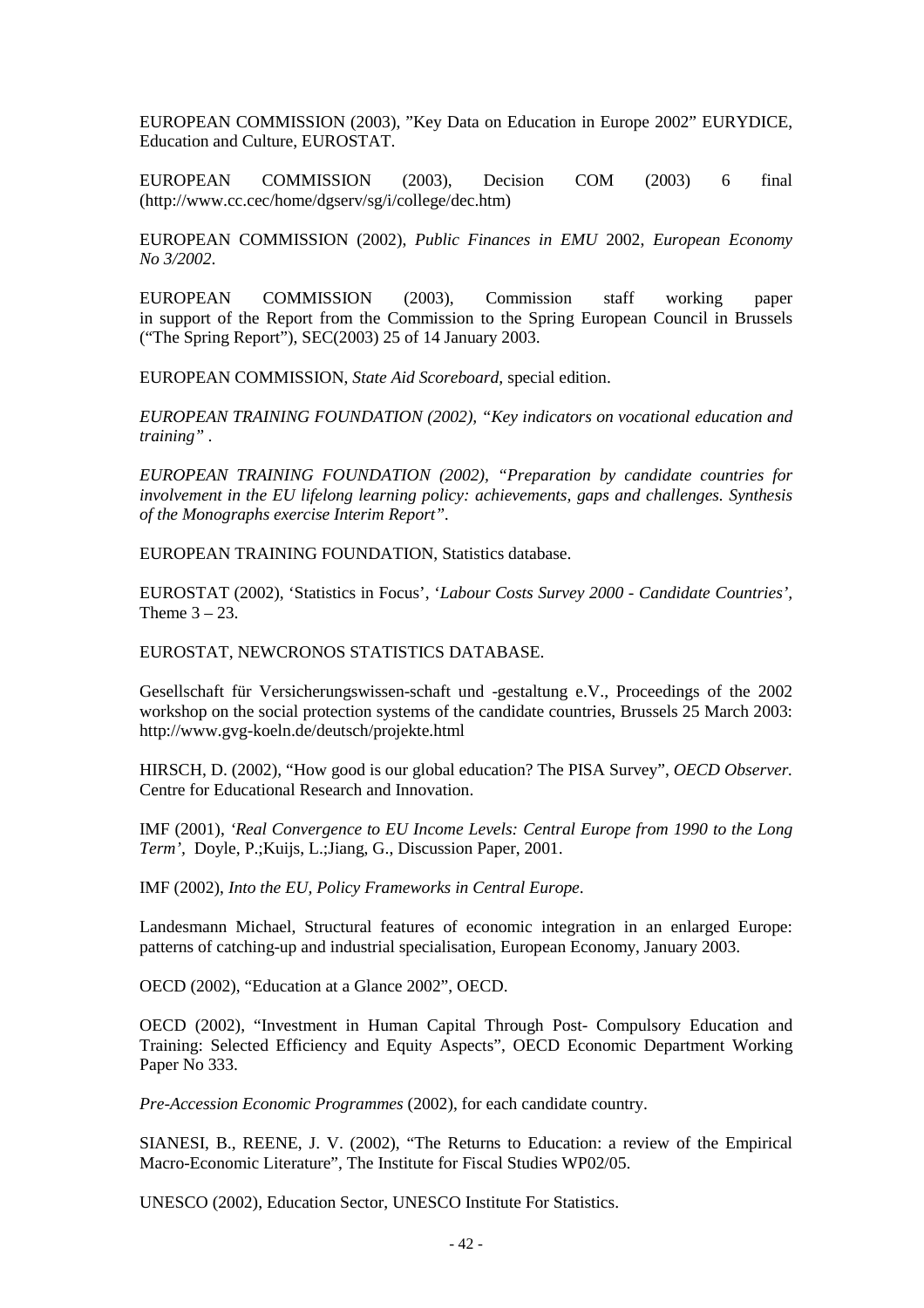EUROPEAN COMMISSION (2003), "Key Data on Education in Europe 2002" EURYDICE, Education and Culture, EUROSTAT.

EUROPEAN COMMISSION (2003), Decision COM (2003) 6 final (http://www.cc.cec/home/dgserv/sg/i/college/dec.htm)

EUROPEAN COMMISSION (2002), *Public Finances in EMU* 2002, *European Economy No 3/2002*.

EUROPEAN COMMISSION (2003), Commission staff working paper in support of the Report from the Commission to the Spring European Council in Brussels ("The Spring Report"), SEC(2003) 25 of 14 January 2003.

EUROPEAN COMMISSION, *State Aid Scoreboard*, special edition.

*EUROPEAN TRAINING FOUNDATION (2002), "Key indicators on vocational education and training"* .

*EUROPEAN TRAINING FOUNDATION (2002), "Preparation by candidate countries for involvement in the EU lifelong learning policy: achievements, gaps and challenges. Synthesis of the Monographs exercise Interim Report".*

EUROPEAN TRAINING FOUNDATION, Statistics database.

EUROSTAT (2002), 'Statistics in Focus', '*Labour Costs Survey 2000 - Candidate Countries'*, Theme 3 – 23.

EUROSTAT, NEWCRONOS STATISTICS DATABASE.

Gesellschaft für Versicherungswissen-schaft und -gestaltung e.V., Proceedings of the 2002 workshop on the social protection systems of the candidate countries, Brussels 25 March 2003: http://www.gvg-koeln.de/deutsch/projekte.html

HIRSCH, D. (2002), "How good is our global education? The PISA Survey", *OECD Observer.* Centre for Educational Research and Innovation.

IMF (2001), *'Real Convergence to EU Income Levels: Central Europe from 1990 to the Long Term'*, Doyle, P.;Kuijs, L.;Jiang, G., Discussion Paper, 2001.

IMF (2002), *Into the EU, Policy Frameworks in Central Europe*.

Landesmann Michael, Structural features of economic integration in an enlarged Europe: patterns of catching-up and industrial specialisation, European Economy, January 2003.

OECD (2002), "Education at a Glance 2002", OECD.

OECD (2002), "Investment in Human Capital Through Post- Compulsory Education and Training: Selected Efficiency and Equity Aspects", OECD Economic Department Working Paper No 333.

*Pre-Accession Economic Programmes* (2002), for each candidate country.

SIANESI, B., REENE, J. V. (2002), "The Returns to Education: a review of the Empirical Macro-Economic Literature", The Institute for Fiscal Studies WP02/05.

UNESCO (2002), Education Sector, UNESCO Institute For Statistics.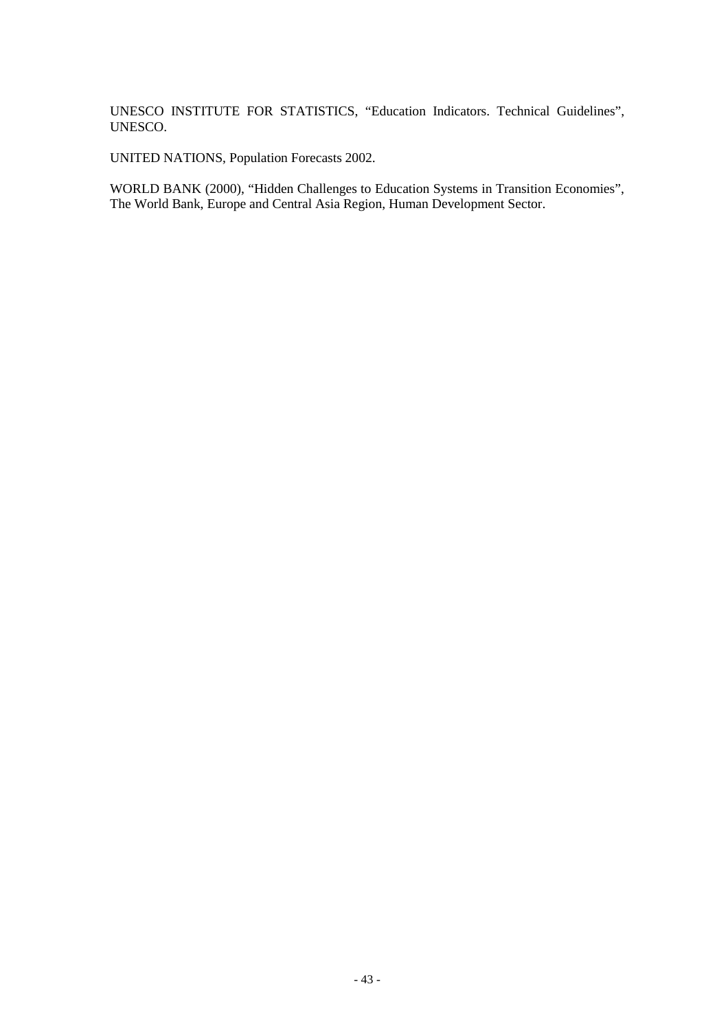UNESCO INSTITUTE FOR STATISTICS, "Education Indicators. Technical Guidelines", UNESCO.

UNITED NATIONS, Population Forecasts 2002.

WORLD BANK (2000), "Hidden Challenges to Education Systems in Transition Economies", The World Bank, Europe and Central Asia Region, Human Development Sector.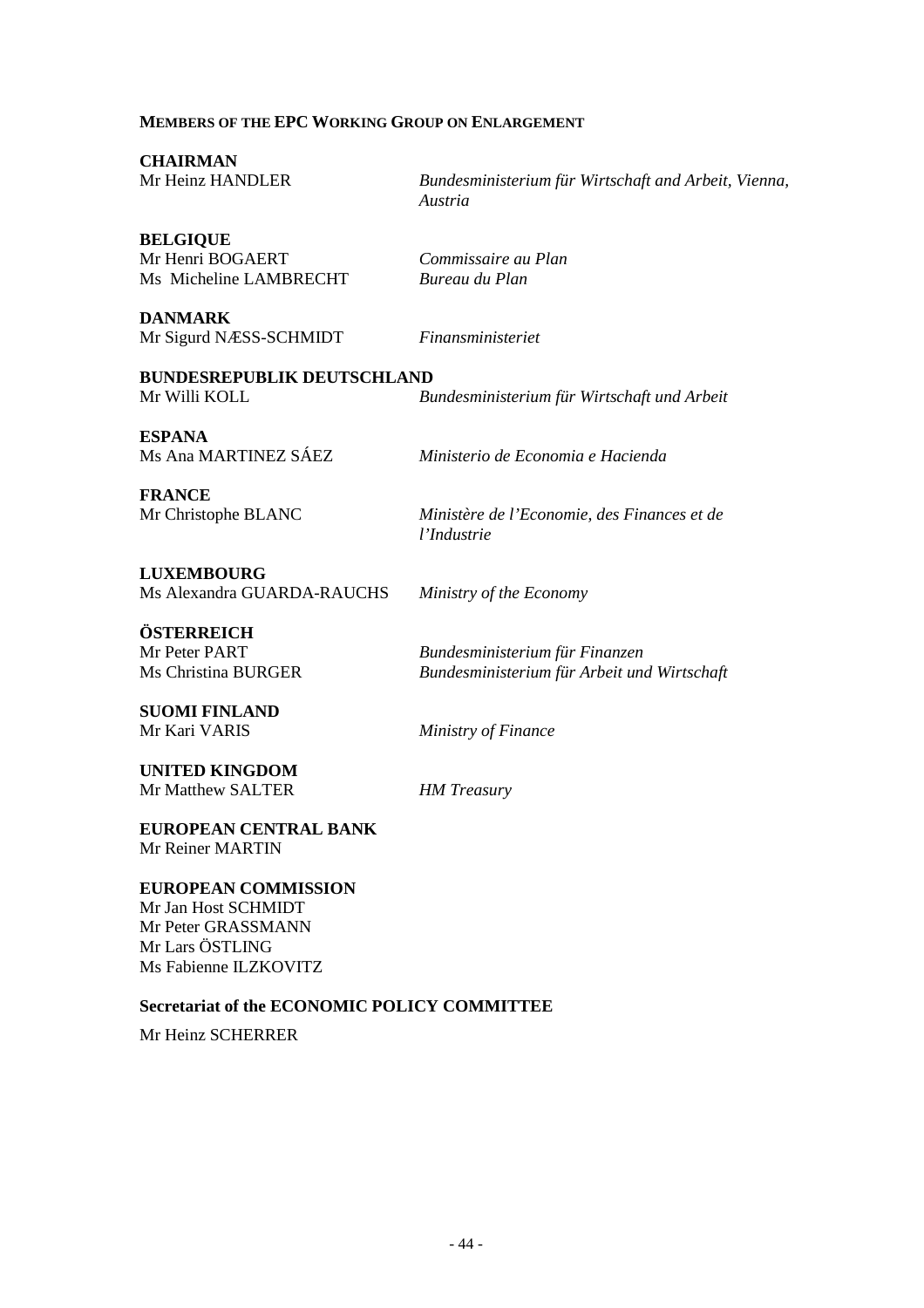**MEMBERS OF THE EPC WORKING GROUP ON ENLARGEMENT**

**CHAIRMAN**
Mr Heinz HANDLER — *Bundesministerium für Wirtschaft and Arbeit, Vienna, Austria*

**BELGIQUE**
Mr Henri BOGAERT — *Commissaire au Plan*
Ms Micheline LAMBRECHT — *Bureau du Plan*

**DANMARK**
Mr Sigurd NÆSS-SCHMIDT — *Finansministeriet*

**BUNDESREPUBLIK DEUTSCHLAND**
Mr Willi KOLL — *Bundesministerium für Wirtschaft und Arbeit*

**ESPANA**
Ms Ana MARTINEZ SÁEZ — *Ministerio de Economia e Hacienda*

**FRANCE**
Mr Christophe BLANC — *Ministère de l'Economie, des Finances et de l'Industrie*

**LUXEMBOURG**
Ms Alexandra GUARDA-RAUCHS — *Ministry of the Economy*

**ÖSTERREICH**
Mr Peter PART — *Bundesministerium für Finanzen*
Ms Christina BURGER — *Bundesministerium für Arbeit und Wirtschaft*

**SUOMI FINLAND**
Mr Kari VARIS — *Ministry of Finance*

**UNITED KINGDOM**
Mr Matthew SALTER — *HM Treasury*

**EUROPEAN CENTRAL BANK**
Mr Reiner MARTIN

**EUROPEAN COMMISSION**
Mr Jan Host SCHMIDT
Mr Peter GRASSMANN
Mr Lars ÖSTLING
Ms Fabienne ILZKOVITZ

**Secretariat of the ECONOMIC POLICY COMMITTEE**

Mr Heinz SCHERRER